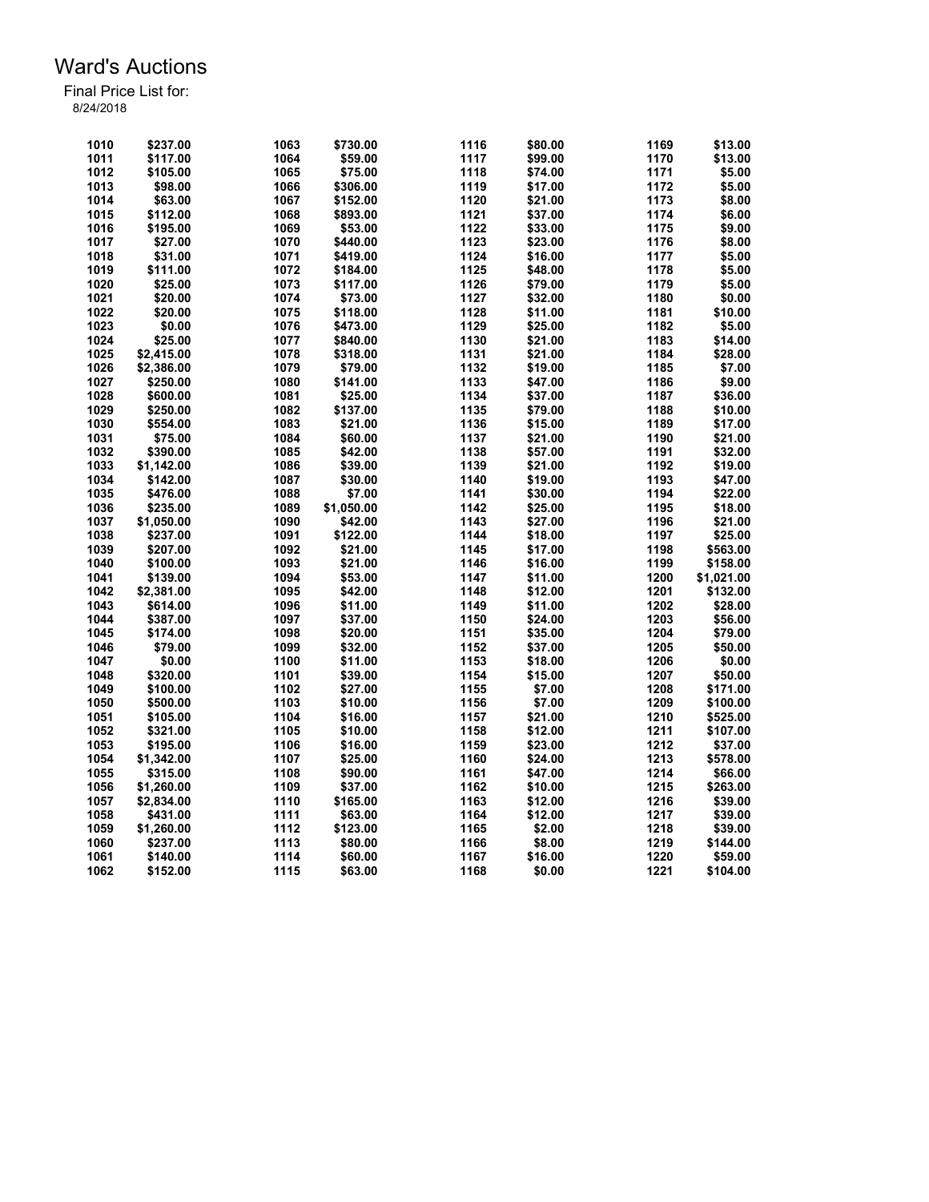# Ward's Auctions

Final Price List for:
8/24/2018

| | | | | | | | |
|---|---|---|---|---|---|---|---|
| 1010 | $237.00 | 1063 | $730.00 | 1116 | $80.00 | 1169 | $13.00 |
| 1011 | $117.00 | 1064 | $59.00 | 1117 | $99.00 | 1170 | $13.00 |
| 1012 | $105.00 | 1065 | $75.00 | 1118 | $74.00 | 1171 | $5.00 |
| 1013 | $98.00 | 1066 | $306.00 | 1119 | $17.00 | 1172 | $5.00 |
| 1014 | $63.00 | 1067 | $152.00 | 1120 | $21.00 | 1173 | $8.00 |
| 1015 | $112.00 | 1068 | $893.00 | 1121 | $37.00 | 1174 | $6.00 |
| 1016 | $195.00 | 1069 | $53.00 | 1122 | $33.00 | 1175 | $9.00 |
| 1017 | $27.00 | 1070 | $440.00 | 1123 | $23.00 | 1176 | $8.00 |
| 1018 | $31.00 | 1071 | $419.00 | 1124 | $16.00 | 1177 | $5.00 |
| 1019 | $111.00 | 1072 | $184.00 | 1125 | $48.00 | 1178 | $5.00 |
| 1020 | $25.00 | 1073 | $117.00 | 1126 | $79.00 | 1179 | $5.00 |
| 1021 | $20.00 | 1074 | $73.00 | 1127 | $32.00 | 1180 | $0.00 |
| 1022 | $20.00 | 1075 | $118.00 | 1128 | $11.00 | 1181 | $10.00 |
| 1023 | $0.00 | 1076 | $473.00 | 1129 | $25.00 | 1182 | $5.00 |
| 1024 | $25.00 | 1077 | $840.00 | 1130 | $21.00 | 1183 | $14.00 |
| 1025 | $2,415.00 | 1078 | $318.00 | 1131 | $21.00 | 1184 | $28.00 |
| 1026 | $2,386.00 | 1079 | $79.00 | 1132 | $19.00 | 1185 | $7.00 |
| 1027 | $250.00 | 1080 | $141.00 | 1133 | $47.00 | 1186 | $9.00 |
| 1028 | $600.00 | 1081 | $25.00 | 1134 | $37.00 | 1187 | $36.00 |
| 1029 | $250.00 | 1082 | $137.00 | 1135 | $79.00 | 1188 | $10.00 |
| 1030 | $554.00 | 1083 | $21.00 | 1136 | $15.00 | 1189 | $17.00 |
| 1031 | $75.00 | 1084 | $60.00 | 1137 | $21.00 | 1190 | $21.00 |
| 1032 | $390.00 | 1085 | $42.00 | 1138 | $57.00 | 1191 | $32.00 |
| 1033 | $1,142.00 | 1086 | $39.00 | 1139 | $21.00 | 1192 | $19.00 |
| 1034 | $142.00 | 1087 | $30.00 | 1140 | $19.00 | 1193 | $47.00 |
| 1035 | $476.00 | 1088 | $7.00 | 1141 | $30.00 | 1194 | $22.00 |
| 1036 | $235.00 | 1089 | $1,050.00 | 1142 | $25.00 | 1195 | $18.00 |
| 1037 | $1,050.00 | 1090 | $42.00 | 1143 | $27.00 | 1196 | $21.00 |
| 1038 | $237.00 | 1091 | $122.00 | 1144 | $18.00 | 1197 | $25.00 |
| 1039 | $207.00 | 1092 | $21.00 | 1145 | $17.00 | 1198 | $563.00 |
| 1040 | $100.00 | 1093 | $21.00 | 1146 | $16.00 | 1199 | $158.00 |
| 1041 | $139.00 | 1094 | $53.00 | 1147 | $11.00 | 1200 | $1,021.00 |
| 1042 | $2,381.00 | 1095 | $42.00 | 1148 | $12.00 | 1201 | $132.00 |
| 1043 | $614.00 | 1096 | $11.00 | 1149 | $11.00 | 1202 | $28.00 |
| 1044 | $387.00 | 1097 | $37.00 | 1150 | $24.00 | 1203 | $56.00 |
| 1045 | $174.00 | 1098 | $20.00 | 1151 | $35.00 | 1204 | $79.00 |
| 1046 | $79.00 | 1099 | $32.00 | 1152 | $37.00 | 1205 | $50.00 |
| 1047 | $0.00 | 1100 | $11.00 | 1153 | $18.00 | 1206 | $0.00 |
| 1048 | $320.00 | 1101 | $39.00 | 1154 | $15.00 | 1207 | $50.00 |
| 1049 | $100.00 | 1102 | $27.00 | 1155 | $7.00 | 1208 | $171.00 |
| 1050 | $500.00 | 1103 | $10.00 | 1156 | $7.00 | 1209 | $100.00 |
| 1051 | $105.00 | 1104 | $16.00 | 1157 | $21.00 | 1210 | $525.00 |
| 1052 | $321.00 | 1105 | $10.00 | 1158 | $12.00 | 1211 | $107.00 |
| 1053 | $195.00 | 1106 | $16.00 | 1159 | $23.00 | 1212 | $37.00 |
| 1054 | $1,342.00 | 1107 | $25.00 | 1160 | $24.00 | 1213 | $578.00 |
| 1055 | $315.00 | 1108 | $90.00 | 1161 | $47.00 | 1214 | $66.00 |
| 1056 | $1,260.00 | 1109 | $37.00 | 1162 | $10.00 | 1215 | $263.00 |
| 1057 | $2,834.00 | 1110 | $165.00 | 1163 | $12.00 | 1216 | $39.00 |
| 1058 | $431.00 | 1111 | $63.00 | 1164 | $12.00 | 1217 | $39.00 |
| 1059 | $1,260.00 | 1112 | $123.00 | 1165 | $2.00 | 1218 | $39.00 |
| 1060 | $237.00 | 1113 | $80.00 | 1166 | $8.00 | 1219 | $144.00 |
| 1061 | $140.00 | 1114 | $60.00 | 1167 | $16.00 | 1220 | $59.00 |
| 1062 | $152.00 | 1115 | $63.00 | 1168 | $0.00 | 1221 | $104.00 |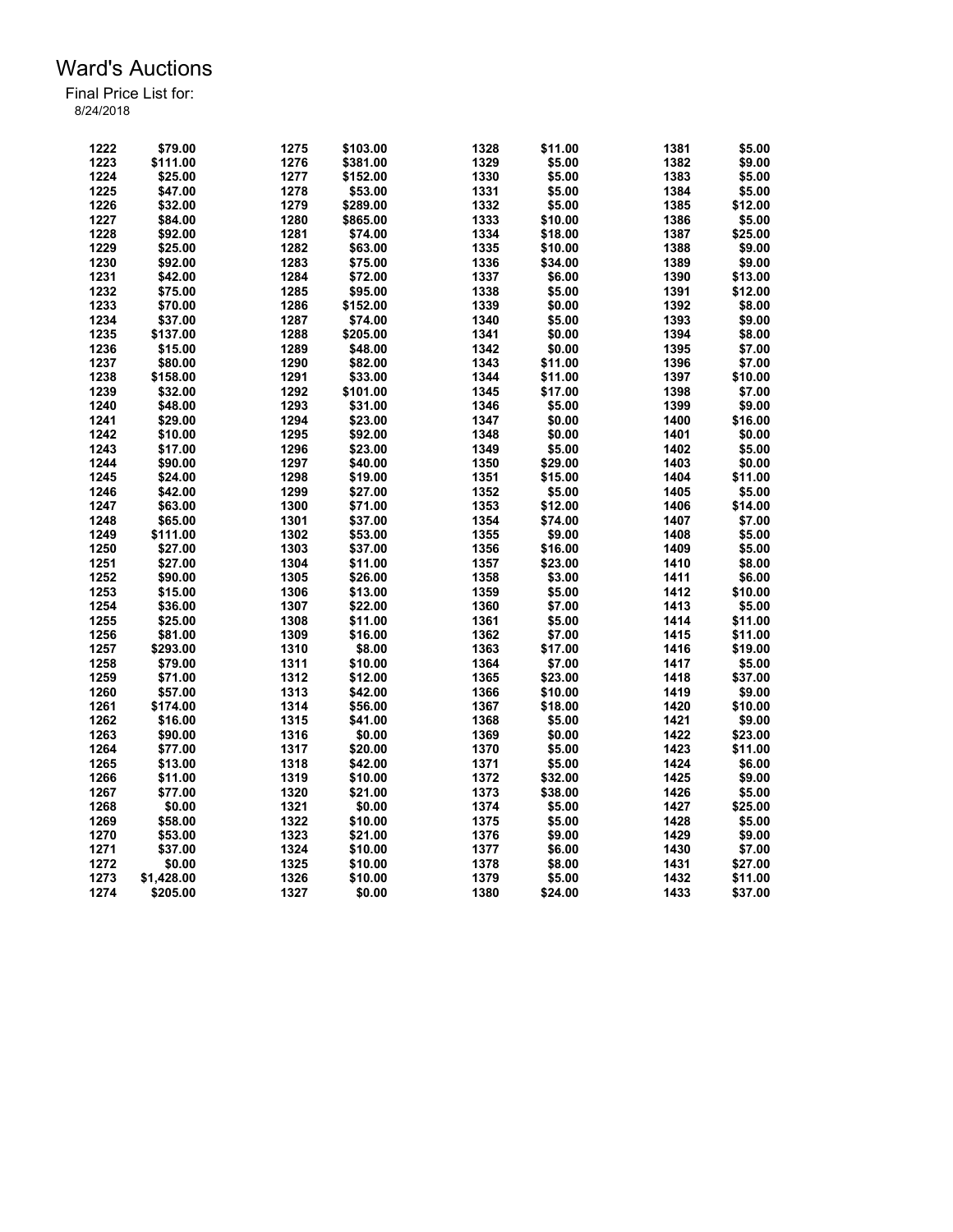# Ward's Auctions

Final Price List for:
8/24/2018

| | | | | | | | |
|---|---|---|---|---|---|---|---|
| 1222 | $79.00 | 1275 | $103.00 | 1328 | $11.00 | 1381 | $5.00 |
| 1223 | $111.00 | 1276 | $381.00 | 1329 | $5.00 | 1382 | $9.00 |
| 1224 | $25.00 | 1277 | $152.00 | 1330 | $5.00 | 1383 | $5.00 |
| 1225 | $47.00 | 1278 | $53.00 | 1331 | $5.00 | 1384 | $5.00 |
| 1226 | $32.00 | 1279 | $289.00 | 1332 | $5.00 | 1385 | $12.00 |
| 1227 | $84.00 | 1280 | $865.00 | 1333 | $10.00 | 1386 | $5.00 |
| 1228 | $92.00 | 1281 | $74.00 | 1334 | $18.00 | 1387 | $25.00 |
| 1229 | $25.00 | 1282 | $63.00 | 1335 | $10.00 | 1388 | $9.00 |
| 1230 | $92.00 | 1283 | $75.00 | 1336 | $34.00 | 1389 | $9.00 |
| 1231 | $42.00 | 1284 | $72.00 | 1337 | $6.00 | 1390 | $13.00 |
| 1232 | $75.00 | 1285 | $95.00 | 1338 | $5.00 | 1391 | $12.00 |
| 1233 | $70.00 | 1286 | $152.00 | 1339 | $0.00 | 1392 | $8.00 |
| 1234 | $37.00 | 1287 | $74.00 | 1340 | $5.00 | 1393 | $9.00 |
| 1235 | $137.00 | 1288 | $205.00 | 1341 | $0.00 | 1394 | $8.00 |
| 1236 | $15.00 | 1289 | $48.00 | 1342 | $0.00 | 1395 | $7.00 |
| 1237 | $80.00 | 1290 | $82.00 | 1343 | $11.00 | 1396 | $7.00 |
| 1238 | $158.00 | 1291 | $33.00 | 1344 | $11.00 | 1397 | $10.00 |
| 1239 | $32.00 | 1292 | $101.00 | 1345 | $17.00 | 1398 | $7.00 |
| 1240 | $48.00 | 1293 | $31.00 | 1346 | $5.00 | 1399 | $9.00 |
| 1241 | $29.00 | 1294 | $23.00 | 1347 | $0.00 | 1400 | $16.00 |
| 1242 | $10.00 | 1295 | $92.00 | 1348 | $0.00 | 1401 | $0.00 |
| 1243 | $17.00 | 1296 | $23.00 | 1349 | $5.00 | 1402 | $5.00 |
| 1244 | $90.00 | 1297 | $40.00 | 1350 | $29.00 | 1403 | $0.00 |
| 1245 | $24.00 | 1298 | $19.00 | 1351 | $15.00 | 1404 | $11.00 |
| 1246 | $42.00 | 1299 | $27.00 | 1352 | $5.00 | 1405 | $5.00 |
| 1247 | $63.00 | 1300 | $71.00 | 1353 | $12.00 | 1406 | $14.00 |
| 1248 | $65.00 | 1301 | $37.00 | 1354 | $74.00 | 1407 | $7.00 |
| 1249 | $111.00 | 1302 | $53.00 | 1355 | $9.00 | 1408 | $5.00 |
| 1250 | $27.00 | 1303 | $37.00 | 1356 | $16.00 | 1409 | $5.00 |
| 1251 | $27.00 | 1304 | $11.00 | 1357 | $23.00 | 1410 | $8.00 |
| 1252 | $90.00 | 1305 | $26.00 | 1358 | $3.00 | 1411 | $6.00 |
| 1253 | $15.00 | 1306 | $13.00 | 1359 | $5.00 | 1412 | $10.00 |
| 1254 | $36.00 | 1307 | $22.00 | 1360 | $7.00 | 1413 | $5.00 |
| 1255 | $25.00 | 1308 | $11.00 | 1361 | $5.00 | 1414 | $11.00 |
| 1256 | $81.00 | 1309 | $16.00 | 1362 | $7.00 | 1415 | $11.00 |
| 1257 | $293.00 | 1310 | $8.00 | 1363 | $17.00 | 1416 | $19.00 |
| 1258 | $79.00 | 1311 | $10.00 | 1364 | $7.00 | 1417 | $5.00 |
| 1259 | $71.00 | 1312 | $12.00 | 1365 | $23.00 | 1418 | $37.00 |
| 1260 | $57.00 | 1313 | $42.00 | 1366 | $10.00 | 1419 | $9.00 |
| 1261 | $174.00 | 1314 | $56.00 | 1367 | $18.00 | 1420 | $10.00 |
| 1262 | $16.00 | 1315 | $41.00 | 1368 | $5.00 | 1421 | $9.00 |
| 1263 | $90.00 | 1316 | $0.00 | 1369 | $0.00 | 1422 | $23.00 |
| 1264 | $77.00 | 1317 | $20.00 | 1370 | $5.00 | 1423 | $11.00 |
| 1265 | $13.00 | 1318 | $42.00 | 1371 | $5.00 | 1424 | $6.00 |
| 1266 | $11.00 | 1319 | $10.00 | 1372 | $32.00 | 1425 | $9.00 |
| 1267 | $77.00 | 1320 | $21.00 | 1373 | $38.00 | 1426 | $5.00 |
| 1268 | $0.00 | 1321 | $0.00 | 1374 | $5.00 | 1427 | $25.00 |
| 1269 | $58.00 | 1322 | $10.00 | 1375 | $5.00 | 1428 | $5.00 |
| 1270 | $53.00 | 1323 | $21.00 | 1376 | $9.00 | 1429 | $9.00 |
| 1271 | $37.00 | 1324 | $10.00 | 1377 | $6.00 | 1430 | $7.00 |
| 1272 | $0.00 | 1325 | $10.00 | 1378 | $8.00 | 1431 | $27.00 |
| 1273 | $1,428.00 | 1326 | $10.00 | 1379 | $5.00 | 1432 | $11.00 |
| 1274 | $205.00 | 1327 | $0.00 | 1380 | $24.00 | 1433 | $37.00 |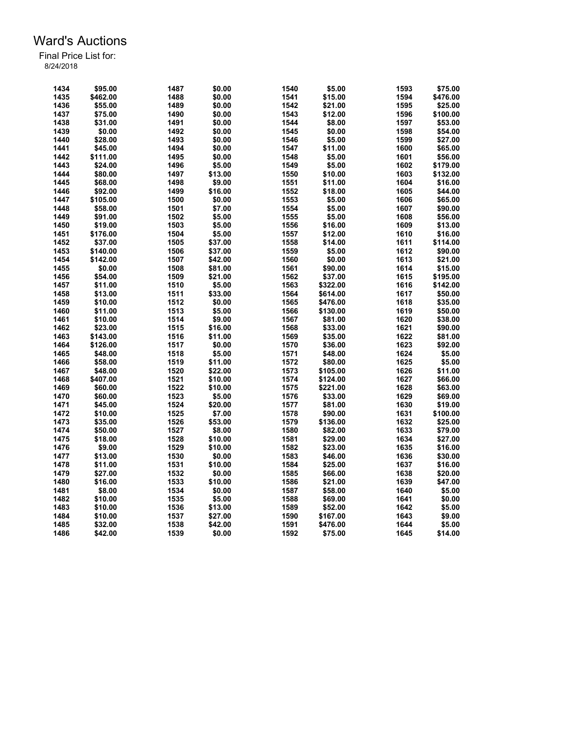# Ward's Auctions

Final Price List for:
8/24/2018

| | | | | | | | |
|---|---|---|---|---|---|---|---|
| 1434 | $95.00 | 1487 | $0.00 | 1540 | $5.00 | 1593 | $75.00 |
| 1435 | $462.00 | 1488 | $0.00 | 1541 | $15.00 | 1594 | $476.00 |
| 1436 | $55.00 | 1489 | $0.00 | 1542 | $21.00 | 1595 | $25.00 |
| 1437 | $75.00 | 1490 | $0.00 | 1543 | $12.00 | 1596 | $100.00 |
| 1438 | $31.00 | 1491 | $0.00 | 1544 | $8.00 | 1597 | $53.00 |
| 1439 | $0.00 | 1492 | $0.00 | 1545 | $0.00 | 1598 | $54.00 |
| 1440 | $28.00 | 1493 | $0.00 | 1546 | $5.00 | 1599 | $27.00 |
| 1441 | $45.00 | 1494 | $0.00 | 1547 | $11.00 | 1600 | $65.00 |
| 1442 | $111.00 | 1495 | $0.00 | 1548 | $5.00 | 1601 | $56.00 |
| 1443 | $24.00 | 1496 | $5.00 | 1549 | $5.00 | 1602 | $179.00 |
| 1444 | $80.00 | 1497 | $13.00 | 1550 | $10.00 | 1603 | $132.00 |
| 1445 | $68.00 | 1498 | $9.00 | 1551 | $11.00 | 1604 | $16.00 |
| 1446 | $92.00 | 1499 | $16.00 | 1552 | $18.00 | 1605 | $44.00 |
| 1447 | $105.00 | 1500 | $0.00 | 1553 | $5.00 | 1606 | $65.00 |
| 1448 | $58.00 | 1501 | $7.00 | 1554 | $5.00 | 1607 | $90.00 |
| 1449 | $91.00 | 1502 | $5.00 | 1555 | $5.00 | 1608 | $56.00 |
| 1450 | $19.00 | 1503 | $5.00 | 1556 | $16.00 | 1609 | $13.00 |
| 1451 | $176.00 | 1504 | $5.00 | 1557 | $12.00 | 1610 | $16.00 |
| 1452 | $37.00 | 1505 | $37.00 | 1558 | $14.00 | 1611 | $114.00 |
| 1453 | $140.00 | 1506 | $37.00 | 1559 | $5.00 | 1612 | $90.00 |
| 1454 | $142.00 | 1507 | $42.00 | 1560 | $0.00 | 1613 | $21.00 |
| 1455 | $0.00 | 1508 | $81.00 | 1561 | $90.00 | 1614 | $15.00 |
| 1456 | $54.00 | 1509 | $21.00 | 1562 | $37.00 | 1615 | $195.00 |
| 1457 | $11.00 | 1510 | $5.00 | 1563 | $322.00 | 1616 | $142.00 |
| 1458 | $13.00 | 1511 | $33.00 | 1564 | $614.00 | 1617 | $50.00 |
| 1459 | $10.00 | 1512 | $0.00 | 1565 | $476.00 | 1618 | $35.00 |
| 1460 | $11.00 | 1513 | $5.00 | 1566 | $130.00 | 1619 | $50.00 |
| 1461 | $10.00 | 1514 | $9.00 | 1567 | $81.00 | 1620 | $38.00 |
| 1462 | $23.00 | 1515 | $16.00 | 1568 | $33.00 | 1621 | $90.00 |
| 1463 | $143.00 | 1516 | $11.00 | 1569 | $35.00 | 1622 | $81.00 |
| 1464 | $126.00 | 1517 | $0.00 | 1570 | $36.00 | 1623 | $92.00 |
| 1465 | $48.00 | 1518 | $5.00 | 1571 | $48.00 | 1624 | $5.00 |
| 1466 | $58.00 | 1519 | $11.00 | 1572 | $80.00 | 1625 | $5.00 |
| 1467 | $48.00 | 1520 | $22.00 | 1573 | $105.00 | 1626 | $11.00 |
| 1468 | $407.00 | 1521 | $10.00 | 1574 | $124.00 | 1627 | $66.00 |
| 1469 | $60.00 | 1522 | $10.00 | 1575 | $221.00 | 1628 | $63.00 |
| 1470 | $60.00 | 1523 | $5.00 | 1576 | $33.00 | 1629 | $69.00 |
| 1471 | $45.00 | 1524 | $20.00 | 1577 | $81.00 | 1630 | $19.00 |
| 1472 | $10.00 | 1525 | $7.00 | 1578 | $90.00 | 1631 | $100.00 |
| 1473 | $35.00 | 1526 | $53.00 | 1579 | $136.00 | 1632 | $25.00 |
| 1474 | $50.00 | 1527 | $8.00 | 1580 | $82.00 | 1633 | $79.00 |
| 1475 | $18.00 | 1528 | $10.00 | 1581 | $29.00 | 1634 | $27.00 |
| 1476 | $9.00 | 1529 | $10.00 | 1582 | $23.00 | 1635 | $16.00 |
| 1477 | $13.00 | 1530 | $0.00 | 1583 | $46.00 | 1636 | $30.00 |
| 1478 | $11.00 | 1531 | $10.00 | 1584 | $25.00 | 1637 | $16.00 |
| 1479 | $27.00 | 1532 | $0.00 | 1585 | $66.00 | 1638 | $20.00 |
| 1480 | $16.00 | 1533 | $10.00 | 1586 | $21.00 | 1639 | $47.00 |
| 1481 | $8.00 | 1534 | $0.00 | 1587 | $58.00 | 1640 | $5.00 |
| 1482 | $10.00 | 1535 | $5.00 | 1588 | $69.00 | 1641 | $0.00 |
| 1483 | $10.00 | 1536 | $13.00 | 1589 | $52.00 | 1642 | $5.00 |
| 1484 | $10.00 | 1537 | $27.00 | 1590 | $167.00 | 1643 | $9.00 |
| 1485 | $32.00 | 1538 | $42.00 | 1591 | $476.00 | 1644 | $5.00 |
| 1486 | $42.00 | 1539 | $0.00 | 1592 | $75.00 | 1645 | $14.00 |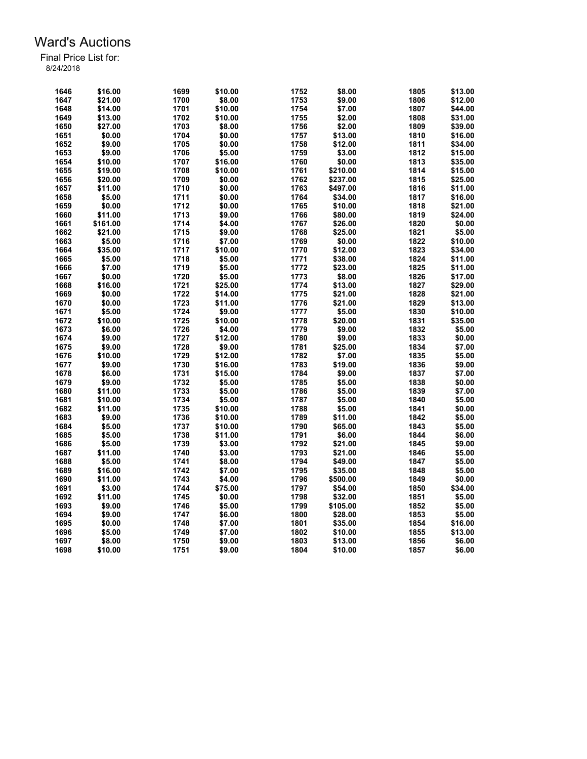# Ward's Auctions

Final Price List for:
8/24/2018

| | | | | | | | |
|---|---|---|---|---|---|---|---|
| 1646 | $16.00 | 1699 | $10.00 | 1752 | $8.00 | 1805 | $13.00 |
| 1647 | $21.00 | 1700 | $8.00 | 1753 | $9.00 | 1806 | $12.00 |
| 1648 | $14.00 | 1701 | $10.00 | 1754 | $7.00 | 1807 | $44.00 |
| 1649 | $13.00 | 1702 | $10.00 | 1755 | $2.00 | 1808 | $31.00 |
| 1650 | $27.00 | 1703 | $8.00 | 1756 | $2.00 | 1809 | $39.00 |
| 1651 | $0.00 | 1704 | $0.00 | 1757 | $13.00 | 1810 | $16.00 |
| 1652 | $9.00 | 1705 | $0.00 | 1758 | $12.00 | 1811 | $34.00 |
| 1653 | $9.00 | 1706 | $5.00 | 1759 | $3.00 | 1812 | $15.00 |
| 1654 | $10.00 | 1707 | $16.00 | 1760 | $0.00 | 1813 | $35.00 |
| 1655 | $19.00 | 1708 | $10.00 | 1761 | $210.00 | 1814 | $15.00 |
| 1656 | $20.00 | 1709 | $0.00 | 1762 | $237.00 | 1815 | $25.00 |
| 1657 | $11.00 | 1710 | $0.00 | 1763 | $497.00 | 1816 | $11.00 |
| 1658 | $5.00 | 1711 | $0.00 | 1764 | $34.00 | 1817 | $16.00 |
| 1659 | $0.00 | 1712 | $0.00 | 1765 | $10.00 | 1818 | $21.00 |
| 1660 | $11.00 | 1713 | $9.00 | 1766 | $80.00 | 1819 | $24.00 |
| 1661 | $161.00 | 1714 | $4.00 | 1767 | $26.00 | 1820 | $0.00 |
| 1662 | $21.00 | 1715 | $9.00 | 1768 | $25.00 | 1821 | $5.00 |
| 1663 | $5.00 | 1716 | $7.00 | 1769 | $0.00 | 1822 | $10.00 |
| 1664 | $35.00 | 1717 | $10.00 | 1770 | $12.00 | 1823 | $34.00 |
| 1665 | $5.00 | 1718 | $5.00 | 1771 | $38.00 | 1824 | $11.00 |
| 1666 | $7.00 | 1719 | $5.00 | 1772 | $23.00 | 1825 | $11.00 |
| 1667 | $0.00 | 1720 | $5.00 | 1773 | $8.00 | 1826 | $17.00 |
| 1668 | $16.00 | 1721 | $25.00 | 1774 | $13.00 | 1827 | $29.00 |
| 1669 | $0.00 | 1722 | $14.00 | 1775 | $21.00 | 1828 | $21.00 |
| 1670 | $0.00 | 1723 | $11.00 | 1776 | $21.00 | 1829 | $13.00 |
| 1671 | $5.00 | 1724 | $9.00 | 1777 | $5.00 | 1830 | $10.00 |
| 1672 | $10.00 | 1725 | $10.00 | 1778 | $20.00 | 1831 | $35.00 |
| 1673 | $6.00 | 1726 | $4.00 | 1779 | $9.00 | 1832 | $5.00 |
| 1674 | $9.00 | 1727 | $12.00 | 1780 | $9.00 | 1833 | $0.00 |
| 1675 | $9.00 | 1728 | $9.00 | 1781 | $25.00 | 1834 | $7.00 |
| 1676 | $10.00 | 1729 | $12.00 | 1782 | $7.00 | 1835 | $5.00 |
| 1677 | $9.00 | 1730 | $16.00 | 1783 | $19.00 | 1836 | $9.00 |
| 1678 | $6.00 | 1731 | $15.00 | 1784 | $9.00 | 1837 | $7.00 |
| 1679 | $9.00 | 1732 | $5.00 | 1785 | $5.00 | 1838 | $0.00 |
| 1680 | $11.00 | 1733 | $5.00 | 1786 | $5.00 | 1839 | $7.00 |
| 1681 | $10.00 | 1734 | $5.00 | 1787 | $5.00 | 1840 | $5.00 |
| 1682 | $11.00 | 1735 | $10.00 | 1788 | $5.00 | 1841 | $0.00 |
| 1683 | $9.00 | 1736 | $10.00 | 1789 | $11.00 | 1842 | $5.00 |
| 1684 | $5.00 | 1737 | $10.00 | 1790 | $65.00 | 1843 | $5.00 |
| 1685 | $5.00 | 1738 | $11.00 | 1791 | $6.00 | 1844 | $6.00 |
| 1686 | $5.00 | 1739 | $3.00 | 1792 | $21.00 | 1845 | $9.00 |
| 1687 | $11.00 | 1740 | $3.00 | 1793 | $21.00 | 1846 | $5.00 |
| 1688 | $5.00 | 1741 | $8.00 | 1794 | $49.00 | 1847 | $5.00 |
| 1689 | $16.00 | 1742 | $7.00 | 1795 | $35.00 | 1848 | $5.00 |
| 1690 | $11.00 | 1743 | $4.00 | 1796 | $500.00 | 1849 | $0.00 |
| 1691 | $3.00 | 1744 | $75.00 | 1797 | $54.00 | 1850 | $34.00 |
| 1692 | $11.00 | 1745 | $0.00 | 1798 | $32.00 | 1851 | $5.00 |
| 1693 | $9.00 | 1746 | $5.00 | 1799 | $105.00 | 1852 | $5.00 |
| 1694 | $9.00 | 1747 | $6.00 | 1800 | $28.00 | 1853 | $5.00 |
| 1695 | $0.00 | 1748 | $7.00 | 1801 | $35.00 | 1854 | $16.00 |
| 1696 | $5.00 | 1749 | $7.00 | 1802 | $10.00 | 1855 | $13.00 |
| 1697 | $8.00 | 1750 | $9.00 | 1803 | $13.00 | 1856 | $6.00 |
| 1698 | $10.00 | 1751 | $9.00 | 1804 | $10.00 | 1857 | $6.00 |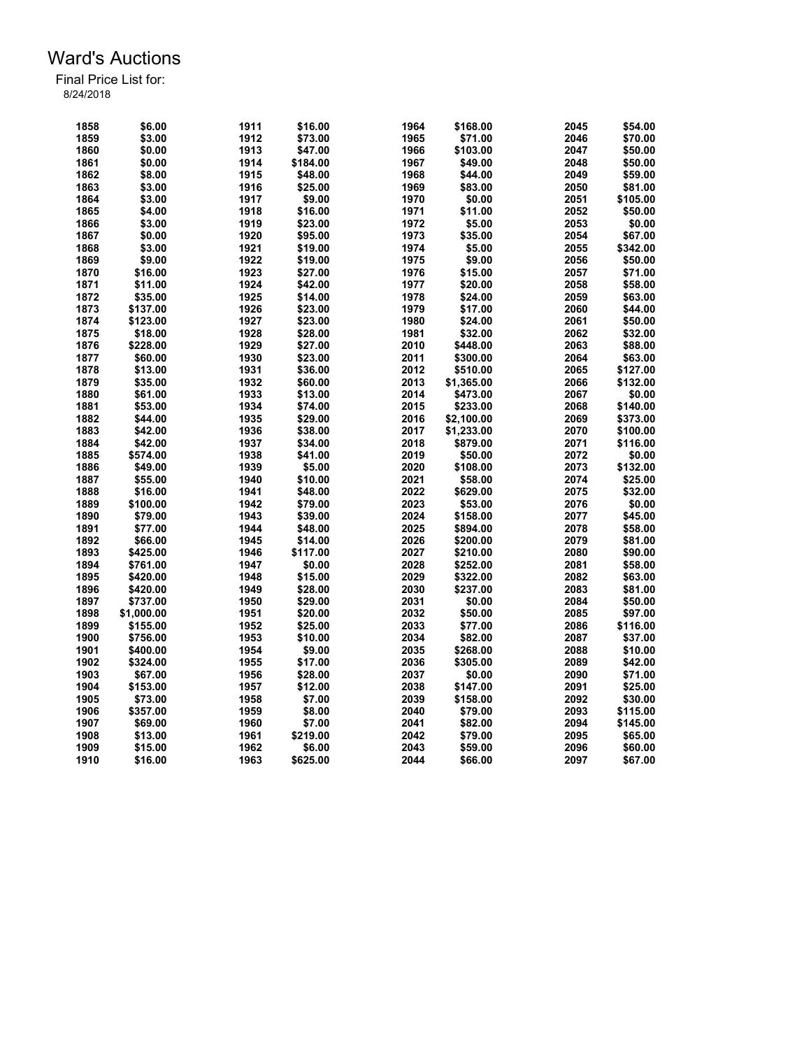# Ward's Auctions

Final Price List for:
8/24/2018

| | | | | | | | |
|---|---|---|---|---|---|---|---|
| 1858 | $6.00 | 1911 | $16.00 | 1964 | $168.00 | 2045 | $54.00 |
| 1859 | $3.00 | 1912 | $73.00 | 1965 | $71.00 | 2046 | $70.00 |
| 1860 | $0.00 | 1913 | $47.00 | 1966 | $103.00 | 2047 | $50.00 |
| 1861 | $0.00 | 1914 | $184.00 | 1967 | $49.00 | 2048 | $50.00 |
| 1862 | $8.00 | 1915 | $48.00 | 1968 | $44.00 | 2049 | $59.00 |
| 1863 | $3.00 | 1916 | $25.00 | 1969 | $83.00 | 2050 | $81.00 |
| 1864 | $3.00 | 1917 | $9.00 | 1970 | $0.00 | 2051 | $105.00 |
| 1865 | $4.00 | 1918 | $16.00 | 1971 | $11.00 | 2052 | $50.00 |
| 1866 | $3.00 | 1919 | $23.00 | 1972 | $5.00 | 2053 | $0.00 |
| 1867 | $0.00 | 1920 | $95.00 | 1973 | $35.00 | 2054 | $67.00 |
| 1868 | $3.00 | 1921 | $19.00 | 1974 | $5.00 | 2055 | $342.00 |
| 1869 | $9.00 | 1922 | $19.00 | 1975 | $9.00 | 2056 | $50.00 |
| 1870 | $16.00 | 1923 | $27.00 | 1976 | $15.00 | 2057 | $71.00 |
| 1871 | $11.00 | 1924 | $42.00 | 1977 | $20.00 | 2058 | $58.00 |
| 1872 | $35.00 | 1925 | $14.00 | 1978 | $24.00 | 2059 | $63.00 |
| 1873 | $137.00 | 1926 | $23.00 | 1979 | $17.00 | 2060 | $44.00 |
| 1874 | $123.00 | 1927 | $23.00 | 1980 | $24.00 | 2061 | $50.00 |
| 1875 | $18.00 | 1928 | $28.00 | 1981 | $32.00 | 2062 | $32.00 |
| 1876 | $228.00 | 1929 | $27.00 | 2010 | $448.00 | 2063 | $88.00 |
| 1877 | $60.00 | 1930 | $23.00 | 2011 | $300.00 | 2064 | $63.00 |
| 1878 | $13.00 | 1931 | $36.00 | 2012 | $510.00 | 2065 | $127.00 |
| 1879 | $35.00 | 1932 | $60.00 | 2013 | $1,365.00 | 2066 | $132.00 |
| 1880 | $61.00 | 1933 | $13.00 | 2014 | $473.00 | 2067 | $0.00 |
| 1881 | $53.00 | 1934 | $74.00 | 2015 | $233.00 | 2068 | $140.00 |
| 1882 | $44.00 | 1935 | $29.00 | 2016 | $2,100.00 | 2069 | $373.00 |
| 1883 | $42.00 | 1936 | $38.00 | 2017 | $1,233.00 | 2070 | $100.00 |
| 1884 | $42.00 | 1937 | $34.00 | 2018 | $879.00 | 2071 | $116.00 |
| 1885 | $574.00 | 1938 | $41.00 | 2019 | $50.00 | 2072 | $0.00 |
| 1886 | $49.00 | 1939 | $5.00 | 2020 | $108.00 | 2073 | $132.00 |
| 1887 | $55.00 | 1940 | $10.00 | 2021 | $58.00 | 2074 | $25.00 |
| 1888 | $16.00 | 1941 | $48.00 | 2022 | $629.00 | 2075 | $32.00 |
| 1889 | $100.00 | 1942 | $79.00 | 2023 | $53.00 | 2076 | $0.00 |
| 1890 | $79.00 | 1943 | $39.00 | 2024 | $158.00 | 2077 | $45.00 |
| 1891 | $77.00 | 1944 | $48.00 | 2025 | $894.00 | 2078 | $58.00 |
| 1892 | $66.00 | 1945 | $14.00 | 2026 | $200.00 | 2079 | $81.00 |
| 1893 | $425.00 | 1946 | $117.00 | 2027 | $210.00 | 2080 | $90.00 |
| 1894 | $761.00 | 1947 | $0.00 | 2028 | $252.00 | 2081 | $58.00 |
| 1895 | $420.00 | 1948 | $15.00 | 2029 | $322.00 | 2082 | $63.00 |
| 1896 | $420.00 | 1949 | $28.00 | 2030 | $237.00 | 2083 | $81.00 |
| 1897 | $737.00 | 1950 | $29.00 | 2031 | $0.00 | 2084 | $50.00 |
| 1898 | $1,000.00 | 1951 | $20.00 | 2032 | $50.00 | 2085 | $97.00 |
| 1899 | $155.00 | 1952 | $25.00 | 2033 | $77.00 | 2086 | $116.00 |
| 1900 | $756.00 | 1953 | $10.00 | 2034 | $82.00 | 2087 | $37.00 |
| 1901 | $400.00 | 1954 | $9.00 | 2035 | $268.00 | 2088 | $10.00 |
| 1902 | $324.00 | 1955 | $17.00 | 2036 | $305.00 | 2089 | $42.00 |
| 1903 | $67.00 | 1956 | $28.00 | 2037 | $0.00 | 2090 | $71.00 |
| 1904 | $153.00 | 1957 | $12.00 | 2038 | $147.00 | 2091 | $25.00 |
| 1905 | $73.00 | 1958 | $7.00 | 2039 | $158.00 | 2092 | $30.00 |
| 1906 | $357.00 | 1959 | $8.00 | 2040 | $79.00 | 2093 | $115.00 |
| 1907 | $69.00 | 1960 | $7.00 | 2041 | $82.00 | 2094 | $145.00 |
| 1908 | $13.00 | 1961 | $219.00 | 2042 | $79.00 | 2095 | $65.00 |
| 1909 | $15.00 | 1962 | $6.00 | 2043 | $59.00 | 2096 | $60.00 |
| 1910 | $16.00 | 1963 | $625.00 | 2044 | $66.00 | 2097 | $67.00 |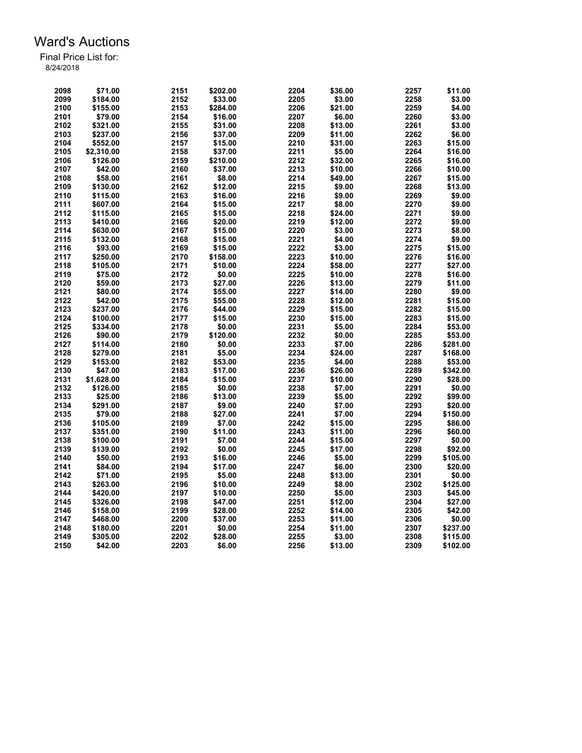# Ward's Auctions

Final Price List for:
8/24/2018

| | | | | | | | |
|---|---|---|---|---|---|---|---|
| 2098 | $71.00 | 2151 | $202.00 | 2204 | $36.00 | 2257 | $11.00 |
| 2099 | $184.00 | 2152 | $33.00 | 2205 | $3.00 | 2258 | $3.00 |
| 2100 | $155.00 | 2153 | $284.00 | 2206 | $21.00 | 2259 | $4.00 |
| 2101 | $79.00 | 2154 | $16.00 | 2207 | $6.00 | 2260 | $3.00 |
| 2102 | $321.00 | 2155 | $31.00 | 2208 | $13.00 | 2261 | $3.00 |
| 2103 | $237.00 | 2156 | $37.00 | 2209 | $11.00 | 2262 | $6.00 |
| 2104 | $552.00 | 2157 | $15.00 | 2210 | $31.00 | 2263 | $15.00 |
| 2105 | $2,310.00 | 2158 | $37.00 | 2211 | $5.00 | 2264 | $16.00 |
| 2106 | $126.00 | 2159 | $210.00 | 2212 | $32.00 | 2265 | $16.00 |
| 2107 | $42.00 | 2160 | $37.00 | 2213 | $10.00 | 2266 | $10.00 |
| 2108 | $58.00 | 2161 | $8.00 | 2214 | $49.00 | 2267 | $15.00 |
| 2109 | $130.00 | 2162 | $12.00 | 2215 | $9.00 | 2268 | $13.00 |
| 2110 | $115.00 | 2163 | $16.00 | 2216 | $9.00 | 2269 | $9.00 |
| 2111 | $607.00 | 2164 | $15.00 | 2217 | $8.00 | 2270 | $9.00 |
| 2112 | $115.00 | 2165 | $15.00 | 2218 | $24.00 | 2271 | $9.00 |
| 2113 | $410.00 | 2166 | $20.00 | 2219 | $12.00 | 2272 | $9.00 |
| 2114 | $630.00 | 2167 | $15.00 | 2220 | $3.00 | 2273 | $8.00 |
| 2115 | $132.00 | 2168 | $15.00 | 2221 | $4.00 | 2274 | $9.00 |
| 2116 | $93.00 | 2169 | $15.00 | 2222 | $3.00 | 2275 | $15.00 |
| 2117 | $250.00 | 2170 | $158.00 | 2223 | $10.00 | 2276 | $16.00 |
| 2118 | $105.00 | 2171 | $10.00 | 2224 | $58.00 | 2277 | $27.00 |
| 2119 | $75.00 | 2172 | $0.00 | 2225 | $10.00 | 2278 | $16.00 |
| 2120 | $59.00 | 2173 | $27.00 | 2226 | $13.00 | 2279 | $11.00 |
| 2121 | $80.00 | 2174 | $55.00 | 2227 | $14.00 | 2280 | $9.00 |
| 2122 | $42.00 | 2175 | $55.00 | 2228 | $12.00 | 2281 | $15.00 |
| 2123 | $237.00 | 2176 | $44.00 | 2229 | $15.00 | 2282 | $15.00 |
| 2124 | $100.00 | 2177 | $15.00 | 2230 | $15.00 | 2283 | $15.00 |
| 2125 | $334.00 | 2178 | $0.00 | 2231 | $5.00 | 2284 | $53.00 |
| 2126 | $90.00 | 2179 | $120.00 | 2232 | $0.00 | 2285 | $53.00 |
| 2127 | $114.00 | 2180 | $0.00 | 2233 | $7.00 | 2286 | $281.00 |
| 2128 | $279.00 | 2181 | $5.00 | 2234 | $24.00 | 2287 | $168.00 |
| 2129 | $153.00 | 2182 | $53.00 | 2235 | $4.00 | 2288 | $53.00 |
| 2130 | $47.00 | 2183 | $17.00 | 2236 | $26.00 | 2289 | $342.00 |
| 2131 | $1,628.00 | 2184 | $15.00 | 2237 | $10.00 | 2290 | $28.00 |
| 2132 | $126.00 | 2185 | $0.00 | 2238 | $7.00 | 2291 | $0.00 |
| 2133 | $25.00 | 2186 | $13.00 | 2239 | $5.00 | 2292 | $99.00 |
| 2134 | $291.00 | 2187 | $9.00 | 2240 | $7.00 | 2293 | $20.00 |
| 2135 | $79.00 | 2188 | $27.00 | 2241 | $7.00 | 2294 | $150.00 |
| 2136 | $105.00 | 2189 | $7.00 | 2242 | $15.00 | 2295 | $86.00 |
| 2137 | $351.00 | 2190 | $11.00 | 2243 | $11.00 | 2296 | $60.00 |
| 2138 | $100.00 | 2191 | $7.00 | 2244 | $15.00 | 2297 | $0.00 |
| 2139 | $139.00 | 2192 | $0.00 | 2245 | $17.00 | 2298 | $92.00 |
| 2140 | $50.00 | 2193 | $16.00 | 2246 | $5.00 | 2299 | $105.00 |
| 2141 | $84.00 | 2194 | $17.00 | 2247 | $6.00 | 2300 | $20.00 |
| 2142 | $71.00 | 2195 | $5.00 | 2248 | $13.00 | 2301 | $0.00 |
| 2143 | $263.00 | 2196 | $10.00 | 2249 | $8.00 | 2302 | $125.00 |
| 2144 | $420.00 | 2197 | $10.00 | 2250 | $5.00 | 2303 | $45.00 |
| 2145 | $326.00 | 2198 | $47.00 | 2251 | $12.00 | 2304 | $27.00 |
| 2146 | $158.00 | 2199 | $28.00 | 2252 | $14.00 | 2305 | $42.00 |
| 2147 | $468.00 | 2200 | $37.00 | 2253 | $11.00 | 2306 | $0.00 |
| 2148 | $180.00 | 2201 | $0.00 | 2254 | $11.00 | 2307 | $237.00 |
| 2149 | $305.00 | 2202 | $28.00 | 2255 | $3.00 | 2308 | $115.00 |
| 2150 | $42.00 | 2203 | $6.00 | 2256 | $13.00 | 2309 | $102.00 |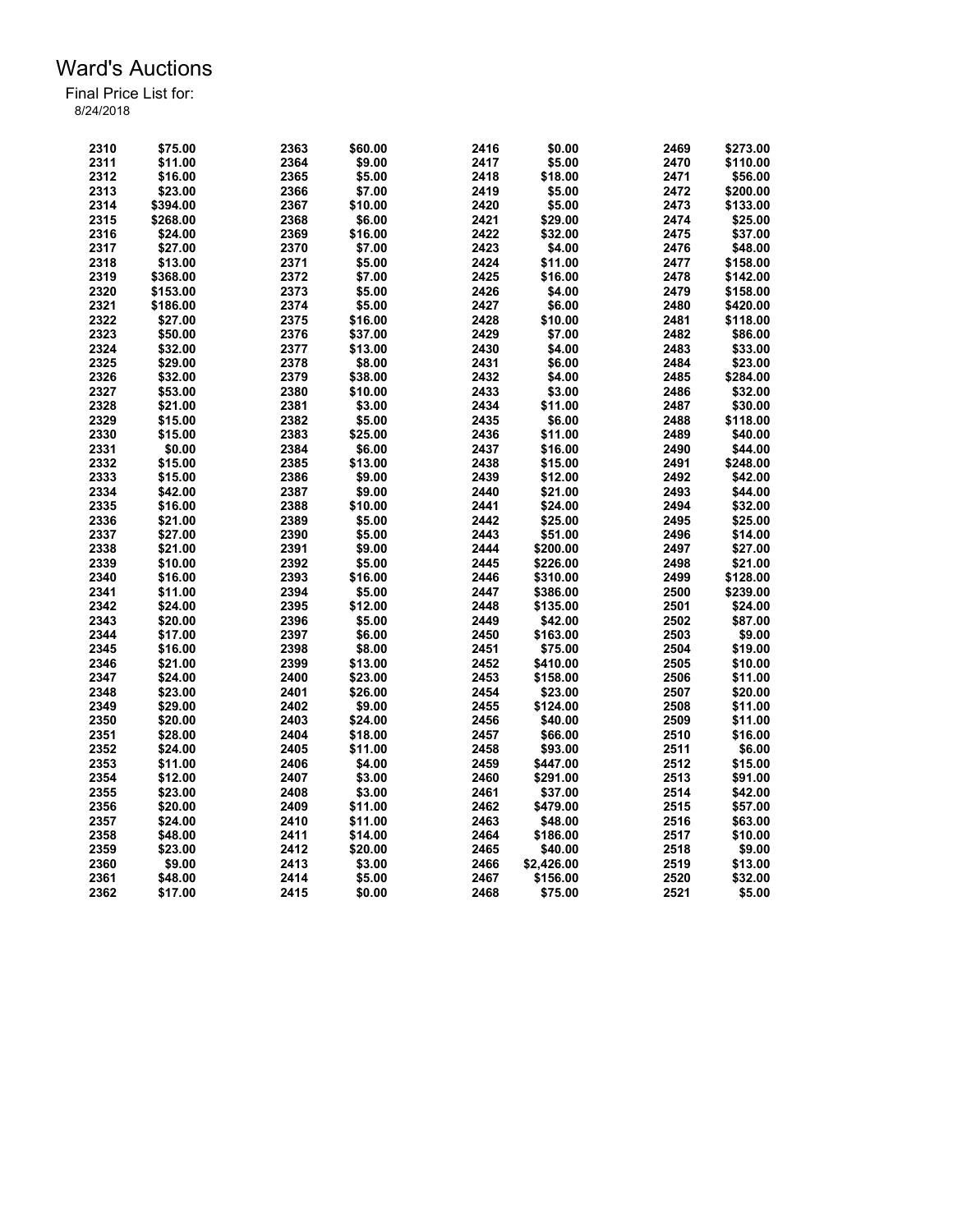# Ward's Auctions

Final Price List for:
8/24/2018

| | | | | | | | |
|---|---|---|---|---|---|---|---|
| 2310 | $75.00 | 2363 | $60.00 | 2416 | $0.00 | 2469 | $273.00 |
| 2311 | $11.00 | 2364 | $9.00 | 2417 | $5.00 | 2470 | $110.00 |
| 2312 | $16.00 | 2365 | $5.00 | 2418 | $18.00 | 2471 | $56.00 |
| 2313 | $23.00 | 2366 | $7.00 | 2419 | $5.00 | 2472 | $200.00 |
| 2314 | $394.00 | 2367 | $10.00 | 2420 | $5.00 | 2473 | $133.00 |
| 2315 | $268.00 | 2368 | $6.00 | 2421 | $29.00 | 2474 | $25.00 |
| 2316 | $24.00 | 2369 | $16.00 | 2422 | $32.00 | 2475 | $37.00 |
| 2317 | $27.00 | 2370 | $7.00 | 2423 | $4.00 | 2476 | $48.00 |
| 2318 | $13.00 | 2371 | $5.00 | 2424 | $11.00 | 2477 | $158.00 |
| 2319 | $368.00 | 2372 | $7.00 | 2425 | $16.00 | 2478 | $142.00 |
| 2320 | $153.00 | 2373 | $5.00 | 2426 | $4.00 | 2479 | $158.00 |
| 2321 | $186.00 | 2374 | $5.00 | 2427 | $6.00 | 2480 | $420.00 |
| 2322 | $27.00 | 2375 | $16.00 | 2428 | $10.00 | 2481 | $118.00 |
| 2323 | $50.00 | 2376 | $37.00 | 2429 | $7.00 | 2482 | $86.00 |
| 2324 | $32.00 | 2377 | $13.00 | 2430 | $4.00 | 2483 | $33.00 |
| 2325 | $29.00 | 2378 | $8.00 | 2431 | $6.00 | 2484 | $23.00 |
| 2326 | $32.00 | 2379 | $38.00 | 2432 | $4.00 | 2485 | $284.00 |
| 2327 | $53.00 | 2380 | $10.00 | 2433 | $3.00 | 2486 | $32.00 |
| 2328 | $21.00 | 2381 | $3.00 | 2434 | $11.00 | 2487 | $30.00 |
| 2329 | $15.00 | 2382 | $5.00 | 2435 | $6.00 | 2488 | $118.00 |
| 2330 | $15.00 | 2383 | $25.00 | 2436 | $11.00 | 2489 | $40.00 |
| 2331 | $0.00 | 2384 | $6.00 | 2437 | $16.00 | 2490 | $44.00 |
| 2332 | $15.00 | 2385 | $13.00 | 2438 | $15.00 | 2491 | $248.00 |
| 2333 | $15.00 | 2386 | $9.00 | 2439 | $12.00 | 2492 | $42.00 |
| 2334 | $42.00 | 2387 | $9.00 | 2440 | $21.00 | 2493 | $44.00 |
| 2335 | $16.00 | 2388 | $10.00 | 2441 | $24.00 | 2494 | $32.00 |
| 2336 | $21.00 | 2389 | $5.00 | 2442 | $25.00 | 2495 | $25.00 |
| 2337 | $27.00 | 2390 | $5.00 | 2443 | $51.00 | 2496 | $14.00 |
| 2338 | $21.00 | 2391 | $9.00 | 2444 | $200.00 | 2497 | $27.00 |
| 2339 | $10.00 | 2392 | $5.00 | 2445 | $226.00 | 2498 | $21.00 |
| 2340 | $16.00 | 2393 | $16.00 | 2446 | $310.00 | 2499 | $128.00 |
| 2341 | $11.00 | 2394 | $5.00 | 2447 | $386.00 | 2500 | $239.00 |
| 2342 | $24.00 | 2395 | $12.00 | 2448 | $135.00 | 2501 | $24.00 |
| 2343 | $20.00 | 2396 | $5.00 | 2449 | $42.00 | 2502 | $87.00 |
| 2344 | $17.00 | 2397 | $6.00 | 2450 | $163.00 | 2503 | $9.00 |
| 2345 | $16.00 | 2398 | $8.00 | 2451 | $75.00 | 2504 | $19.00 |
| 2346 | $21.00 | 2399 | $13.00 | 2452 | $410.00 | 2505 | $10.00 |
| 2347 | $24.00 | 2400 | $23.00 | 2453 | $158.00 | 2506 | $11.00 |
| 2348 | $23.00 | 2401 | $26.00 | 2454 | $23.00 | 2507 | $20.00 |
| 2349 | $29.00 | 2402 | $9.00 | 2455 | $124.00 | 2508 | $11.00 |
| 2350 | $20.00 | 2403 | $24.00 | 2456 | $40.00 | 2509 | $11.00 |
| 2351 | $28.00 | 2404 | $18.00 | 2457 | $66.00 | 2510 | $16.00 |
| 2352 | $24.00 | 2405 | $11.00 | 2458 | $93.00 | 2511 | $6.00 |
| 2353 | $11.00 | 2406 | $4.00 | 2459 | $447.00 | 2512 | $15.00 |
| 2354 | $12.00 | 2407 | $3.00 | 2460 | $291.00 | 2513 | $91.00 |
| 2355 | $23.00 | 2408 | $3.00 | 2461 | $37.00 | 2514 | $42.00 |
| 2356 | $20.00 | 2409 | $11.00 | 2462 | $479.00 | 2515 | $57.00 |
| 2357 | $24.00 | 2410 | $11.00 | 2463 | $48.00 | 2516 | $63.00 |
| 2358 | $48.00 | 2411 | $14.00 | 2464 | $186.00 | 2517 | $10.00 |
| 2359 | $23.00 | 2412 | $20.00 | 2465 | $40.00 | 2518 | $9.00 |
| 2360 | $9.00 | 2413 | $3.00 | 2466 | $2,426.00 | 2519 | $13.00 |
| 2361 | $48.00 | 2414 | $5.00 | 2467 | $156.00 | 2520 | $32.00 |
| 2362 | $17.00 | 2415 | $0.00 | 2468 | $75.00 | 2521 | $5.00 |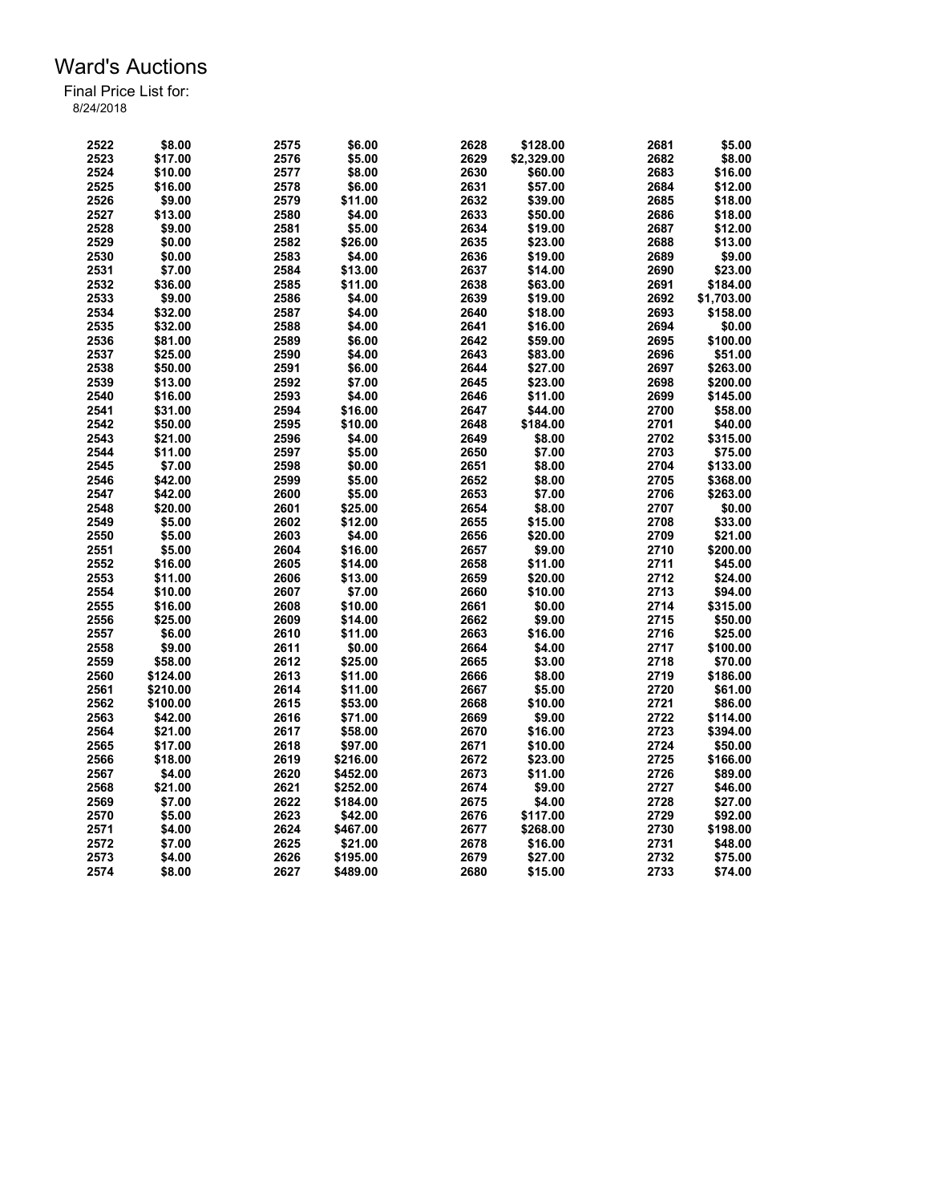# Ward's Auctions

Final Price List for:
8/24/2018

| | | | | | | | |
|---|---|---|---|---|---|---|---|
| 2522 | $8.00 | 2575 | $6.00 | 2628 | $128.00 | 2681 | $5.00 |
| 2523 | $17.00 | 2576 | $5.00 | 2629 | $2,329.00 | 2682 | $8.00 |
| 2524 | $10.00 | 2577 | $8.00 | 2630 | $60.00 | 2683 | $16.00 |
| 2525 | $16.00 | 2578 | $6.00 | 2631 | $57.00 | 2684 | $12.00 |
| 2526 | $9.00 | 2579 | $11.00 | 2632 | $39.00 | 2685 | $18.00 |
| 2527 | $13.00 | 2580 | $4.00 | 2633 | $50.00 | 2686 | $18.00 |
| 2528 | $9.00 | 2581 | $5.00 | 2634 | $19.00 | 2687 | $12.00 |
| 2529 | $0.00 | 2582 | $26.00 | 2635 | $23.00 | 2688 | $13.00 |
| 2530 | $0.00 | 2583 | $4.00 | 2636 | $19.00 | 2689 | $9.00 |
| 2531 | $7.00 | 2584 | $13.00 | 2637 | $14.00 | 2690 | $23.00 |
| 2532 | $36.00 | 2585 | $11.00 | 2638 | $63.00 | 2691 | $184.00 |
| 2533 | $9.00 | 2586 | $4.00 | 2639 | $19.00 | 2692 | $1,703.00 |
| 2534 | $32.00 | 2587 | $4.00 | 2640 | $18.00 | 2693 | $158.00 |
| 2535 | $32.00 | 2588 | $4.00 | 2641 | $16.00 | 2694 | $0.00 |
| 2536 | $81.00 | 2589 | $6.00 | 2642 | $59.00 | 2695 | $100.00 |
| 2537 | $25.00 | 2590 | $4.00 | 2643 | $83.00 | 2696 | $51.00 |
| 2538 | $50.00 | 2591 | $6.00 | 2644 | $27.00 | 2697 | $263.00 |
| 2539 | $13.00 | 2592 | $7.00 | 2645 | $23.00 | 2698 | $200.00 |
| 2540 | $16.00 | 2593 | $4.00 | 2646 | $11.00 | 2699 | $145.00 |
| 2541 | $31.00 | 2594 | $16.00 | 2647 | $44.00 | 2700 | $58.00 |
| 2542 | $50.00 | 2595 | $10.00 | 2648 | $184.00 | 2701 | $40.00 |
| 2543 | $21.00 | 2596 | $4.00 | 2649 | $8.00 | 2702 | $315.00 |
| 2544 | $11.00 | 2597 | $5.00 | 2650 | $7.00 | 2703 | $75.00 |
| 2545 | $7.00 | 2598 | $0.00 | 2651 | $8.00 | 2704 | $133.00 |
| 2546 | $42.00 | 2599 | $5.00 | 2652 | $8.00 | 2705 | $368.00 |
| 2547 | $42.00 | 2600 | $5.00 | 2653 | $7.00 | 2706 | $263.00 |
| 2548 | $20.00 | 2601 | $25.00 | 2654 | $8.00 | 2707 | $0.00 |
| 2549 | $5.00 | 2602 | $12.00 | 2655 | $15.00 | 2708 | $33.00 |
| 2550 | $5.00 | 2603 | $4.00 | 2656 | $20.00 | 2709 | $21.00 |
| 2551 | $5.00 | 2604 | $16.00 | 2657 | $9.00 | 2710 | $200.00 |
| 2552 | $16.00 | 2605 | $14.00 | 2658 | $11.00 | 2711 | $45.00 |
| 2553 | $11.00 | 2606 | $13.00 | 2659 | $20.00 | 2712 | $24.00 |
| 2554 | $10.00 | 2607 | $7.00 | 2660 | $10.00 | 2713 | $94.00 |
| 2555 | $16.00 | 2608 | $10.00 | 2661 | $0.00 | 2714 | $315.00 |
| 2556 | $25.00 | 2609 | $14.00 | 2662 | $9.00 | 2715 | $50.00 |
| 2557 | $6.00 | 2610 | $11.00 | 2663 | $16.00 | 2716 | $25.00 |
| 2558 | $9.00 | 2611 | $0.00 | 2664 | $4.00 | 2717 | $100.00 |
| 2559 | $58.00 | 2612 | $25.00 | 2665 | $3.00 | 2718 | $70.00 |
| 2560 | $124.00 | 2613 | $11.00 | 2666 | $8.00 | 2719 | $186.00 |
| 2561 | $210.00 | 2614 | $11.00 | 2667 | $5.00 | 2720 | $61.00 |
| 2562 | $100.00 | 2615 | $53.00 | 2668 | $10.00 | 2721 | $86.00 |
| 2563 | $42.00 | 2616 | $71.00 | 2669 | $9.00 | 2722 | $114.00 |
| 2564 | $21.00 | 2617 | $58.00 | 2670 | $16.00 | 2723 | $394.00 |
| 2565 | $17.00 | 2618 | $97.00 | 2671 | $10.00 | 2724 | $50.00 |
| 2566 | $18.00 | 2619 | $216.00 | 2672 | $23.00 | 2725 | $166.00 |
| 2567 | $4.00 | 2620 | $452.00 | 2673 | $11.00 | 2726 | $89.00 |
| 2568 | $21.00 | 2621 | $252.00 | 2674 | $9.00 | 2727 | $46.00 |
| 2569 | $7.00 | 2622 | $184.00 | 2675 | $4.00 | 2728 | $27.00 |
| 2570 | $5.00 | 2623 | $42.00 | 2676 | $117.00 | 2729 | $92.00 |
| 2571 | $4.00 | 2624 | $467.00 | 2677 | $268.00 | 2730 | $198.00 |
| 2572 | $7.00 | 2625 | $21.00 | 2678 | $16.00 | 2731 | $48.00 |
| 2573 | $4.00 | 2626 | $195.00 | 2679 | $27.00 | 2732 | $75.00 |
| 2574 | $8.00 | 2627 | $489.00 | 2680 | $15.00 | 2733 | $74.00 |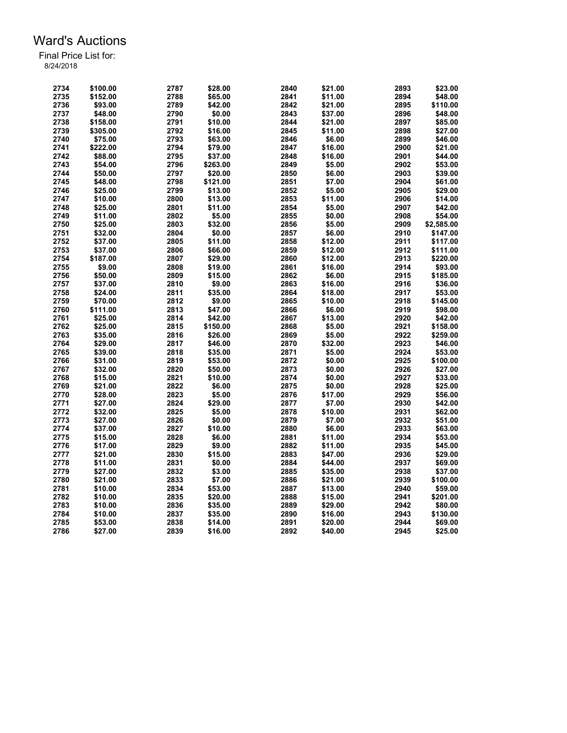# Ward's Auctions

Final Price List for:
8/24/2018

| | | | | | | | |
|---|---|---|---|---|---|---|---|
| 2734 | $100.00 | 2787 | $28.00 | 2840 | $21.00 | 2893 | $23.00 |
| 2735 | $152.00 | 2788 | $65.00 | 2841 | $11.00 | 2894 | $48.00 |
| 2736 | $93.00 | 2789 | $42.00 | 2842 | $21.00 | 2895 | $110.00 |
| 2737 | $48.00 | 2790 | $0.00 | 2843 | $37.00 | 2896 | $48.00 |
| 2738 | $158.00 | 2791 | $10.00 | 2844 | $21.00 | 2897 | $85.00 |
| 2739 | $305.00 | 2792 | $16.00 | 2845 | $11.00 | 2898 | $27.00 |
| 2740 | $75.00 | 2793 | $63.00 | 2846 | $6.00 | 2899 | $46.00 |
| 2741 | $222.00 | 2794 | $79.00 | 2847 | $16.00 | 2900 | $21.00 |
| 2742 | $88.00 | 2795 | $37.00 | 2848 | $16.00 | 2901 | $44.00 |
| 2743 | $54.00 | 2796 | $263.00 | 2849 | $5.00 | 2902 | $53.00 |
| 2744 | $50.00 | 2797 | $20.00 | 2850 | $6.00 | 2903 | $39.00 |
| 2745 | $48.00 | 2798 | $121.00 | 2851 | $7.00 | 2904 | $61.00 |
| 2746 | $25.00 | 2799 | $13.00 | 2852 | $5.00 | 2905 | $29.00 |
| 2747 | $10.00 | 2800 | $13.00 | 2853 | $11.00 | 2906 | $14.00 |
| 2748 | $25.00 | 2801 | $11.00 | 2854 | $5.00 | 2907 | $42.00 |
| 2749 | $11.00 | 2802 | $5.00 | 2855 | $0.00 | 2908 | $54.00 |
| 2750 | $25.00 | 2803 | $32.00 | 2856 | $5.00 | 2909 | $2,585.00 |
| 2751 | $32.00 | 2804 | $0.00 | 2857 | $6.00 | 2910 | $147.00 |
| 2752 | $37.00 | 2805 | $11.00 | 2858 | $12.00 | 2911 | $117.00 |
| 2753 | $37.00 | 2806 | $66.00 | 2859 | $12.00 | 2912 | $111.00 |
| 2754 | $187.00 | 2807 | $29.00 | 2860 | $12.00 | 2913 | $220.00 |
| 2755 | $9.00 | 2808 | $19.00 | 2861 | $16.00 | 2914 | $93.00 |
| 2756 | $50.00 | 2809 | $15.00 | 2862 | $6.00 | 2915 | $185.00 |
| 2757 | $37.00 | 2810 | $9.00 | 2863 | $16.00 | 2916 | $36.00 |
| 2758 | $24.00 | 2811 | $35.00 | 2864 | $18.00 | 2917 | $53.00 |
| 2759 | $70.00 | 2812 | $9.00 | 2865 | $10.00 | 2918 | $145.00 |
| 2760 | $111.00 | 2813 | $47.00 | 2866 | $6.00 | 2919 | $98.00 |
| 2761 | $25.00 | 2814 | $42.00 | 2867 | $13.00 | 2920 | $42.00 |
| 2762 | $25.00 | 2815 | $150.00 | 2868 | $5.00 | 2921 | $158.00 |
| 2763 | $35.00 | 2816 | $26.00 | 2869 | $5.00 | 2922 | $259.00 |
| 2764 | $29.00 | 2817 | $46.00 | 2870 | $32.00 | 2923 | $46.00 |
| 2765 | $39.00 | 2818 | $35.00 | 2871 | $5.00 | 2924 | $53.00 |
| 2766 | $31.00 | 2819 | $53.00 | 2872 | $0.00 | 2925 | $100.00 |
| 2767 | $32.00 | 2820 | $50.00 | 2873 | $0.00 | 2926 | $27.00 |
| 2768 | $15.00 | 2821 | $10.00 | 2874 | $0.00 | 2927 | $33.00 |
| 2769 | $21.00 | 2822 | $6.00 | 2875 | $0.00 | 2928 | $25.00 |
| 2770 | $28.00 | 2823 | $5.00 | 2876 | $17.00 | 2929 | $56.00 |
| 2771 | $27.00 | 2824 | $29.00 | 2877 | $7.00 | 2930 | $42.00 |
| 2772 | $32.00 | 2825 | $5.00 | 2878 | $10.00 | 2931 | $62.00 |
| 2773 | $27.00 | 2826 | $0.00 | 2879 | $7.00 | 2932 | $51.00 |
| 2774 | $37.00 | 2827 | $10.00 | 2880 | $6.00 | 2933 | $63.00 |
| 2775 | $15.00 | 2828 | $6.00 | 2881 | $11.00 | 2934 | $53.00 |
| 2776 | $17.00 | 2829 | $9.00 | 2882 | $11.00 | 2935 | $45.00 |
| 2777 | $21.00 | 2830 | $15.00 | 2883 | $47.00 | 2936 | $29.00 |
| 2778 | $11.00 | 2831 | $0.00 | 2884 | $44.00 | 2937 | $69.00 |
| 2779 | $27.00 | 2832 | $3.00 | 2885 | $35.00 | 2938 | $37.00 |
| 2780 | $21.00 | 2833 | $7.00 | 2886 | $21.00 | 2939 | $100.00 |
| 2781 | $10.00 | 2834 | $53.00 | 2887 | $13.00 | 2940 | $59.00 |
| 2782 | $10.00 | 2835 | $20.00 | 2888 | $15.00 | 2941 | $201.00 |
| 2783 | $10.00 | 2836 | $35.00 | 2889 | $29.00 | 2942 | $80.00 |
| 2784 | $10.00 | 2837 | $35.00 | 2890 | $16.00 | 2943 | $130.00 |
| 2785 | $53.00 | 2838 | $14.00 | 2891 | $20.00 | 2944 | $69.00 |
| 2786 | $27.00 | 2839 | $16.00 | 2892 | $40.00 | 2945 | $25.00 |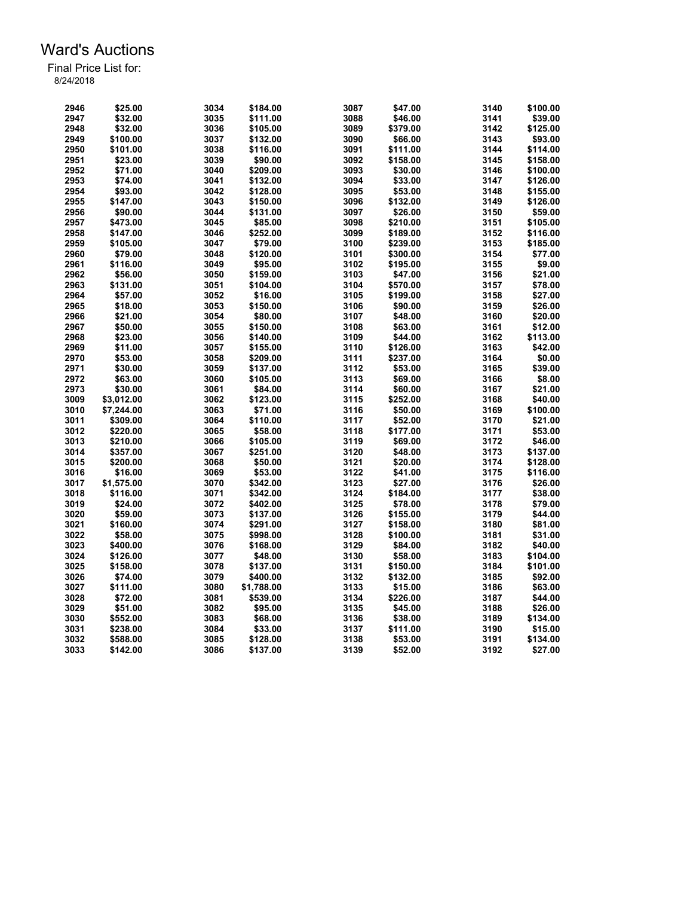# Ward's Auctions

Final Price List for:
8/24/2018

| | | | | | | | |
|---|---|---|---|---|---|---|---|
| 2946 | $25.00 | 3034 | $184.00 | 3087 | $47.00 | 3140 | $100.00 |
| 2947 | $32.00 | 3035 | $111.00 | 3088 | $46.00 | 3141 | $39.00 |
| 2948 | $32.00 | 3036 | $105.00 | 3089 | $379.00 | 3142 | $125.00 |
| 2949 | $100.00 | 3037 | $132.00 | 3090 | $66.00 | 3143 | $93.00 |
| 2950 | $101.00 | 3038 | $116.00 | 3091 | $111.00 | 3144 | $114.00 |
| 2951 | $23.00 | 3039 | $90.00 | 3092 | $158.00 | 3145 | $158.00 |
| 2952 | $71.00 | 3040 | $209.00 | 3093 | $30.00 | 3146 | $100.00 |
| 2953 | $74.00 | 3041 | $132.00 | 3094 | $33.00 | 3147 | $126.00 |
| 2954 | $93.00 | 3042 | $128.00 | 3095 | $53.00 | 3148 | $155.00 |
| 2955 | $147.00 | 3043 | $150.00 | 3096 | $132.00 | 3149 | $126.00 |
| 2956 | $90.00 | 3044 | $131.00 | 3097 | $26.00 | 3150 | $59.00 |
| 2957 | $473.00 | 3045 | $85.00 | 3098 | $210.00 | 3151 | $105.00 |
| 2958 | $147.00 | 3046 | $252.00 | 3099 | $189.00 | 3152 | $116.00 |
| 2959 | $105.00 | 3047 | $79.00 | 3100 | $239.00 | 3153 | $185.00 |
| 2960 | $79.00 | 3048 | $120.00 | 3101 | $300.00 | 3154 | $77.00 |
| 2961 | $116.00 | 3049 | $95.00 | 3102 | $195.00 | 3155 | $9.00 |
| 2962 | $56.00 | 3050 | $159.00 | 3103 | $47.00 | 3156 | $21.00 |
| 2963 | $131.00 | 3051 | $104.00 | 3104 | $570.00 | 3157 | $78.00 |
| 2964 | $57.00 | 3052 | $16.00 | 3105 | $199.00 | 3158 | $27.00 |
| 2965 | $18.00 | 3053 | $150.00 | 3106 | $90.00 | 3159 | $26.00 |
| 2966 | $21.00 | 3054 | $80.00 | 3107 | $48.00 | 3160 | $20.00 |
| 2967 | $50.00 | 3055 | $150.00 | 3108 | $63.00 | 3161 | $12.00 |
| 2968 | $23.00 | 3056 | $140.00 | 3109 | $44.00 | 3162 | $113.00 |
| 2969 | $11.00 | 3057 | $155.00 | 3110 | $126.00 | 3163 | $42.00 |
| 2970 | $53.00 | 3058 | $209.00 | 3111 | $237.00 | 3164 | $0.00 |
| 2971 | $30.00 | 3059 | $137.00 | 3112 | $53.00 | 3165 | $39.00 |
| 2972 | $63.00 | 3060 | $105.00 | 3113 | $69.00 | 3166 | $8.00 |
| 2973 | $30.00 | 3061 | $84.00 | 3114 | $60.00 | 3167 | $21.00 |
| 3009 | $3,012.00 | 3062 | $123.00 | 3115 | $252.00 | 3168 | $40.00 |
| 3010 | $7,244.00 | 3063 | $71.00 | 3116 | $50.00 | 3169 | $100.00 |
| 3011 | $309.00 | 3064 | $110.00 | 3117 | $52.00 | 3170 | $21.00 |
| 3012 | $220.00 | 3065 | $58.00 | 3118 | $177.00 | 3171 | $53.00 |
| 3013 | $210.00 | 3066 | $105.00 | 3119 | $69.00 | 3172 | $46.00 |
| 3014 | $357.00 | 3067 | $251.00 | 3120 | $48.00 | 3173 | $137.00 |
| 3015 | $200.00 | 3068 | $50.00 | 3121 | $20.00 | 3174 | $128.00 |
| 3016 | $16.00 | 3069 | $53.00 | 3122 | $41.00 | 3175 | $116.00 |
| 3017 | $1,575.00 | 3070 | $342.00 | 3123 | $27.00 | 3176 | $26.00 |
| 3018 | $116.00 | 3071 | $342.00 | 3124 | $184.00 | 3177 | $38.00 |
| 3019 | $24.00 | 3072 | $402.00 | 3125 | $78.00 | 3178 | $79.00 |
| 3020 | $59.00 | 3073 | $137.00 | 3126 | $155.00 | 3179 | $44.00 |
| 3021 | $160.00 | 3074 | $291.00 | 3127 | $158.00 | 3180 | $81.00 |
| 3022 | $58.00 | 3075 | $998.00 | 3128 | $100.00 | 3181 | $31.00 |
| 3023 | $400.00 | 3076 | $168.00 | 3129 | $84.00 | 3182 | $40.00 |
| 3024 | $126.00 | 3077 | $48.00 | 3130 | $58.00 | 3183 | $104.00 |
| 3025 | $158.00 | 3078 | $137.00 | 3131 | $150.00 | 3184 | $101.00 |
| 3026 | $74.00 | 3079 | $400.00 | 3132 | $132.00 | 3185 | $92.00 |
| 3027 | $111.00 | 3080 | $1,788.00 | 3133 | $15.00 | 3186 | $63.00 |
| 3028 | $72.00 | 3081 | $539.00 | 3134 | $226.00 | 3187 | $44.00 |
| 3029 | $51.00 | 3082 | $95.00 | 3135 | $45.00 | 3188 | $26.00 |
| 3030 | $552.00 | 3083 | $68.00 | 3136 | $38.00 | 3189 | $134.00 |
| 3031 | $238.00 | 3084 | $33.00 | 3137 | $111.00 | 3190 | $15.00 |
| 3032 | $588.00 | 3085 | $128.00 | 3138 | $53.00 | 3191 | $134.00 |
| 3033 | $142.00 | 3086 | $137.00 | 3139 | $52.00 | 3192 | $27.00 |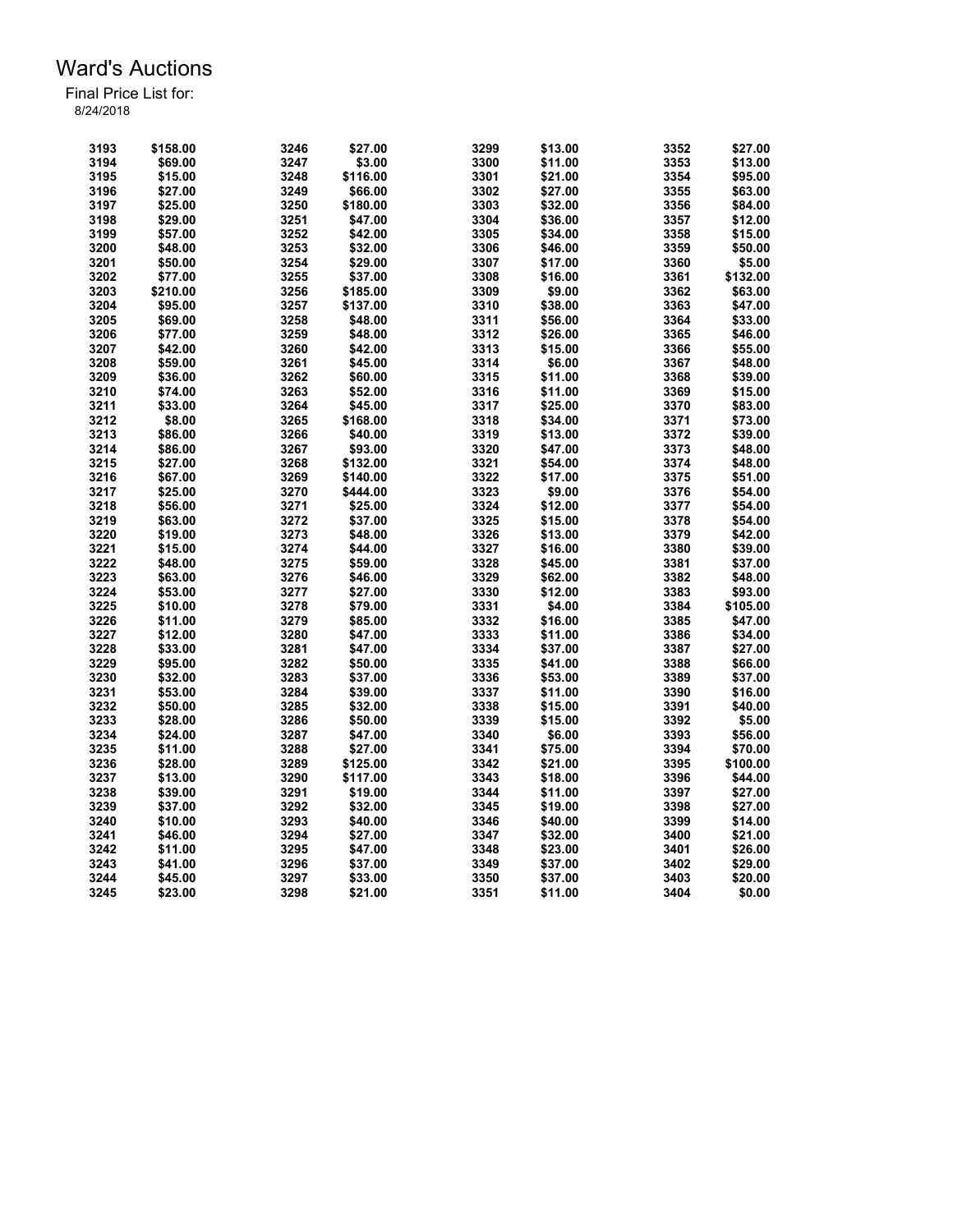# Ward's Auctions

Final Price List for:
8/24/2018

| | | | | | | | |
|---|---|---|---|---|---|---|---|
| 3193 | $158.00 | 3246 | $27.00 | 3299 | $13.00 | 3352 | $27.00 |
| 3194 | $69.00 | 3247 | $3.00 | 3300 | $11.00 | 3353 | $13.00 |
| 3195 | $15.00 | 3248 | $116.00 | 3301 | $21.00 | 3354 | $95.00 |
| 3196 | $27.00 | 3249 | $66.00 | 3302 | $27.00 | 3355 | $63.00 |
| 3197 | $25.00 | 3250 | $180.00 | 3303 | $32.00 | 3356 | $84.00 |
| 3198 | $29.00 | 3251 | $47.00 | 3304 | $36.00 | 3357 | $12.00 |
| 3199 | $57.00 | 3252 | $42.00 | 3305 | $34.00 | 3358 | $15.00 |
| 3200 | $48.00 | 3253 | $32.00 | 3306 | $46.00 | 3359 | $50.00 |
| 3201 | $50.00 | 3254 | $29.00 | 3307 | $17.00 | 3360 | $5.00 |
| 3202 | $77.00 | 3255 | $37.00 | 3308 | $16.00 | 3361 | $132.00 |
| 3203 | $210.00 | 3256 | $185.00 | 3309 | $9.00 | 3362 | $63.00 |
| 3204 | $95.00 | 3257 | $137.00 | 3310 | $38.00 | 3363 | $47.00 |
| 3205 | $69.00 | 3258 | $48.00 | 3311 | $56.00 | 3364 | $33.00 |
| 3206 | $77.00 | 3259 | $48.00 | 3312 | $26.00 | 3365 | $46.00 |
| 3207 | $42.00 | 3260 | $42.00 | 3313 | $15.00 | 3366 | $55.00 |
| 3208 | $59.00 | 3261 | $45.00 | 3314 | $6.00 | 3367 | $48.00 |
| 3209 | $36.00 | 3262 | $60.00 | 3315 | $11.00 | 3368 | $39.00 |
| 3210 | $74.00 | 3263 | $52.00 | 3316 | $11.00 | 3369 | $15.00 |
| 3211 | $33.00 | 3264 | $45.00 | 3317 | $25.00 | 3370 | $83.00 |
| 3212 | $8.00 | 3265 | $168.00 | 3318 | $34.00 | 3371 | $73.00 |
| 3213 | $86.00 | 3266 | $40.00 | 3319 | $13.00 | 3372 | $39.00 |
| 3214 | $86.00 | 3267 | $93.00 | 3320 | $47.00 | 3373 | $48.00 |
| 3215 | $27.00 | 3268 | $132.00 | 3321 | $54.00 | 3374 | $48.00 |
| 3216 | $67.00 | 3269 | $140.00 | 3322 | $17.00 | 3375 | $51.00 |
| 3217 | $25.00 | 3270 | $444.00 | 3323 | $9.00 | 3376 | $54.00 |
| 3218 | $56.00 | 3271 | $25.00 | 3324 | $12.00 | 3377 | $54.00 |
| 3219 | $63.00 | 3272 | $37.00 | 3325 | $15.00 | 3378 | $54.00 |
| 3220 | $19.00 | 3273 | $48.00 | 3326 | $13.00 | 3379 | $42.00 |
| 3221 | $15.00 | 3274 | $44.00 | 3327 | $16.00 | 3380 | $39.00 |
| 3222 | $48.00 | 3275 | $59.00 | 3328 | $45.00 | 3381 | $37.00 |
| 3223 | $63.00 | 3276 | $46.00 | 3329 | $62.00 | 3382 | $48.00 |
| 3224 | $53.00 | 3277 | $27.00 | 3330 | $12.00 | 3383 | $93.00 |
| 3225 | $10.00 | 3278 | $79.00 | 3331 | $4.00 | 3384 | $105.00 |
| 3226 | $11.00 | 3279 | $85.00 | 3332 | $16.00 | 3385 | $47.00 |
| 3227 | $12.00 | 3280 | $47.00 | 3333 | $11.00 | 3386 | $34.00 |
| 3228 | $33.00 | 3281 | $47.00 | 3334 | $37.00 | 3387 | $27.00 |
| 3229 | $95.00 | 3282 | $50.00 | 3335 | $41.00 | 3388 | $66.00 |
| 3230 | $32.00 | 3283 | $37.00 | 3336 | $53.00 | 3389 | $37.00 |
| 3231 | $53.00 | 3284 | $39.00 | 3337 | $11.00 | 3390 | $16.00 |
| 3232 | $50.00 | 3285 | $32.00 | 3338 | $15.00 | 3391 | $40.00 |
| 3233 | $28.00 | 3286 | $50.00 | 3339 | $15.00 | 3392 | $5.00 |
| 3234 | $24.00 | 3287 | $47.00 | 3340 | $6.00 | 3393 | $56.00 |
| 3235 | $11.00 | 3288 | $27.00 | 3341 | $75.00 | 3394 | $70.00 |
| 3236 | $28.00 | 3289 | $125.00 | 3342 | $21.00 | 3395 | $100.00 |
| 3237 | $13.00 | 3290 | $117.00 | 3343 | $18.00 | 3396 | $44.00 |
| 3238 | $39.00 | 3291 | $19.00 | 3344 | $11.00 | 3397 | $27.00 |
| 3239 | $37.00 | 3292 | $32.00 | 3345 | $19.00 | 3398 | $27.00 |
| 3240 | $10.00 | 3293 | $40.00 | 3346 | $40.00 | 3399 | $14.00 |
| 3241 | $46.00 | 3294 | $27.00 | 3347 | $32.00 | 3400 | $21.00 |
| 3242 | $11.00 | 3295 | $47.00 | 3348 | $23.00 | 3401 | $26.00 |
| 3243 | $41.00 | 3296 | $37.00 | 3349 | $37.00 | 3402 | $29.00 |
| 3244 | $45.00 | 3297 | $33.00 | 3350 | $37.00 | 3403 | $20.00 |
| 3245 | $23.00 | 3298 | $21.00 | 3351 | $11.00 | 3404 | $0.00 |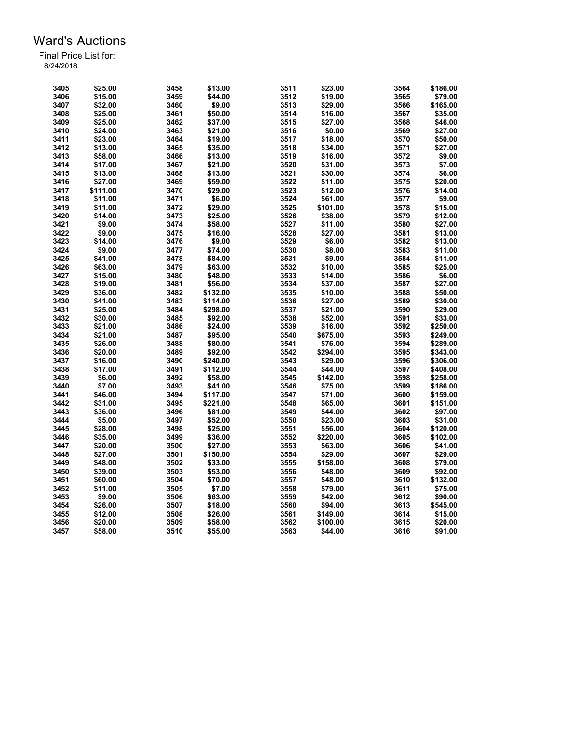# Ward's Auctions

Final Price List for:
8/24/2018

| | | | | | | | |
|---|---|---|---|---|---|---|---|
| 3405 | $25.00 | 3458 | $13.00 | 3511 | $23.00 | 3564 | $186.00 |
| 3406 | $15.00 | 3459 | $44.00 | 3512 | $19.00 | 3565 | $79.00 |
| 3407 | $32.00 | 3460 | $9.00 | 3513 | $29.00 | 3566 | $165.00 |
| 3408 | $25.00 | 3461 | $50.00 | 3514 | $16.00 | 3567 | $35.00 |
| 3409 | $25.00 | 3462 | $37.00 | 3515 | $27.00 | 3568 | $46.00 |
| 3410 | $24.00 | 3463 | $21.00 | 3516 | $0.00 | 3569 | $27.00 |
| 3411 | $23.00 | 3464 | $19.00 | 3517 | $18.00 | 3570 | $50.00 |
| 3412 | $13.00 | 3465 | $35.00 | 3518 | $34.00 | 3571 | $27.00 |
| 3413 | $58.00 | 3466 | $13.00 | 3519 | $16.00 | 3572 | $9.00 |
| 3414 | $17.00 | 3467 | $21.00 | 3520 | $31.00 | 3573 | $7.00 |
| 3415 | $13.00 | 3468 | $13.00 | 3521 | $30.00 | 3574 | $6.00 |
| 3416 | $27.00 | 3469 | $59.00 | 3522 | $11.00 | 3575 | $20.00 |
| 3417 | $111.00 | 3470 | $29.00 | 3523 | $12.00 | 3576 | $14.00 |
| 3418 | $11.00 | 3471 | $6.00 | 3524 | $61.00 | 3577 | $9.00 |
| 3419 | $11.00 | 3472 | $29.00 | 3525 | $101.00 | 3578 | $15.00 |
| 3420 | $14.00 | 3473 | $25.00 | 3526 | $38.00 | 3579 | $12.00 |
| 3421 | $9.00 | 3474 | $58.00 | 3527 | $11.00 | 3580 | $27.00 |
| 3422 | $9.00 | 3475 | $16.00 | 3528 | $27.00 | 3581 | $13.00 |
| 3423 | $14.00 | 3476 | $9.00 | 3529 | $6.00 | 3582 | $13.00 |
| 3424 | $9.00 | 3477 | $74.00 | 3530 | $8.00 | 3583 | $11.00 |
| 3425 | $41.00 | 3478 | $84.00 | 3531 | $9.00 | 3584 | $11.00 |
| 3426 | $63.00 | 3479 | $63.00 | 3532 | $10.00 | 3585 | $25.00 |
| 3427 | $15.00 | 3480 | $48.00 | 3533 | $14.00 | 3586 | $6.00 |
| 3428 | $19.00 | 3481 | $56.00 | 3534 | $37.00 | 3587 | $27.00 |
| 3429 | $36.00 | 3482 | $132.00 | 3535 | $10.00 | 3588 | $50.00 |
| 3430 | $41.00 | 3483 | $114.00 | 3536 | $27.00 | 3589 | $30.00 |
| 3431 | $25.00 | 3484 | $298.00 | 3537 | $21.00 | 3590 | $29.00 |
| 3432 | $30.00 | 3485 | $92.00 | 3538 | $52.00 | 3591 | $33.00 |
| 3433 | $21.00 | 3486 | $24.00 | 3539 | $16.00 | 3592 | $250.00 |
| 3434 | $21.00 | 3487 | $95.00 | 3540 | $675.00 | 3593 | $249.00 |
| 3435 | $26.00 | 3488 | $80.00 | 3541 | $76.00 | 3594 | $289.00 |
| 3436 | $20.00 | 3489 | $92.00 | 3542 | $294.00 | 3595 | $343.00 |
| 3437 | $16.00 | 3490 | $240.00 | 3543 | $29.00 | 3596 | $306.00 |
| 3438 | $17.00 | 3491 | $112.00 | 3544 | $44.00 | 3597 | $408.00 |
| 3439 | $6.00 | 3492 | $58.00 | 3545 | $142.00 | 3598 | $258.00 |
| 3440 | $7.00 | 3493 | $41.00 | 3546 | $75.00 | 3599 | $186.00 |
| 3441 | $46.00 | 3494 | $117.00 | 3547 | $71.00 | 3600 | $159.00 |
| 3442 | $31.00 | 3495 | $221.00 | 3548 | $65.00 | 3601 | $151.00 |
| 3443 | $36.00 | 3496 | $81.00 | 3549 | $44.00 | 3602 | $97.00 |
| 3444 | $5.00 | 3497 | $52.00 | 3550 | $23.00 | 3603 | $31.00 |
| 3445 | $28.00 | 3498 | $25.00 | 3551 | $56.00 | 3604 | $120.00 |
| 3446 | $35.00 | 3499 | $36.00 | 3552 | $220.00 | 3605 | $102.00 |
| 3447 | $20.00 | 3500 | $27.00 | 3553 | $63.00 | 3606 | $41.00 |
| 3448 | $27.00 | 3501 | $150.00 | 3554 | $29.00 | 3607 | $29.00 |
| 3449 | $48.00 | 3502 | $33.00 | 3555 | $158.00 | 3608 | $79.00 |
| 3450 | $39.00 | 3503 | $53.00 | 3556 | $48.00 | 3609 | $92.00 |
| 3451 | $60.00 | 3504 | $70.00 | 3557 | $48.00 | 3610 | $132.00 |
| 3452 | $11.00 | 3505 | $7.00 | 3558 | $79.00 | 3611 | $75.00 |
| 3453 | $9.00 | 3506 | $63.00 | 3559 | $42.00 | 3612 | $90.00 |
| 3454 | $26.00 | 3507 | $18.00 | 3560 | $94.00 | 3613 | $545.00 |
| 3455 | $12.00 | 3508 | $26.00 | 3561 | $149.00 | 3614 | $15.00 |
| 3456 | $20.00 | 3509 | $58.00 | 3562 | $100.00 | 3615 | $20.00 |
| 3457 | $58.00 | 3510 | $55.00 | 3563 | $44.00 | 3616 | $91.00 |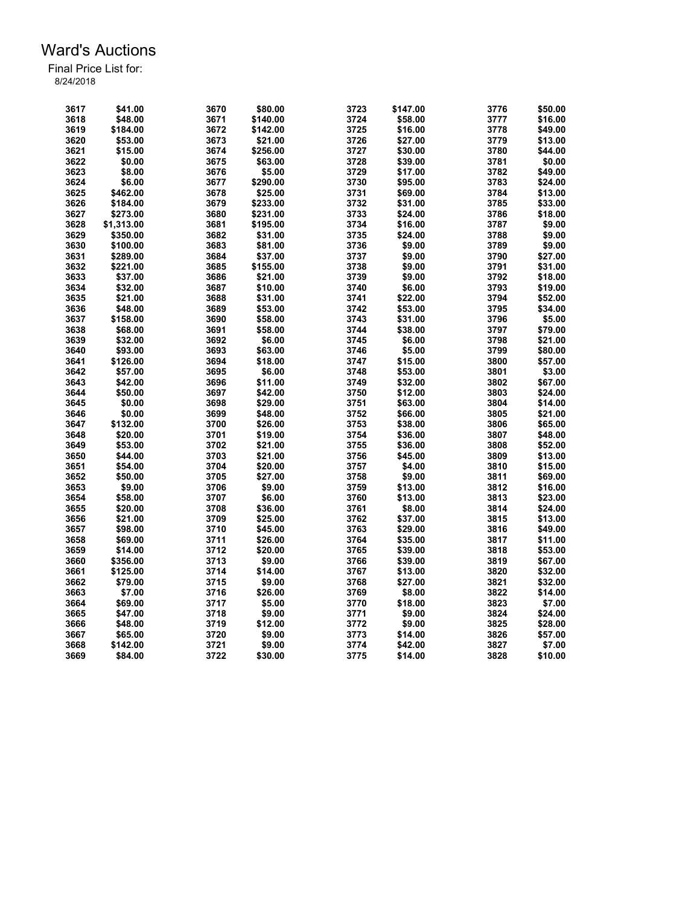# Ward's Auctions

Final Price List for:
8/24/2018

| | | | | | | | |
|---|---|---|---|---|---|---|---|
| 3617 | $41.00 | 3670 | $80.00 | 3723 | $147.00 | 3776 | $50.00 |
| 3618 | $48.00 | 3671 | $140.00 | 3724 | $58.00 | 3777 | $16.00 |
| 3619 | $184.00 | 3672 | $142.00 | 3725 | $16.00 | 3778 | $49.00 |
| 3620 | $53.00 | 3673 | $21.00 | 3726 | $27.00 | 3779 | $13.00 |
| 3621 | $15.00 | 3674 | $256.00 | 3727 | $30.00 | 3780 | $44.00 |
| 3622 | $0.00 | 3675 | $63.00 | 3728 | $39.00 | 3781 | $0.00 |
| 3623 | $8.00 | 3676 | $5.00 | 3729 | $17.00 | 3782 | $49.00 |
| 3624 | $6.00 | 3677 | $290.00 | 3730 | $95.00 | 3783 | $24.00 |
| 3625 | $462.00 | 3678 | $25.00 | 3731 | $69.00 | 3784 | $13.00 |
| 3626 | $184.00 | 3679 | $233.00 | 3732 | $31.00 | 3785 | $33.00 |
| 3627 | $273.00 | 3680 | $231.00 | 3733 | $24.00 | 3786 | $18.00 |
| 3628 | $1,313.00 | 3681 | $195.00 | 3734 | $16.00 | 3787 | $9.00 |
| 3629 | $350.00 | 3682 | $31.00 | 3735 | $24.00 | 3788 | $9.00 |
| 3630 | $100.00 | 3683 | $81.00 | 3736 | $9.00 | 3789 | $9.00 |
| 3631 | $289.00 | 3684 | $37.00 | 3737 | $9.00 | 3790 | $27.00 |
| 3632 | $221.00 | 3685 | $155.00 | 3738 | $9.00 | 3791 | $31.00 |
| 3633 | $37.00 | 3686 | $21.00 | 3739 | $9.00 | 3792 | $18.00 |
| 3634 | $32.00 | 3687 | $10.00 | 3740 | $6.00 | 3793 | $19.00 |
| 3635 | $21.00 | 3688 | $31.00 | 3741 | $22.00 | 3794 | $52.00 |
| 3636 | $48.00 | 3689 | $53.00 | 3742 | $53.00 | 3795 | $34.00 |
| 3637 | $158.00 | 3690 | $58.00 | 3743 | $31.00 | 3796 | $5.00 |
| 3638 | $68.00 | 3691 | $58.00 | 3744 | $38.00 | 3797 | $79.00 |
| 3639 | $32.00 | 3692 | $6.00 | 3745 | $6.00 | 3798 | $21.00 |
| 3640 | $93.00 | 3693 | $63.00 | 3746 | $5.00 | 3799 | $80.00 |
| 3641 | $126.00 | 3694 | $18.00 | 3747 | $15.00 | 3800 | $57.00 |
| 3642 | $57.00 | 3695 | $6.00 | 3748 | $53.00 | 3801 | $3.00 |
| 3643 | $42.00 | 3696 | $11.00 | 3749 | $32.00 | 3802 | $67.00 |
| 3644 | $50.00 | 3697 | $42.00 | 3750 | $12.00 | 3803 | $24.00 |
| 3645 | $0.00 | 3698 | $29.00 | 3751 | $63.00 | 3804 | $14.00 |
| 3646 | $0.00 | 3699 | $48.00 | 3752 | $66.00 | 3805 | $21.00 |
| 3647 | $132.00 | 3700 | $26.00 | 3753 | $38.00 | 3806 | $65.00 |
| 3648 | $20.00 | 3701 | $19.00 | 3754 | $36.00 | 3807 | $48.00 |
| 3649 | $53.00 | 3702 | $21.00 | 3755 | $36.00 | 3808 | $52.00 |
| 3650 | $44.00 | 3703 | $21.00 | 3756 | $45.00 | 3809 | $13.00 |
| 3651 | $54.00 | 3704 | $20.00 | 3757 | $4.00 | 3810 | $15.00 |
| 3652 | $50.00 | 3705 | $27.00 | 3758 | $9.00 | 3811 | $69.00 |
| 3653 | $9.00 | 3706 | $9.00 | 3759 | $13.00 | 3812 | $16.00 |
| 3654 | $58.00 | 3707 | $6.00 | 3760 | $13.00 | 3813 | $23.00 |
| 3655 | $20.00 | 3708 | $36.00 | 3761 | $8.00 | 3814 | $24.00 |
| 3656 | $21.00 | 3709 | $25.00 | 3762 | $37.00 | 3815 | $13.00 |
| 3657 | $98.00 | 3710 | $45.00 | 3763 | $29.00 | 3816 | $49.00 |
| 3658 | $69.00 | 3711 | $26.00 | 3764 | $35.00 | 3817 | $11.00 |
| 3659 | $14.00 | 3712 | $20.00 | 3765 | $39.00 | 3818 | $53.00 |
| 3660 | $356.00 | 3713 | $9.00 | 3766 | $39.00 | 3819 | $67.00 |
| 3661 | $125.00 | 3714 | $14.00 | 3767 | $13.00 | 3820 | $32.00 |
| 3662 | $79.00 | 3715 | $9.00 | 3768 | $27.00 | 3821 | $32.00 |
| 3663 | $7.00 | 3716 | $26.00 | 3769 | $8.00 | 3822 | $14.00 |
| 3664 | $69.00 | 3717 | $5.00 | 3770 | $18.00 | 3823 | $7.00 |
| 3665 | $47.00 | 3718 | $9.00 | 3771 | $9.00 | 3824 | $24.00 |
| 3666 | $48.00 | 3719 | $12.00 | 3772 | $9.00 | 3825 | $28.00 |
| 3667 | $65.00 | 3720 | $9.00 | 3773 | $14.00 | 3826 | $57.00 |
| 3668 | $142.00 | 3721 | $9.00 | 3774 | $42.00 | 3827 | $7.00 |
| 3669 | $84.00 | 3722 | $30.00 | 3775 | $14.00 | 3828 | $10.00 |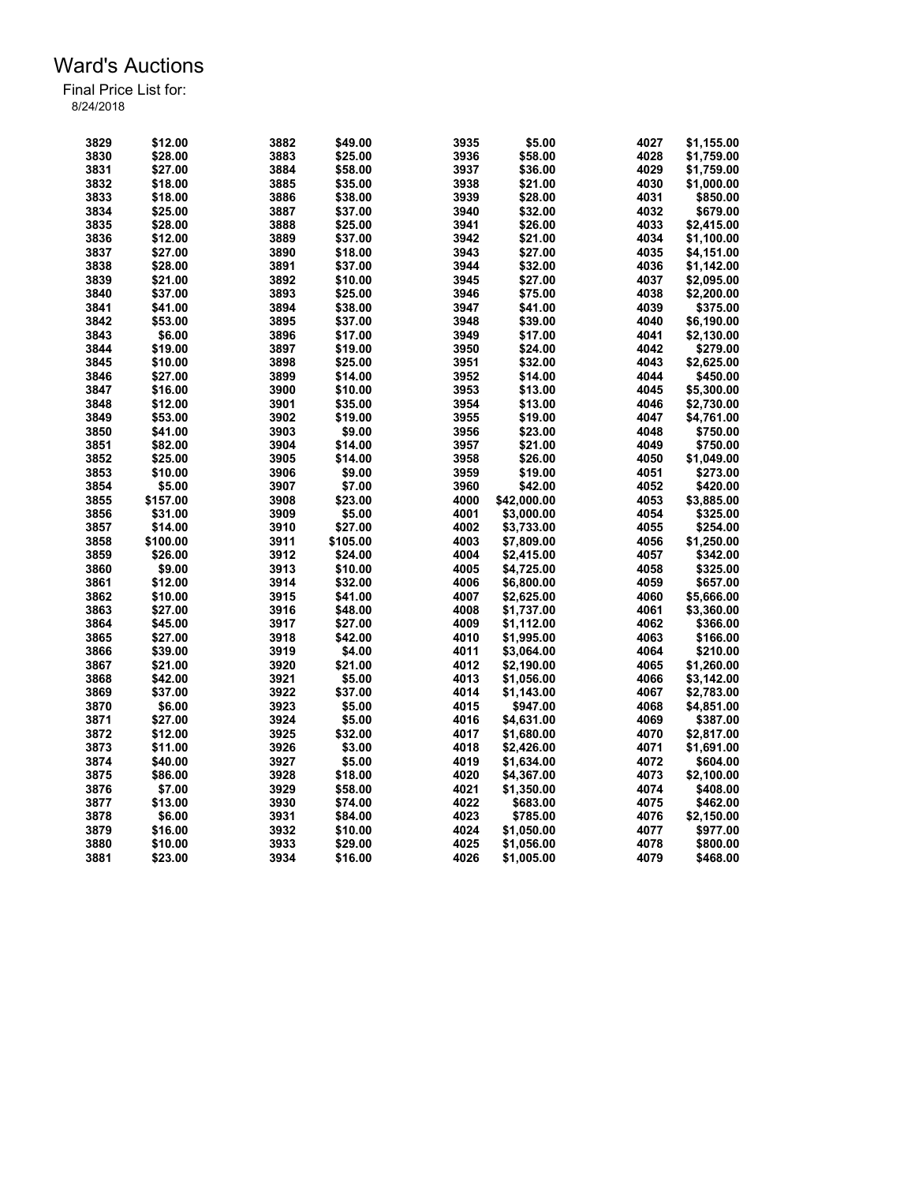# Ward's Auctions

Final Price List for:
8/24/2018

| | | | | | | | |
|---|---|---|---|---|---|---|---|
| 3829 | $12.00 | 3882 | $49.00 | 3935 | $5.00 | 4027 | $1,155.00 |
| 3830 | $28.00 | 3883 | $25.00 | 3936 | $58.00 | 4028 | $1,759.00 |
| 3831 | $27.00 | 3884 | $58.00 | 3937 | $36.00 | 4029 | $1,759.00 |
| 3832 | $18.00 | 3885 | $35.00 | 3938 | $21.00 | 4030 | $1,000.00 |
| 3833 | $18.00 | 3886 | $38.00 | 3939 | $28.00 | 4031 | $850.00 |
| 3834 | $25.00 | 3887 | $37.00 | 3940 | $32.00 | 4032 | $679.00 |
| 3835 | $28.00 | 3888 | $25.00 | 3941 | $26.00 | 4033 | $2,415.00 |
| 3836 | $12.00 | 3889 | $37.00 | 3942 | $21.00 | 4034 | $1,100.00 |
| 3837 | $27.00 | 3890 | $18.00 | 3943 | $27.00 | 4035 | $4,151.00 |
| 3838 | $28.00 | 3891 | $37.00 | 3944 | $32.00 | 4036 | $1,142.00 |
| 3839 | $21.00 | 3892 | $10.00 | 3945 | $27.00 | 4037 | $2,095.00 |
| 3840 | $37.00 | 3893 | $25.00 | 3946 | $75.00 | 4038 | $2,200.00 |
| 3841 | $41.00 | 3894 | $38.00 | 3947 | $41.00 | 4039 | $375.00 |
| 3842 | $53.00 | 3895 | $37.00 | 3948 | $39.00 | 4040 | $6,190.00 |
| 3843 | $6.00 | 3896 | $17.00 | 3949 | $17.00 | 4041 | $2,130.00 |
| 3844 | $19.00 | 3897 | $19.00 | 3950 | $24.00 | 4042 | $279.00 |
| 3845 | $10.00 | 3898 | $25.00 | 3951 | $32.00 | 4043 | $2,625.00 |
| 3846 | $27.00 | 3899 | $14.00 | 3952 | $14.00 | 4044 | $450.00 |
| 3847 | $16.00 | 3900 | $10.00 | 3953 | $13.00 | 4045 | $5,300.00 |
| 3848 | $12.00 | 3901 | $35.00 | 3954 | $13.00 | 4046 | $2,730.00 |
| 3849 | $53.00 | 3902 | $19.00 | 3955 | $19.00 | 4047 | $4,761.00 |
| 3850 | $41.00 | 3903 | $9.00 | 3956 | $23.00 | 4048 | $750.00 |
| 3851 | $82.00 | 3904 | $14.00 | 3957 | $21.00 | 4049 | $750.00 |
| 3852 | $25.00 | 3905 | $14.00 | 3958 | $26.00 | 4050 | $1,049.00 |
| 3853 | $10.00 | 3906 | $9.00 | 3959 | $19.00 | 4051 | $273.00 |
| 3854 | $5.00 | 3907 | $7.00 | 3960 | $42.00 | 4052 | $420.00 |
| 3855 | $157.00 | 3908 | $23.00 | 4000 | $42,000.00 | 4053 | $3,885.00 |
| 3856 | $31.00 | 3909 | $5.00 | 4001 | $3,000.00 | 4054 | $325.00 |
| 3857 | $14.00 | 3910 | $27.00 | 4002 | $3,733.00 | 4055 | $254.00 |
| 3858 | $100.00 | 3911 | $105.00 | 4003 | $7,809.00 | 4056 | $1,250.00 |
| 3859 | $26.00 | 3912 | $24.00 | 4004 | $2,415.00 | 4057 | $342.00 |
| 3860 | $9.00 | 3913 | $10.00 | 4005 | $4,725.00 | 4058 | $325.00 |
| 3861 | $12.00 | 3914 | $32.00 | 4006 | $6,800.00 | 4059 | $657.00 |
| 3862 | $10.00 | 3915 | $41.00 | 4007 | $2,625.00 | 4060 | $5,666.00 |
| 3863 | $27.00 | 3916 | $48.00 | 4008 | $1,737.00 | 4061 | $3,360.00 |
| 3864 | $45.00 | 3917 | $27.00 | 4009 | $1,112.00 | 4062 | $366.00 |
| 3865 | $27.00 | 3918 | $42.00 | 4010 | $1,995.00 | 4063 | $166.00 |
| 3866 | $39.00 | 3919 | $4.00 | 4011 | $3,064.00 | 4064 | $210.00 |
| 3867 | $21.00 | 3920 | $21.00 | 4012 | $2,190.00 | 4065 | $1,260.00 |
| 3868 | $42.00 | 3921 | $5.00 | 4013 | $1,056.00 | 4066 | $3,142.00 |
| 3869 | $37.00 | 3922 | $37.00 | 4014 | $1,143.00 | 4067 | $2,783.00 |
| 3870 | $6.00 | 3923 | $5.00 | 4015 | $947.00 | 4068 | $4,851.00 |
| 3871 | $27.00 | 3924 | $5.00 | 4016 | $4,631.00 | 4069 | $387.00 |
| 3872 | $12.00 | 3925 | $32.00 | 4017 | $1,680.00 | 4070 | $2,817.00 |
| 3873 | $11.00 | 3926 | $3.00 | 4018 | $2,426.00 | 4071 | $1,691.00 |
| 3874 | $40.00 | 3927 | $5.00 | 4019 | $1,634.00 | 4072 | $604.00 |
| 3875 | $86.00 | 3928 | $18.00 | 4020 | $4,367.00 | 4073 | $2,100.00 |
| 3876 | $7.00 | 3929 | $58.00 | 4021 | $1,350.00 | 4074 | $408.00 |
| 3877 | $13.00 | 3930 | $74.00 | 4022 | $683.00 | 4075 | $462.00 |
| 3878 | $6.00 | 3931 | $84.00 | 4023 | $785.00 | 4076 | $2,150.00 |
| 3879 | $16.00 | 3932 | $10.00 | 4024 | $1,050.00 | 4077 | $977.00 |
| 3880 | $10.00 | 3933 | $29.00 | 4025 | $1,056.00 | 4078 | $800.00 |
| 3881 | $23.00 | 3934 | $16.00 | 4026 | $1,005.00 | 4079 | $468.00 |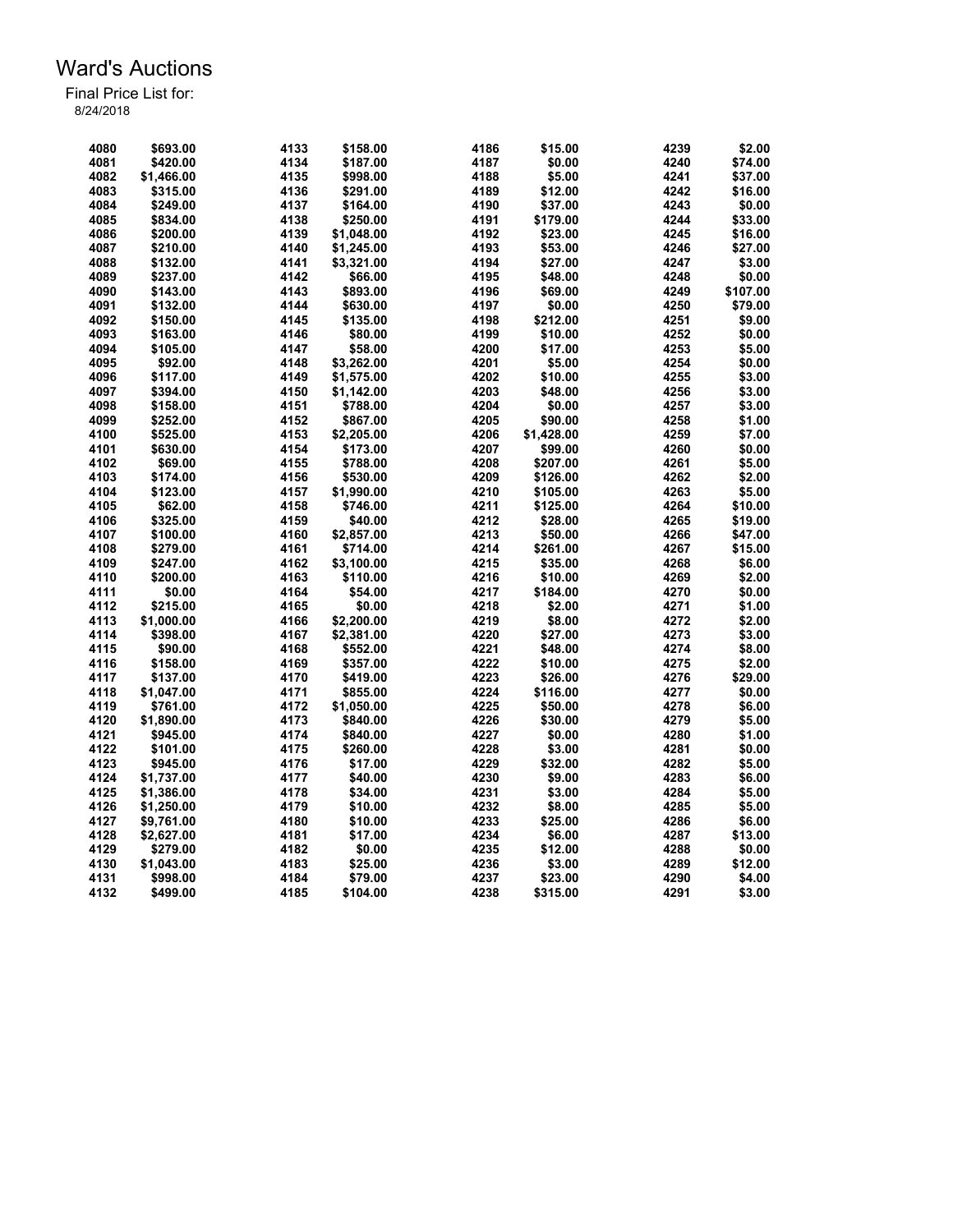# Ward's Auctions

Final Price List for:
8/24/2018

| | | | | | | | |
|---|---|---|---|---|---|---|---|
| 4080 | $693.00 | 4133 | $158.00 | 4186 | $15.00 | 4239 | $2.00 |
| 4081 | $420.00 | 4134 | $187.00 | 4187 | $0.00 | 4240 | $74.00 |
| 4082 | $1,466.00 | 4135 | $998.00 | 4188 | $5.00 | 4241 | $37.00 |
| 4083 | $315.00 | 4136 | $291.00 | 4189 | $12.00 | 4242 | $16.00 |
| 4084 | $249.00 | 4137 | $164.00 | 4190 | $37.00 | 4243 | $0.00 |
| 4085 | $834.00 | 4138 | $250.00 | 4191 | $179.00 | 4244 | $33.00 |
| 4086 | $200.00 | 4139 | $1,048.00 | 4192 | $23.00 | 4245 | $16.00 |
| 4087 | $210.00 | 4140 | $1,245.00 | 4193 | $53.00 | 4246 | $27.00 |
| 4088 | $132.00 | 4141 | $3,321.00 | 4194 | $27.00 | 4247 | $3.00 |
| 4089 | $237.00 | 4142 | $66.00 | 4195 | $48.00 | 4248 | $0.00 |
| 4090 | $143.00 | 4143 | $893.00 | 4196 | $69.00 | 4249 | $107.00 |
| 4091 | $132.00 | 4144 | $630.00 | 4197 | $0.00 | 4250 | $79.00 |
| 4092 | $150.00 | 4145 | $135.00 | 4198 | $212.00 | 4251 | $9.00 |
| 4093 | $163.00 | 4146 | $80.00 | 4199 | $10.00 | 4252 | $0.00 |
| 4094 | $105.00 | 4147 | $58.00 | 4200 | $17.00 | 4253 | $5.00 |
| 4095 | $92.00 | 4148 | $3,262.00 | 4201 | $5.00 | 4254 | $0.00 |
| 4096 | $117.00 | 4149 | $1,575.00 | 4202 | $10.00 | 4255 | $3.00 |
| 4097 | $394.00 | 4150 | $1,142.00 | 4203 | $48.00 | 4256 | $3.00 |
| 4098 | $158.00 | 4151 | $788.00 | 4204 | $0.00 | 4257 | $3.00 |
| 4099 | $252.00 | 4152 | $867.00 | 4205 | $90.00 | 4258 | $1.00 |
| 4100 | $525.00 | 4153 | $2,205.00 | 4206 | $1,428.00 | 4259 | $7.00 |
| 4101 | $630.00 | 4154 | $173.00 | 4207 | $99.00 | 4260 | $0.00 |
| 4102 | $69.00 | 4155 | $788.00 | 4208 | $207.00 | 4261 | $5.00 |
| 4103 | $174.00 | 4156 | $530.00 | 4209 | $126.00 | 4262 | $2.00 |
| 4104 | $123.00 | 4157 | $1,990.00 | 4210 | $105.00 | 4263 | $5.00 |
| 4105 | $62.00 | 4158 | $746.00 | 4211 | $125.00 | 4264 | $10.00 |
| 4106 | $325.00 | 4159 | $40.00 | 4212 | $28.00 | 4265 | $19.00 |
| 4107 | $100.00 | 4160 | $2,857.00 | 4213 | $50.00 | 4266 | $47.00 |
| 4108 | $279.00 | 4161 | $714.00 | 4214 | $261.00 | 4267 | $15.00 |
| 4109 | $247.00 | 4162 | $3,100.00 | 4215 | $35.00 | 4268 | $6.00 |
| 4110 | $200.00 | 4163 | $110.00 | 4216 | $10.00 | 4269 | $2.00 |
| 4111 | $0.00 | 4164 | $54.00 | 4217 | $184.00 | 4270 | $0.00 |
| 4112 | $215.00 | 4165 | $0.00 | 4218 | $2.00 | 4271 | $1.00 |
| 4113 | $1,000.00 | 4166 | $2,200.00 | 4219 | $8.00 | 4272 | $2.00 |
| 4114 | $398.00 | 4167 | $2,381.00 | 4220 | $27.00 | 4273 | $3.00 |
| 4115 | $90.00 | 4168 | $552.00 | 4221 | $48.00 | 4274 | $8.00 |
| 4116 | $158.00 | 4169 | $357.00 | 4222 | $10.00 | 4275 | $2.00 |
| 4117 | $137.00 | 4170 | $419.00 | 4223 | $26.00 | 4276 | $29.00 |
| 4118 | $1,047.00 | 4171 | $855.00 | 4224 | $116.00 | 4277 | $0.00 |
| 4119 | $761.00 | 4172 | $1,050.00 | 4225 | $50.00 | 4278 | $6.00 |
| 4120 | $1,890.00 | 4173 | $840.00 | 4226 | $30.00 | 4279 | $5.00 |
| 4121 | $945.00 | 4174 | $840.00 | 4227 | $0.00 | 4280 | $1.00 |
| 4122 | $101.00 | 4175 | $260.00 | 4228 | $3.00 | 4281 | $0.00 |
| 4123 | $945.00 | 4176 | $17.00 | 4229 | $32.00 | 4282 | $5.00 |
| 4124 | $1,737.00 | 4177 | $40.00 | 4230 | $9.00 | 4283 | $6.00 |
| 4125 | $1,386.00 | 4178 | $34.00 | 4231 | $3.00 | 4284 | $5.00 |
| 4126 | $1,250.00 | 4179 | $10.00 | 4232 | $8.00 | 4285 | $5.00 |
| 4127 | $9,761.00 | 4180 | $10.00 | 4233 | $25.00 | 4286 | $6.00 |
| 4128 | $2,627.00 | 4181 | $17.00 | 4234 | $6.00 | 4287 | $13.00 |
| 4129 | $279.00 | 4182 | $0.00 | 4235 | $12.00 | 4288 | $0.00 |
| 4130 | $1,043.00 | 4183 | $25.00 | 4236 | $3.00 | 4289 | $12.00 |
| 4131 | $998.00 | 4184 | $79.00 | 4237 | $23.00 | 4290 | $4.00 |
| 4132 | $499.00 | 4185 | $104.00 | 4238 | $315.00 | 4291 | $3.00 |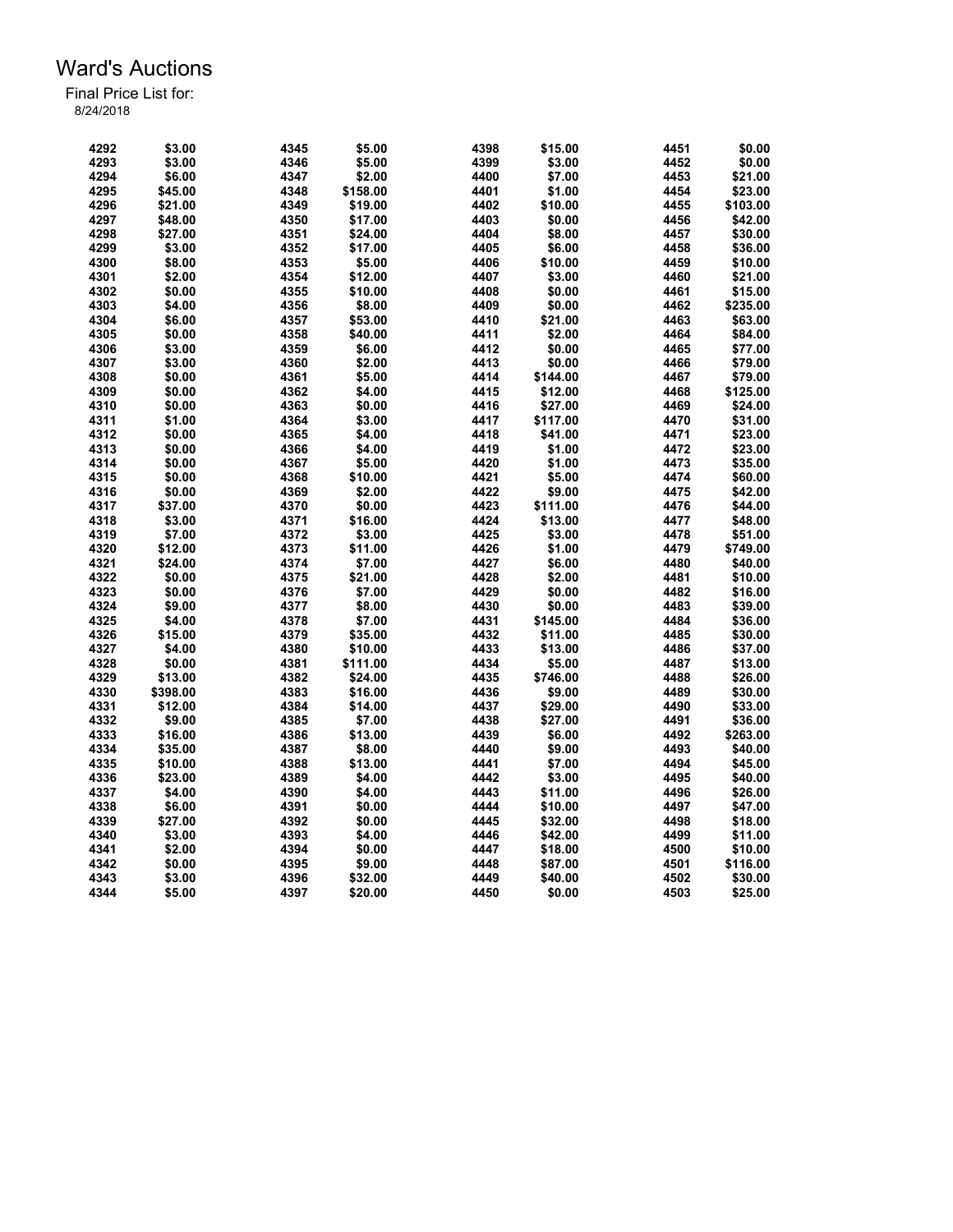# Ward's Auctions

Final Price List for:
8/24/2018

| | | | | | | | |
|---|---|---|---|---|---|---|---|
| 4292 | $3.00 | 4345 | $5.00 | 4398 | $15.00 | 4451 | $0.00 |
| 4293 | $3.00 | 4346 | $5.00 | 4399 | $3.00 | 4452 | $0.00 |
| 4294 | $6.00 | 4347 | $2.00 | 4400 | $7.00 | 4453 | $21.00 |
| 4295 | $45.00 | 4348 | $158.00 | 4401 | $1.00 | 4454 | $23.00 |
| 4296 | $21.00 | 4349 | $19.00 | 4402 | $10.00 | 4455 | $103.00 |
| 4297 | $48.00 | 4350 | $17.00 | 4403 | $0.00 | 4456 | $42.00 |
| 4298 | $27.00 | 4351 | $24.00 | 4404 | $8.00 | 4457 | $30.00 |
| 4299 | $3.00 | 4352 | $17.00 | 4405 | $6.00 | 4458 | $36.00 |
| 4300 | $8.00 | 4353 | $5.00 | 4406 | $10.00 | 4459 | $10.00 |
| 4301 | $2.00 | 4354 | $12.00 | 4407 | $3.00 | 4460 | $21.00 |
| 4302 | $0.00 | 4355 | $10.00 | 4408 | $0.00 | 4461 | $15.00 |
| 4303 | $4.00 | 4356 | $8.00 | 4409 | $0.00 | 4462 | $235.00 |
| 4304 | $6.00 | 4357 | $53.00 | 4410 | $21.00 | 4463 | $63.00 |
| 4305 | $0.00 | 4358 | $40.00 | 4411 | $2.00 | 4464 | $84.00 |
| 4306 | $3.00 | 4359 | $6.00 | 4412 | $0.00 | 4465 | $77.00 |
| 4307 | $3.00 | 4360 | $2.00 | 4413 | $0.00 | 4466 | $79.00 |
| 4308 | $0.00 | 4361 | $5.00 | 4414 | $144.00 | 4467 | $79.00 |
| 4309 | $0.00 | 4362 | $4.00 | 4415 | $12.00 | 4468 | $125.00 |
| 4310 | $0.00 | 4363 | $0.00 | 4416 | $27.00 | 4469 | $24.00 |
| 4311 | $1.00 | 4364 | $3.00 | 4417 | $117.00 | 4470 | $31.00 |
| 4312 | $0.00 | 4365 | $4.00 | 4418 | $41.00 | 4471 | $23.00 |
| 4313 | $0.00 | 4366 | $4.00 | 4419 | $1.00 | 4472 | $23.00 |
| 4314 | $0.00 | 4367 | $5.00 | 4420 | $1.00 | 4473 | $35.00 |
| 4315 | $0.00 | 4368 | $10.00 | 4421 | $5.00 | 4474 | $60.00 |
| 4316 | $0.00 | 4369 | $2.00 | 4422 | $9.00 | 4475 | $42.00 |
| 4317 | $37.00 | 4370 | $0.00 | 4423 | $111.00 | 4476 | $44.00 |
| 4318 | $3.00 | 4371 | $16.00 | 4424 | $13.00 | 4477 | $48.00 |
| 4319 | $7.00 | 4372 | $3.00 | 4425 | $3.00 | 4478 | $51.00 |
| 4320 | $12.00 | 4373 | $11.00 | 4426 | $1.00 | 4479 | $749.00 |
| 4321 | $24.00 | 4374 | $7.00 | 4427 | $6.00 | 4480 | $40.00 |
| 4322 | $0.00 | 4375 | $21.00 | 4428 | $2.00 | 4481 | $10.00 |
| 4323 | $0.00 | 4376 | $7.00 | 4429 | $0.00 | 4482 | $16.00 |
| 4324 | $9.00 | 4377 | $8.00 | 4430 | $0.00 | 4483 | $39.00 |
| 4325 | $4.00 | 4378 | $7.00 | 4431 | $145.00 | 4484 | $36.00 |
| 4326 | $15.00 | 4379 | $35.00 | 4432 | $11.00 | 4485 | $30.00 |
| 4327 | $4.00 | 4380 | $10.00 | 4433 | $13.00 | 4486 | $37.00 |
| 4328 | $0.00 | 4381 | $111.00 | 4434 | $5.00 | 4487 | $13.00 |
| 4329 | $13.00 | 4382 | $24.00 | 4435 | $746.00 | 4488 | $26.00 |
| 4330 | $398.00 | 4383 | $16.00 | 4436 | $9.00 | 4489 | $30.00 |
| 4331 | $12.00 | 4384 | $14.00 | 4437 | $29.00 | 4490 | $33.00 |
| 4332 | $9.00 | 4385 | $7.00 | 4438 | $27.00 | 4491 | $36.00 |
| 4333 | $16.00 | 4386 | $13.00 | 4439 | $6.00 | 4492 | $263.00 |
| 4334 | $35.00 | 4387 | $8.00 | 4440 | $9.00 | 4493 | $40.00 |
| 4335 | $10.00 | 4388 | $13.00 | 4441 | $7.00 | 4494 | $45.00 |
| 4336 | $23.00 | 4389 | $4.00 | 4442 | $3.00 | 4495 | $40.00 |
| 4337 | $4.00 | 4390 | $4.00 | 4443 | $11.00 | 4496 | $26.00 |
| 4338 | $6.00 | 4391 | $0.00 | 4444 | $10.00 | 4497 | $47.00 |
| 4339 | $27.00 | 4392 | $0.00 | 4445 | $32.00 | 4498 | $18.00 |
| 4340 | $3.00 | 4393 | $4.00 | 4446 | $42.00 | 4499 | $11.00 |
| 4341 | $2.00 | 4394 | $0.00 | 4447 | $18.00 | 4500 | $10.00 |
| 4342 | $0.00 | 4395 | $9.00 | 4448 | $87.00 | 4501 | $116.00 |
| 4343 | $3.00 | 4396 | $32.00 | 4449 | $40.00 | 4502 | $30.00 |
| 4344 | $5.00 | 4397 | $20.00 | 4450 | $0.00 | 4503 | $25.00 |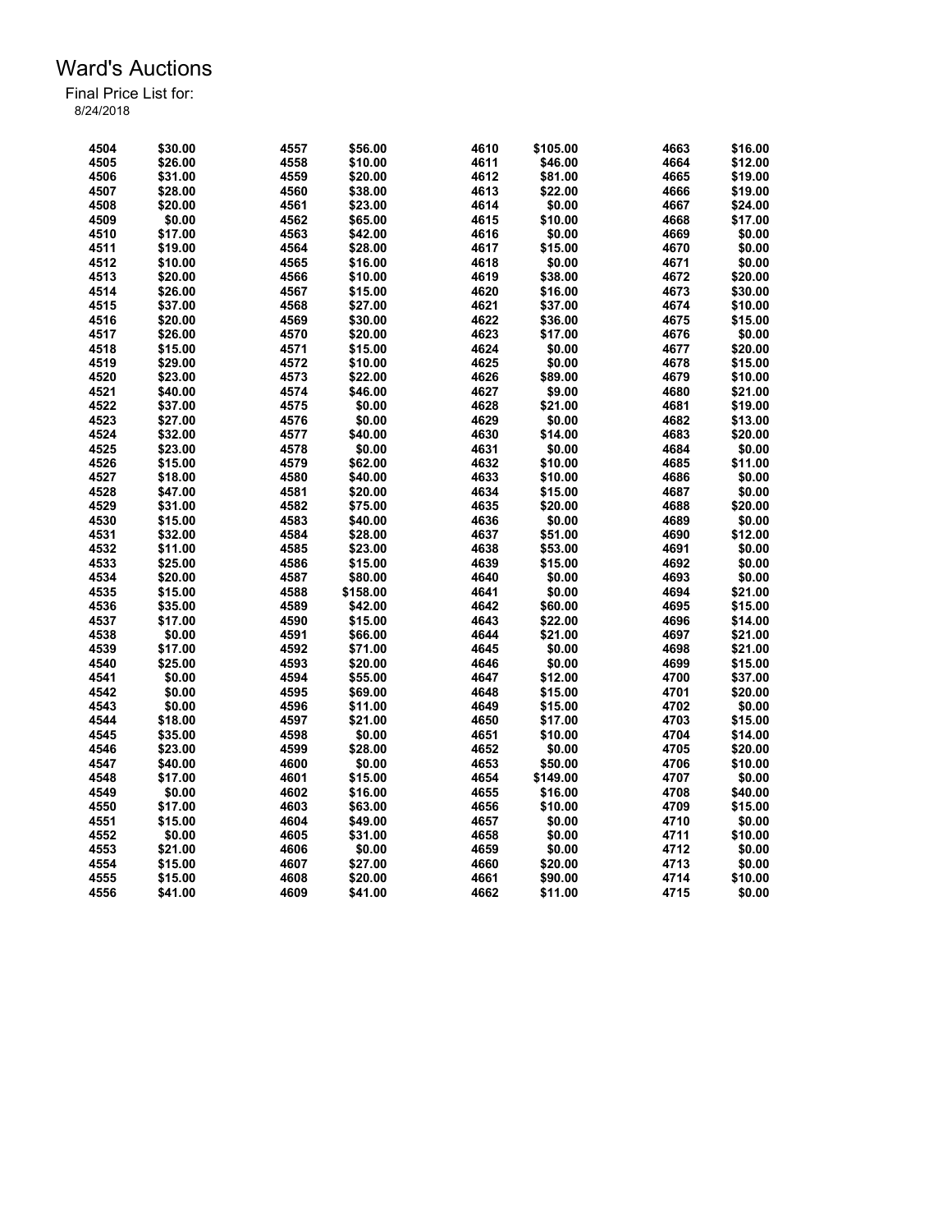# Ward's Auctions

Final Price List for:
8/24/2018

| | | | | | | | |
|---|---|---|---|---|---|---|---|
| 4504 | $30.00 | 4557 | $56.00 | 4610 | $105.00 | 4663 | $16.00 |
| 4505 | $26.00 | 4558 | $10.00 | 4611 | $46.00 | 4664 | $12.00 |
| 4506 | $31.00 | 4559 | $20.00 | 4612 | $81.00 | 4665 | $19.00 |
| 4507 | $28.00 | 4560 | $38.00 | 4613 | $22.00 | 4666 | $19.00 |
| 4508 | $20.00 | 4561 | $23.00 | 4614 | $0.00 | 4667 | $24.00 |
| 4509 | $0.00 | 4562 | $65.00 | 4615 | $10.00 | 4668 | $17.00 |
| 4510 | $17.00 | 4563 | $42.00 | 4616 | $0.00 | 4669 | $0.00 |
| 4511 | $19.00 | 4564 | $28.00 | 4617 | $15.00 | 4670 | $0.00 |
| 4512 | $10.00 | 4565 | $16.00 | 4618 | $0.00 | 4671 | $0.00 |
| 4513 | $20.00 | 4566 | $10.00 | 4619 | $38.00 | 4672 | $20.00 |
| 4514 | $26.00 | 4567 | $15.00 | 4620 | $16.00 | 4673 | $30.00 |
| 4515 | $37.00 | 4568 | $27.00 | 4621 | $37.00 | 4674 | $10.00 |
| 4516 | $20.00 | 4569 | $30.00 | 4622 | $36.00 | 4675 | $15.00 |
| 4517 | $26.00 | 4570 | $20.00 | 4623 | $17.00 | 4676 | $0.00 |
| 4518 | $15.00 | 4571 | $15.00 | 4624 | $0.00 | 4677 | $20.00 |
| 4519 | $29.00 | 4572 | $10.00 | 4625 | $0.00 | 4678 | $15.00 |
| 4520 | $23.00 | 4573 | $22.00 | 4626 | $89.00 | 4679 | $10.00 |
| 4521 | $40.00 | 4574 | $46.00 | 4627 | $9.00 | 4680 | $21.00 |
| 4522 | $37.00 | 4575 | $0.00 | 4628 | $21.00 | 4681 | $19.00 |
| 4523 | $27.00 | 4576 | $0.00 | 4629 | $0.00 | 4682 | $13.00 |
| 4524 | $32.00 | 4577 | $40.00 | 4630 | $14.00 | 4683 | $20.00 |
| 4525 | $23.00 | 4578 | $0.00 | 4631 | $0.00 | 4684 | $0.00 |
| 4526 | $15.00 | 4579 | $62.00 | 4632 | $10.00 | 4685 | $11.00 |
| 4527 | $18.00 | 4580 | $40.00 | 4633 | $10.00 | 4686 | $0.00 |
| 4528 | $47.00 | 4581 | $20.00 | 4634 | $15.00 | 4687 | $0.00 |
| 4529 | $31.00 | 4582 | $75.00 | 4635 | $20.00 | 4688 | $20.00 |
| 4530 | $15.00 | 4583 | $40.00 | 4636 | $0.00 | 4689 | $0.00 |
| 4531 | $32.00 | 4584 | $28.00 | 4637 | $51.00 | 4690 | $12.00 |
| 4532 | $11.00 | 4585 | $23.00 | 4638 | $53.00 | 4691 | $0.00 |
| 4533 | $25.00 | 4586 | $15.00 | 4639 | $15.00 | 4692 | $0.00 |
| 4534 | $20.00 | 4587 | $80.00 | 4640 | $0.00 | 4693 | $0.00 |
| 4535 | $15.00 | 4588 | $158.00 | 4641 | $0.00 | 4694 | $21.00 |
| 4536 | $35.00 | 4589 | $42.00 | 4642 | $60.00 | 4695 | $15.00 |
| 4537 | $17.00 | 4590 | $15.00 | 4643 | $22.00 | 4696 | $14.00 |
| 4538 | $0.00 | 4591 | $66.00 | 4644 | $21.00 | 4697 | $21.00 |
| 4539 | $17.00 | 4592 | $71.00 | 4645 | $0.00 | 4698 | $21.00 |
| 4540 | $25.00 | 4593 | $20.00 | 4646 | $0.00 | 4699 | $15.00 |
| 4541 | $0.00 | 4594 | $55.00 | 4647 | $12.00 | 4700 | $37.00 |
| 4542 | $0.00 | 4595 | $69.00 | 4648 | $15.00 | 4701 | $20.00 |
| 4543 | $0.00 | 4596 | $11.00 | 4649 | $15.00 | 4702 | $0.00 |
| 4544 | $18.00 | 4597 | $21.00 | 4650 | $17.00 | 4703 | $15.00 |
| 4545 | $35.00 | 4598 | $0.00 | 4651 | $10.00 | 4704 | $14.00 |
| 4546 | $23.00 | 4599 | $28.00 | 4652 | $0.00 | 4705 | $20.00 |
| 4547 | $40.00 | 4600 | $0.00 | 4653 | $50.00 | 4706 | $10.00 |
| 4548 | $17.00 | 4601 | $15.00 | 4654 | $149.00 | 4707 | $0.00 |
| 4549 | $0.00 | 4602 | $16.00 | 4655 | $16.00 | 4708 | $40.00 |
| 4550 | $17.00 | 4603 | $63.00 | 4656 | $10.00 | 4709 | $15.00 |
| 4551 | $15.00 | 4604 | $49.00 | 4657 | $0.00 | 4710 | $0.00 |
| 4552 | $0.00 | 4605 | $31.00 | 4658 | $0.00 | 4711 | $10.00 |
| 4553 | $21.00 | 4606 | $0.00 | 4659 | $0.00 | 4712 | $0.00 |
| 4554 | $15.00 | 4607 | $27.00 | 4660 | $20.00 | 4713 | $0.00 |
| 4555 | $15.00 | 4608 | $20.00 | 4661 | $90.00 | 4714 | $10.00 |
| 4556 | $41.00 | 4609 | $41.00 | 4662 | $11.00 | 4715 | $0.00 |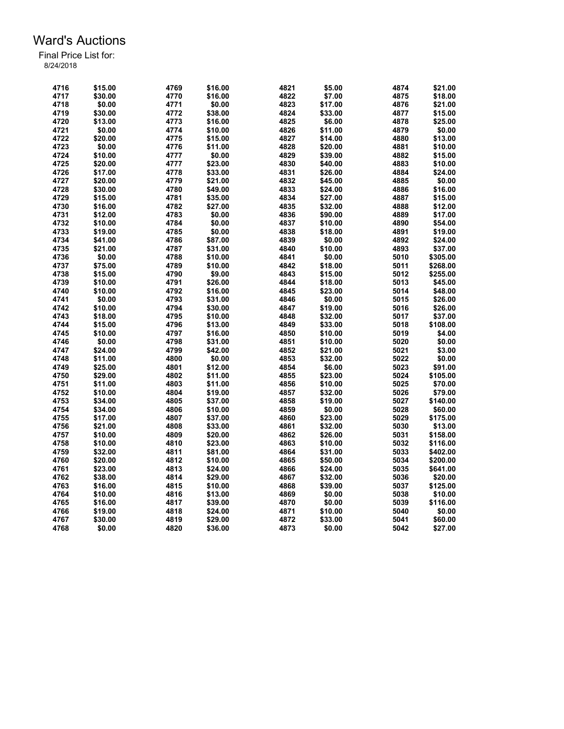# Ward's Auctions

Final Price List for:
8/24/2018

| | | | | | | | |
|---|---|---|---|---|---|---|---|
| 4716 | $15.00 | 4769 | $16.00 | 4821 | $5.00 | 4874 | $21.00 |
| 4717 | $30.00 | 4770 | $16.00 | 4822 | $7.00 | 4875 | $18.00 |
| 4718 | $0.00 | 4771 | $0.00 | 4823 | $17.00 | 4876 | $21.00 |
| 4719 | $30.00 | 4772 | $38.00 | 4824 | $33.00 | 4877 | $15.00 |
| 4720 | $13.00 | 4773 | $16.00 | 4825 | $6.00 | 4878 | $25.00 |
| 4721 | $0.00 | 4774 | $10.00 | 4826 | $11.00 | 4879 | $0.00 |
| 4722 | $20.00 | 4775 | $15.00 | 4827 | $14.00 | 4880 | $13.00 |
| 4723 | $0.00 | 4776 | $11.00 | 4828 | $20.00 | 4881 | $10.00 |
| 4724 | $10.00 | 4777 | $0.00 | 4829 | $39.00 | 4882 | $15.00 |
| 4725 | $20.00 | 4777 | $23.00 | 4830 | $40.00 | 4883 | $10.00 |
| 4726 | $17.00 | 4778 | $33.00 | 4831 | $26.00 | 4884 | $24.00 |
| 4727 | $20.00 | 4779 | $21.00 | 4832 | $45.00 | 4885 | $0.00 |
| 4728 | $30.00 | 4780 | $49.00 | 4833 | $24.00 | 4886 | $16.00 |
| 4729 | $15.00 | 4781 | $35.00 | 4834 | $27.00 | 4887 | $15.00 |
| 4730 | $16.00 | 4782 | $27.00 | 4835 | $32.00 | 4888 | $12.00 |
| 4731 | $12.00 | 4783 | $0.00 | 4836 | $90.00 | 4889 | $17.00 |
| 4732 | $10.00 | 4784 | $0.00 | 4837 | $10.00 | 4890 | $54.00 |
| 4733 | $19.00 | 4785 | $0.00 | 4838 | $18.00 | 4891 | $19.00 |
| 4734 | $41.00 | 4786 | $87.00 | 4839 | $0.00 | 4892 | $24.00 |
| 4735 | $21.00 | 4787 | $31.00 | 4840 | $10.00 | 4893 | $37.00 |
| 4736 | $0.00 | 4788 | $10.00 | 4841 | $0.00 | 5010 | $305.00 |
| 4737 | $75.00 | 4789 | $10.00 | 4842 | $18.00 | 5011 | $268.00 |
| 4738 | $15.00 | 4790 | $9.00 | 4843 | $15.00 | 5012 | $255.00 |
| 4739 | $10.00 | 4791 | $26.00 | 4844 | $18.00 | 5013 | $45.00 |
| 4740 | $10.00 | 4792 | $16.00 | 4845 | $23.00 | 5014 | $48.00 |
| 4741 | $0.00 | 4793 | $31.00 | 4846 | $0.00 | 5015 | $26.00 |
| 4742 | $10.00 | 4794 | $30.00 | 4847 | $19.00 | 5016 | $26.00 |
| 4743 | $18.00 | 4795 | $10.00 | 4848 | $32.00 | 5017 | $37.00 |
| 4744 | $15.00 | 4796 | $13.00 | 4849 | $33.00 | 5018 | $108.00 |
| 4745 | $10.00 | 4797 | $16.00 | 4850 | $10.00 | 5019 | $4.00 |
| 4746 | $0.00 | 4798 | $31.00 | 4851 | $10.00 | 5020 | $0.00 |
| 4747 | $24.00 | 4799 | $42.00 | 4852 | $21.00 | 5021 | $3.00 |
| 4748 | $11.00 | 4800 | $0.00 | 4853 | $32.00 | 5022 | $0.00 |
| 4749 | $25.00 | 4801 | $12.00 | 4854 | $6.00 | 5023 | $91.00 |
| 4750 | $29.00 | 4802 | $11.00 | 4855 | $23.00 | 5024 | $105.00 |
| 4751 | $11.00 | 4803 | $11.00 | 4856 | $10.00 | 5025 | $70.00 |
| 4752 | $10.00 | 4804 | $19.00 | 4857 | $32.00 | 5026 | $79.00 |
| 4753 | $34.00 | 4805 | $37.00 | 4858 | $19.00 | 5027 | $140.00 |
| 4754 | $34.00 | 4806 | $10.00 | 4859 | $0.00 | 5028 | $60.00 |
| 4755 | $17.00 | 4807 | $37.00 | 4860 | $23.00 | 5029 | $175.00 |
| 4756 | $21.00 | 4808 | $33.00 | 4861 | $32.00 | 5030 | $13.00 |
| 4757 | $10.00 | 4809 | $20.00 | 4862 | $26.00 | 5031 | $158.00 |
| 4758 | $10.00 | 4810 | $23.00 | 4863 | $10.00 | 5032 | $116.00 |
| 4759 | $32.00 | 4811 | $81.00 | 4864 | $31.00 | 5033 | $402.00 |
| 4760 | $20.00 | 4812 | $10.00 | 4865 | $50.00 | 5034 | $200.00 |
| 4761 | $23.00 | 4813 | $24.00 | 4866 | $24.00 | 5035 | $641.00 |
| 4762 | $38.00 | 4814 | $29.00 | 4867 | $32.00 | 5036 | $20.00 |
| 4763 | $16.00 | 4815 | $10.00 | 4868 | $39.00 | 5037 | $125.00 |
| 4764 | $10.00 | 4816 | $13.00 | 4869 | $0.00 | 5038 | $10.00 |
| 4765 | $16.00 | 4817 | $39.00 | 4870 | $0.00 | 5039 | $116.00 |
| 4766 | $19.00 | 4818 | $24.00 | 4871 | $10.00 | 5040 | $0.00 |
| 4767 | $30.00 | 4819 | $29.00 | 4872 | $33.00 | 5041 | $60.00 |
| 4768 | $0.00 | 4820 | $36.00 | 4873 | $0.00 | 5042 | $27.00 |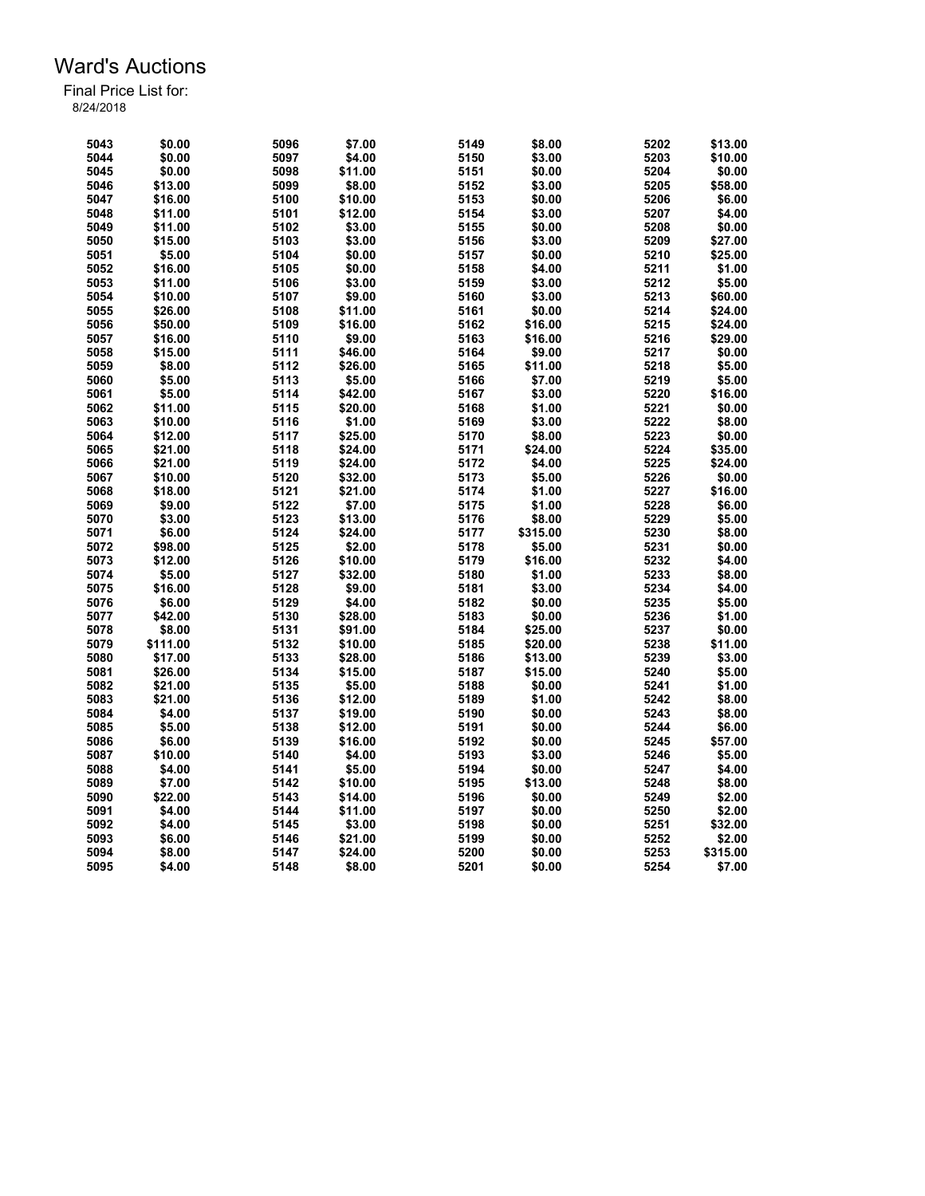# Ward's Auctions

Final Price List for:
8/24/2018

| | | | | | | | |
|---|---|---|---|---|---|---|---|
| 5043 | $0.00 | 5096 | $7.00 | 5149 | $8.00 | 5202 | $13.00 |
| 5044 | $0.00 | 5097 | $4.00 | 5150 | $3.00 | 5203 | $10.00 |
| 5045 | $0.00 | 5098 | $11.00 | 5151 | $0.00 | 5204 | $0.00 |
| 5046 | $13.00 | 5099 | $8.00 | 5152 | $3.00 | 5205 | $58.00 |
| 5047 | $16.00 | 5100 | $10.00 | 5153 | $0.00 | 5206 | $6.00 |
| 5048 | $11.00 | 5101 | $12.00 | 5154 | $3.00 | 5207 | $4.00 |
| 5049 | $11.00 | 5102 | $3.00 | 5155 | $0.00 | 5208 | $0.00 |
| 5050 | $15.00 | 5103 | $3.00 | 5156 | $3.00 | 5209 | $27.00 |
| 5051 | $5.00 | 5104 | $0.00 | 5157 | $0.00 | 5210 | $25.00 |
| 5052 | $16.00 | 5105 | $0.00 | 5158 | $4.00 | 5211 | $1.00 |
| 5053 | $11.00 | 5106 | $3.00 | 5159 | $3.00 | 5212 | $5.00 |
| 5054 | $10.00 | 5107 | $9.00 | 5160 | $3.00 | 5213 | $60.00 |
| 5055 | $26.00 | 5108 | $11.00 | 5161 | $0.00 | 5214 | $24.00 |
| 5056 | $50.00 | 5109 | $16.00 | 5162 | $16.00 | 5215 | $24.00 |
| 5057 | $16.00 | 5110 | $9.00 | 5163 | $16.00 | 5216 | $29.00 |
| 5058 | $15.00 | 5111 | $46.00 | 5164 | $9.00 | 5217 | $0.00 |
| 5059 | $8.00 | 5112 | $26.00 | 5165 | $11.00 | 5218 | $5.00 |
| 5060 | $5.00 | 5113 | $5.00 | 5166 | $7.00 | 5219 | $5.00 |
| 5061 | $5.00 | 5114 | $42.00 | 5167 | $3.00 | 5220 | $16.00 |
| 5062 | $11.00 | 5115 | $20.00 | 5168 | $1.00 | 5221 | $0.00 |
| 5063 | $10.00 | 5116 | $1.00 | 5169 | $3.00 | 5222 | $8.00 |
| 5064 | $12.00 | 5117 | $25.00 | 5170 | $8.00 | 5223 | $0.00 |
| 5065 | $21.00 | 5118 | $24.00 | 5171 | $24.00 | 5224 | $35.00 |
| 5066 | $21.00 | 5119 | $24.00 | 5172 | $4.00 | 5225 | $24.00 |
| 5067 | $10.00 | 5120 | $32.00 | 5173 | $5.00 | 5226 | $0.00 |
| 5068 | $18.00 | 5121 | $21.00 | 5174 | $1.00 | 5227 | $16.00 |
| 5069 | $9.00 | 5122 | $7.00 | 5175 | $1.00 | 5228 | $6.00 |
| 5070 | $3.00 | 5123 | $13.00 | 5176 | $8.00 | 5229 | $5.00 |
| 5071 | $6.00 | 5124 | $24.00 | 5177 | $315.00 | 5230 | $8.00 |
| 5072 | $98.00 | 5125 | $2.00 | 5178 | $5.00 | 5231 | $0.00 |
| 5073 | $12.00 | 5126 | $10.00 | 5179 | $16.00 | 5232 | $4.00 |
| 5074 | $5.00 | 5127 | $32.00 | 5180 | $1.00 | 5233 | $8.00 |
| 5075 | $16.00 | 5128 | $9.00 | 5181 | $3.00 | 5234 | $4.00 |
| 5076 | $6.00 | 5129 | $4.00 | 5182 | $0.00 | 5235 | $5.00 |
| 5077 | $42.00 | 5130 | $28.00 | 5183 | $0.00 | 5236 | $1.00 |
| 5078 | $8.00 | 5131 | $91.00 | 5184 | $25.00 | 5237 | $0.00 |
| 5079 | $111.00 | 5132 | $10.00 | 5185 | $20.00 | 5238 | $11.00 |
| 5080 | $17.00 | 5133 | $28.00 | 5186 | $13.00 | 5239 | $3.00 |
| 5081 | $26.00 | 5134 | $15.00 | 5187 | $15.00 | 5240 | $5.00 |
| 5082 | $21.00 | 5135 | $5.00 | 5188 | $0.00 | 5241 | $1.00 |
| 5083 | $21.00 | 5136 | $12.00 | 5189 | $1.00 | 5242 | $8.00 |
| 5084 | $4.00 | 5137 | $19.00 | 5190 | $0.00 | 5243 | $8.00 |
| 5085 | $5.00 | 5138 | $12.00 | 5191 | $0.00 | 5244 | $6.00 |
| 5086 | $6.00 | 5139 | $16.00 | 5192 | $0.00 | 5245 | $57.00 |
| 5087 | $10.00 | 5140 | $4.00 | 5193 | $3.00 | 5246 | $5.00 |
| 5088 | $4.00 | 5141 | $5.00 | 5194 | $0.00 | 5247 | $4.00 |
| 5089 | $7.00 | 5142 | $10.00 | 5195 | $13.00 | 5248 | $8.00 |
| 5090 | $22.00 | 5143 | $14.00 | 5196 | $0.00 | 5249 | $2.00 |
| 5091 | $4.00 | 5144 | $11.00 | 5197 | $0.00 | 5250 | $2.00 |
| 5092 | $4.00 | 5145 | $3.00 | 5198 | $0.00 | 5251 | $32.00 |
| 5093 | $6.00 | 5146 | $21.00 | 5199 | $0.00 | 5252 | $2.00 |
| 5094 | $8.00 | 5147 | $24.00 | 5200 | $0.00 | 5253 | $315.00 |
| 5095 | $4.00 | 5148 | $8.00 | 5201 | $0.00 | 5254 | $7.00 |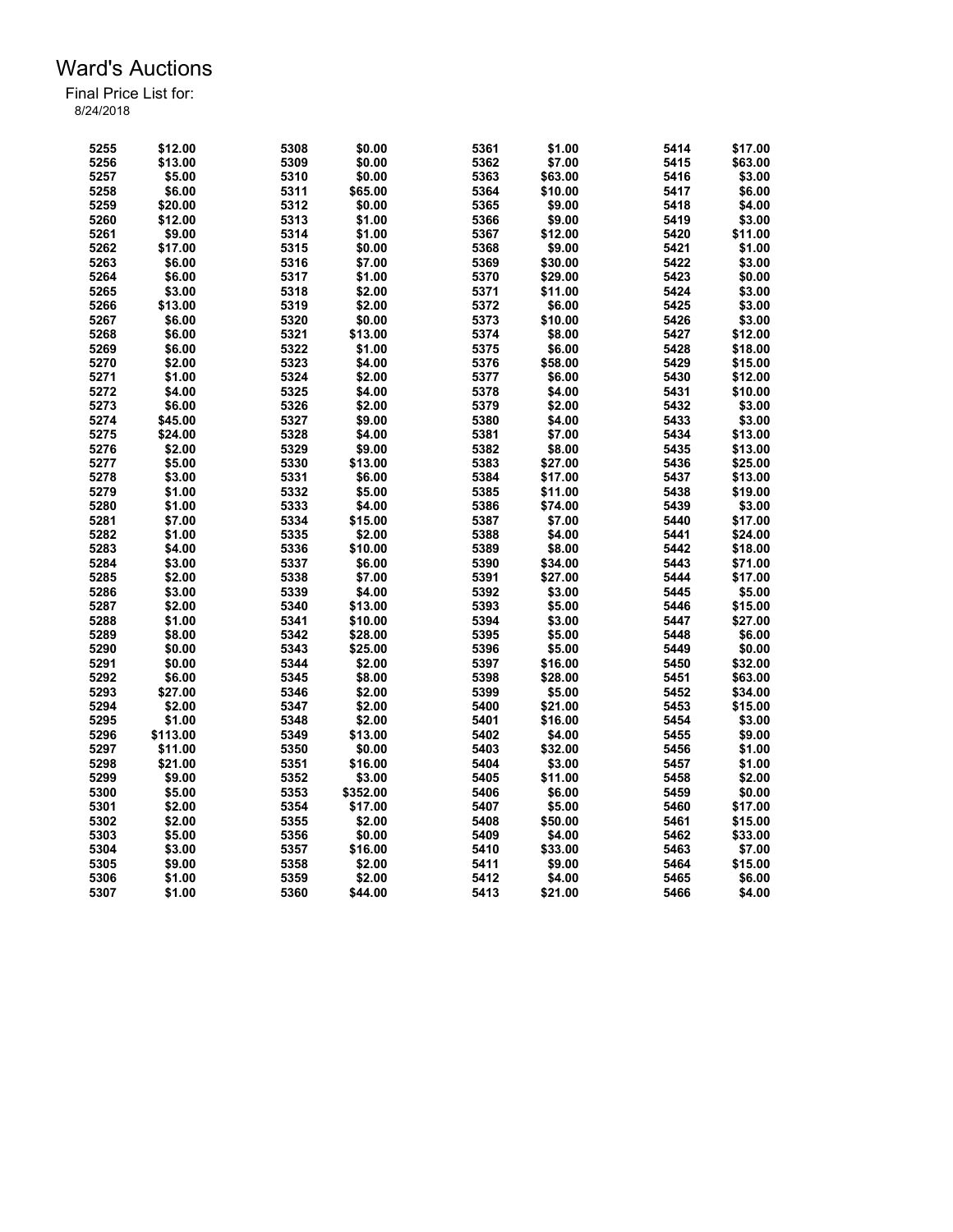# Ward's Auctions

Final Price List for:
8/24/2018

| | | | | | | | |
|---|---|---|---|---|---|---|---|
| 5255 | $12.00 | 5308 | $0.00 | 5361 | $1.00 | 5414 | $17.00 |
| 5256 | $13.00 | 5309 | $0.00 | 5362 | $7.00 | 5415 | $63.00 |
| 5257 | $5.00 | 5310 | $0.00 | 5363 | $63.00 | 5416 | $3.00 |
| 5258 | $6.00 | 5311 | $65.00 | 5364 | $10.00 | 5417 | $6.00 |
| 5259 | $20.00 | 5312 | $0.00 | 5365 | $9.00 | 5418 | $4.00 |
| 5260 | $12.00 | 5313 | $1.00 | 5366 | $9.00 | 5419 | $3.00 |
| 5261 | $9.00 | 5314 | $1.00 | 5367 | $12.00 | 5420 | $11.00 |
| 5262 | $17.00 | 5315 | $0.00 | 5368 | $9.00 | 5421 | $1.00 |
| 5263 | $6.00 | 5316 | $7.00 | 5369 | $30.00 | 5422 | $3.00 |
| 5264 | $6.00 | 5317 | $1.00 | 5370 | $29.00 | 5423 | $0.00 |
| 5265 | $3.00 | 5318 | $2.00 | 5371 | $11.00 | 5424 | $3.00 |
| 5266 | $13.00 | 5319 | $2.00 | 5372 | $6.00 | 5425 | $3.00 |
| 5267 | $6.00 | 5320 | $0.00 | 5373 | $10.00 | 5426 | $3.00 |
| 5268 | $6.00 | 5321 | $13.00 | 5374 | $8.00 | 5427 | $12.00 |
| 5269 | $6.00 | 5322 | $1.00 | 5375 | $6.00 | 5428 | $18.00 |
| 5270 | $2.00 | 5323 | $4.00 | 5376 | $58.00 | 5429 | $15.00 |
| 5271 | $1.00 | 5324 | $2.00 | 5377 | $6.00 | 5430 | $12.00 |
| 5272 | $4.00 | 5325 | $4.00 | 5378 | $4.00 | 5431 | $10.00 |
| 5273 | $6.00 | 5326 | $2.00 | 5379 | $2.00 | 5432 | $3.00 |
| 5274 | $45.00 | 5327 | $9.00 | 5380 | $4.00 | 5433 | $3.00 |
| 5275 | $24.00 | 5328 | $4.00 | 5381 | $7.00 | 5434 | $13.00 |
| 5276 | $2.00 | 5329 | $9.00 | 5382 | $8.00 | 5435 | $13.00 |
| 5277 | $5.00 | 5330 | $13.00 | 5383 | $27.00 | 5436 | $25.00 |
| 5278 | $3.00 | 5331 | $6.00 | 5384 | $17.00 | 5437 | $13.00 |
| 5279 | $1.00 | 5332 | $5.00 | 5385 | $11.00 | 5438 | $19.00 |
| 5280 | $1.00 | 5333 | $4.00 | 5386 | $74.00 | 5439 | $3.00 |
| 5281 | $7.00 | 5334 | $15.00 | 5387 | $7.00 | 5440 | $17.00 |
| 5282 | $1.00 | 5335 | $2.00 | 5388 | $4.00 | 5441 | $24.00 |
| 5283 | $4.00 | 5336 | $10.00 | 5389 | $8.00 | 5442 | $18.00 |
| 5284 | $3.00 | 5337 | $6.00 | 5390 | $34.00 | 5443 | $71.00 |
| 5285 | $2.00 | 5338 | $7.00 | 5391 | $27.00 | 5444 | $17.00 |
| 5286 | $3.00 | 5339 | $4.00 | 5392 | $3.00 | 5445 | $5.00 |
| 5287 | $2.00 | 5340 | $13.00 | 5393 | $5.00 | 5446 | $15.00 |
| 5288 | $1.00 | 5341 | $10.00 | 5394 | $3.00 | 5447 | $27.00 |
| 5289 | $8.00 | 5342 | $28.00 | 5395 | $5.00 | 5448 | $6.00 |
| 5290 | $0.00 | 5343 | $25.00 | 5396 | $5.00 | 5449 | $0.00 |
| 5291 | $0.00 | 5344 | $2.00 | 5397 | $16.00 | 5450 | $32.00 |
| 5292 | $6.00 | 5345 | $8.00 | 5398 | $28.00 | 5451 | $63.00 |
| 5293 | $27.00 | 5346 | $2.00 | 5399 | $5.00 | 5452 | $34.00 |
| 5294 | $2.00 | 5347 | $2.00 | 5400 | $21.00 | 5453 | $15.00 |
| 5295 | $1.00 | 5348 | $2.00 | 5401 | $16.00 | 5454 | $3.00 |
| 5296 | $113.00 | 5349 | $13.00 | 5402 | $4.00 | 5455 | $9.00 |
| 5297 | $11.00 | 5350 | $0.00 | 5403 | $32.00 | 5456 | $1.00 |
| 5298 | $21.00 | 5351 | $16.00 | 5404 | $3.00 | 5457 | $1.00 |
| 5299 | $9.00 | 5352 | $3.00 | 5405 | $11.00 | 5458 | $2.00 |
| 5300 | $5.00 | 5353 | $352.00 | 5406 | $6.00 | 5459 | $0.00 |
| 5301 | $2.00 | 5354 | $17.00 | 5407 | $5.00 | 5460 | $17.00 |
| 5302 | $2.00 | 5355 | $2.00 | 5408 | $50.00 | 5461 | $15.00 |
| 5303 | $5.00 | 5356 | $0.00 | 5409 | $4.00 | 5462 | $33.00 |
| 5304 | $3.00 | 5357 | $16.00 | 5410 | $33.00 | 5463 | $7.00 |
| 5305 | $9.00 | 5358 | $2.00 | 5411 | $9.00 | 5464 | $15.00 |
| 5306 | $1.00 | 5359 | $2.00 | 5412 | $4.00 | 5465 | $6.00 |
| 5307 | $1.00 | 5360 | $44.00 | 5413 | $21.00 | 5466 | $4.00 |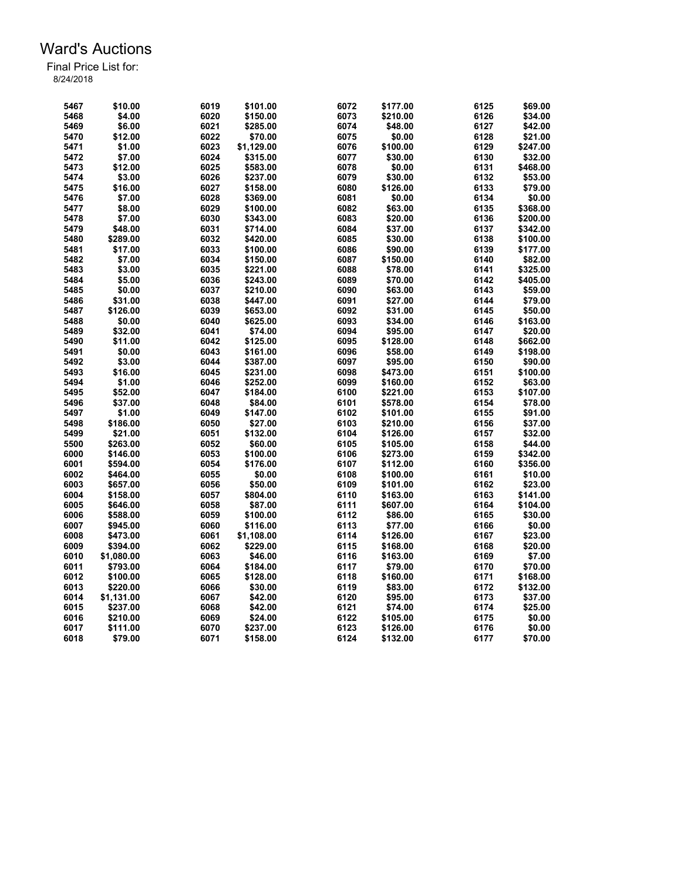# Ward's Auctions

Final Price List for:
8/24/2018

| | | | | | | | |
|---|---|---|---|---|---|---|---|
| 5467 | $10.00 | 6019 | $101.00 | 6072 | $177.00 | 6125 | $69.00 |
| 5468 | $4.00 | 6020 | $150.00 | 6073 | $210.00 | 6126 | $34.00 |
| 5469 | $6.00 | 6021 | $285.00 | 6074 | $48.00 | 6127 | $42.00 |
| 5470 | $12.00 | 6022 | $70.00 | 6075 | $0.00 | 6128 | $21.00 |
| 5471 | $1.00 | 6023 | $1,129.00 | 6076 | $100.00 | 6129 | $247.00 |
| 5472 | $7.00 | 6024 | $315.00 | 6077 | $30.00 | 6130 | $32.00 |
| 5473 | $12.00 | 6025 | $583.00 | 6078 | $0.00 | 6131 | $468.00 |
| 5474 | $3.00 | 6026 | $237.00 | 6079 | $30.00 | 6132 | $53.00 |
| 5475 | $16.00 | 6027 | $158.00 | 6080 | $126.00 | 6133 | $79.00 |
| 5476 | $7.00 | 6028 | $369.00 | 6081 | $0.00 | 6134 | $0.00 |
| 5477 | $8.00 | 6029 | $100.00 | 6082 | $63.00 | 6135 | $368.00 |
| 5478 | $7.00 | 6030 | $343.00 | 6083 | $20.00 | 6136 | $200.00 |
| 5479 | $48.00 | 6031 | $714.00 | 6084 | $37.00 | 6137 | $342.00 |
| 5480 | $289.00 | 6032 | $420.00 | 6085 | $30.00 | 6138 | $100.00 |
| 5481 | $17.00 | 6033 | $100.00 | 6086 | $90.00 | 6139 | $177.00 |
| 5482 | $7.00 | 6034 | $150.00 | 6087 | $150.00 | 6140 | $82.00 |
| 5483 | $3.00 | 6035 | $221.00 | 6088 | $78.00 | 6141 | $325.00 |
| 5484 | $5.00 | 6036 | $243.00 | 6089 | $70.00 | 6142 | $405.00 |
| 5485 | $0.00 | 6037 | $210.00 | 6090 | $63.00 | 6143 | $59.00 |
| 5486 | $31.00 | 6038 | $447.00 | 6091 | $27.00 | 6144 | $79.00 |
| 5487 | $126.00 | 6039 | $653.00 | 6092 | $31.00 | 6145 | $50.00 |
| 5488 | $0.00 | 6040 | $625.00 | 6093 | $34.00 | 6146 | $163.00 |
| 5489 | $32.00 | 6041 | $74.00 | 6094 | $95.00 | 6147 | $20.00 |
| 5490 | $11.00 | 6042 | $125.00 | 6095 | $128.00 | 6148 | $662.00 |
| 5491 | $0.00 | 6043 | $161.00 | 6096 | $58.00 | 6149 | $198.00 |
| 5492 | $3.00 | 6044 | $387.00 | 6097 | $95.00 | 6150 | $90.00 |
| 5493 | $16.00 | 6045 | $231.00 | 6098 | $473.00 | 6151 | $100.00 |
| 5494 | $1.00 | 6046 | $252.00 | 6099 | $160.00 | 6152 | $63.00 |
| 5495 | $52.00 | 6047 | $184.00 | 6100 | $221.00 | 6153 | $107.00 |
| 5496 | $37.00 | 6048 | $84.00 | 6101 | $578.00 | 6154 | $78.00 |
| 5497 | $1.00 | 6049 | $147.00 | 6102 | $101.00 | 6155 | $91.00 |
| 5498 | $186.00 | 6050 | $27.00 | 6103 | $210.00 | 6156 | $37.00 |
| 5499 | $21.00 | 6051 | $132.00 | 6104 | $126.00 | 6157 | $32.00 |
| 5500 | $263.00 | 6052 | $60.00 | 6105 | $105.00 | 6158 | $44.00 |
| 6000 | $146.00 | 6053 | $100.00 | 6106 | $273.00 | 6159 | $342.00 |
| 6001 | $594.00 | 6054 | $176.00 | 6107 | $112.00 | 6160 | $356.00 |
| 6002 | $464.00 | 6055 | $0.00 | 6108 | $100.00 | 6161 | $10.00 |
| 6003 | $657.00 | 6056 | $50.00 | 6109 | $101.00 | 6162 | $23.00 |
| 6004 | $158.00 | 6057 | $804.00 | 6110 | $163.00 | 6163 | $141.00 |
| 6005 | $646.00 | 6058 | $87.00 | 6111 | $607.00 | 6164 | $104.00 |
| 6006 | $588.00 | 6059 | $100.00 | 6112 | $86.00 | 6165 | $30.00 |
| 6007 | $945.00 | 6060 | $116.00 | 6113 | $77.00 | 6166 | $0.00 |
| 6008 | $473.00 | 6061 | $1,108.00 | 6114 | $126.00 | 6167 | $23.00 |
| 6009 | $394.00 | 6062 | $229.00 | 6115 | $168.00 | 6168 | $20.00 |
| 6010 | $1,080.00 | 6063 | $46.00 | 6116 | $163.00 | 6169 | $7.00 |
| 6011 | $793.00 | 6064 | $184.00 | 6117 | $79.00 | 6170 | $70.00 |
| 6012 | $100.00 | 6065 | $128.00 | 6118 | $160.00 | 6171 | $168.00 |
| 6013 | $220.00 | 6066 | $30.00 | 6119 | $83.00 | 6172 | $132.00 |
| 6014 | $1,131.00 | 6067 | $42.00 | 6120 | $95.00 | 6173 | $37.00 |
| 6015 | $237.00 | 6068 | $42.00 | 6121 | $74.00 | 6174 | $25.00 |
| 6016 | $210.00 | 6069 | $24.00 | 6122 | $105.00 | 6175 | $0.00 |
| 6017 | $111.00 | 6070 | $237.00 | 6123 | $126.00 | 6176 | $0.00 |
| 6018 | $79.00 | 6071 | $158.00 | 6124 | $132.00 | 6177 | $70.00 |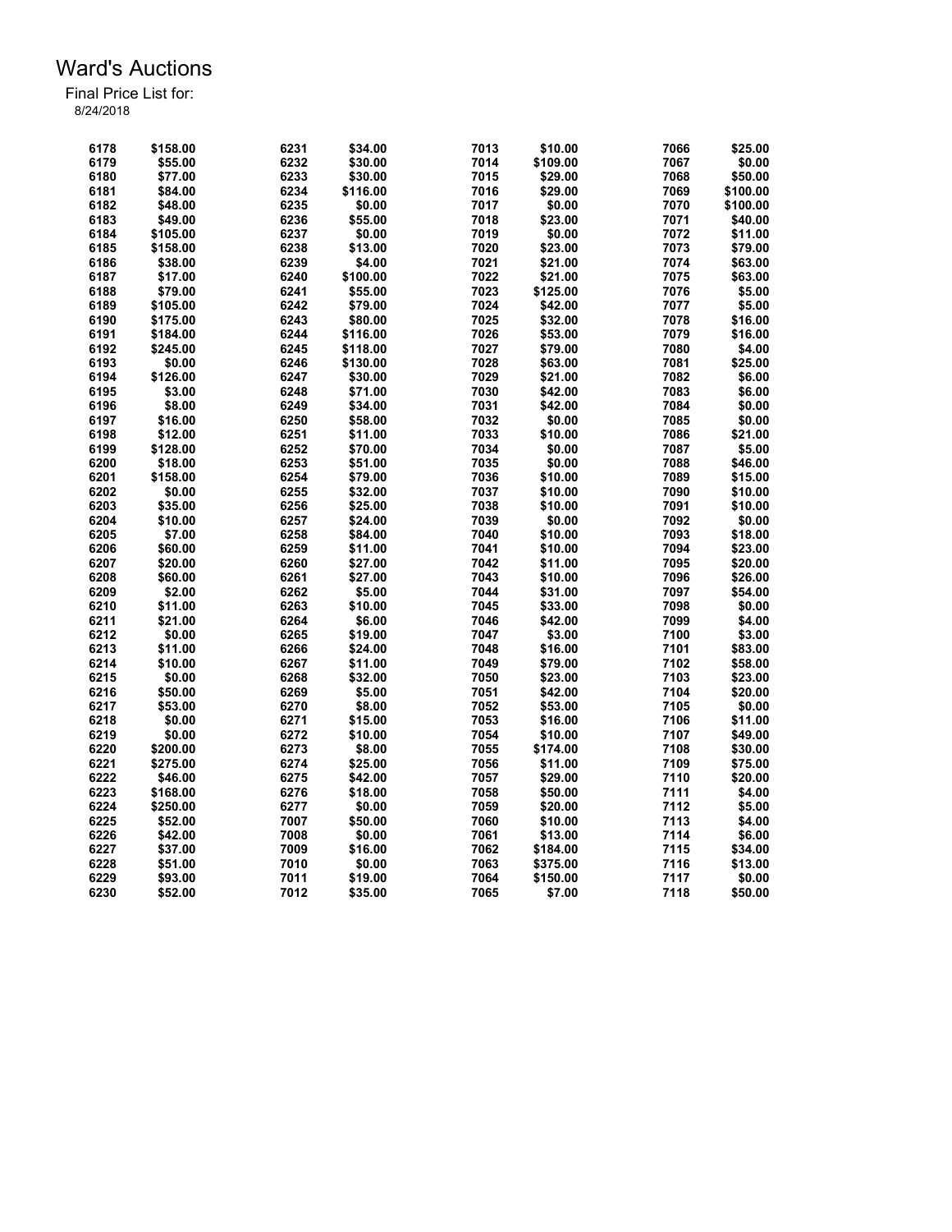# Ward's Auctions

Final Price List for:
8/24/2018

| | | | | | | | |
|---|---|---|---|---|---|---|---|
| 6178 | $158.00 | 6231 | $34.00 | 7013 | $10.00 | 7066 | $25.00 |
| 6179 | $55.00 | 6232 | $30.00 | 7014 | $109.00 | 7067 | $0.00 |
| 6180 | $77.00 | 6233 | $30.00 | 7015 | $29.00 | 7068 | $50.00 |
| 6181 | $84.00 | 6234 | $116.00 | 7016 | $29.00 | 7069 | $100.00 |
| 6182 | $48.00 | 6235 | $0.00 | 7017 | $0.00 | 7070 | $100.00 |
| 6183 | $49.00 | 6236 | $55.00 | 7018 | $23.00 | 7071 | $40.00 |
| 6184 | $105.00 | 6237 | $0.00 | 7019 | $0.00 | 7072 | $11.00 |
| 6185 | $158.00 | 6238 | $13.00 | 7020 | $23.00 | 7073 | $79.00 |
| 6186 | $38.00 | 6239 | $4.00 | 7021 | $21.00 | 7074 | $63.00 |
| 6187 | $17.00 | 6240 | $100.00 | 7022 | $21.00 | 7075 | $63.00 |
| 6188 | $79.00 | 6241 | $55.00 | 7023 | $125.00 | 7076 | $5.00 |
| 6189 | $105.00 | 6242 | $79.00 | 7024 | $42.00 | 7077 | $5.00 |
| 6190 | $175.00 | 6243 | $80.00 | 7025 | $32.00 | 7078 | $16.00 |
| 6191 | $184.00 | 6244 | $116.00 | 7026 | $53.00 | 7079 | $16.00 |
| 6192 | $245.00 | 6245 | $118.00 | 7027 | $79.00 | 7080 | $4.00 |
| 6193 | $0.00 | 6246 | $130.00 | 7028 | $63.00 | 7081 | $25.00 |
| 6194 | $126.00 | 6247 | $30.00 | 7029 | $21.00 | 7082 | $6.00 |
| 6195 | $3.00 | 6248 | $71.00 | 7030 | $42.00 | 7083 | $6.00 |
| 6196 | $8.00 | 6249 | $34.00 | 7031 | $42.00 | 7084 | $0.00 |
| 6197 | $16.00 | 6250 | $58.00 | 7032 | $0.00 | 7085 | $0.00 |
| 6198 | $12.00 | 6251 | $11.00 | 7033 | $10.00 | 7086 | $21.00 |
| 6199 | $128.00 | 6252 | $70.00 | 7034 | $0.00 | 7087 | $5.00 |
| 6200 | $18.00 | 6253 | $51.00 | 7035 | $0.00 | 7088 | $46.00 |
| 6201 | $158.00 | 6254 | $79.00 | 7036 | $10.00 | 7089 | $15.00 |
| 6202 | $0.00 | 6255 | $32.00 | 7037 | $10.00 | 7090 | $10.00 |
| 6203 | $35.00 | 6256 | $25.00 | 7038 | $10.00 | 7091 | $10.00 |
| 6204 | $10.00 | 6257 | $24.00 | 7039 | $0.00 | 7092 | $0.00 |
| 6205 | $7.00 | 6258 | $84.00 | 7040 | $10.00 | 7093 | $18.00 |
| 6206 | $60.00 | 6259 | $11.00 | 7041 | $10.00 | 7094 | $23.00 |
| 6207 | $20.00 | 6260 | $27.00 | 7042 | $11.00 | 7095 | $20.00 |
| 6208 | $60.00 | 6261 | $27.00 | 7043 | $10.00 | 7096 | $26.00 |
| 6209 | $2.00 | 6262 | $5.00 | 7044 | $31.00 | 7097 | $54.00 |
| 6210 | $11.00 | 6263 | $10.00 | 7045 | $33.00 | 7098 | $0.00 |
| 6211 | $21.00 | 6264 | $6.00 | 7046 | $42.00 | 7099 | $4.00 |
| 6212 | $0.00 | 6265 | $19.00 | 7047 | $3.00 | 7100 | $3.00 |
| 6213 | $11.00 | 6266 | $24.00 | 7048 | $16.00 | 7101 | $83.00 |
| 6214 | $10.00 | 6267 | $11.00 | 7049 | $79.00 | 7102 | $58.00 |
| 6215 | $0.00 | 6268 | $32.00 | 7050 | $23.00 | 7103 | $23.00 |
| 6216 | $50.00 | 6269 | $5.00 | 7051 | $42.00 | 7104 | $20.00 |
| 6217 | $53.00 | 6270 | $8.00 | 7052 | $53.00 | 7105 | $0.00 |
| 6218 | $0.00 | 6271 | $15.00 | 7053 | $16.00 | 7106 | $11.00 |
| 6219 | $0.00 | 6272 | $10.00 | 7054 | $10.00 | 7107 | $49.00 |
| 6220 | $200.00 | 6273 | $8.00 | 7055 | $174.00 | 7108 | $30.00 |
| 6221 | $275.00 | 6274 | $25.00 | 7056 | $11.00 | 7109 | $75.00 |
| 6222 | $46.00 | 6275 | $42.00 | 7057 | $29.00 | 7110 | $20.00 |
| 6223 | $168.00 | 6276 | $18.00 | 7058 | $50.00 | 7111 | $4.00 |
| 6224 | $250.00 | 6277 | $0.00 | 7059 | $20.00 | 7112 | $5.00 |
| 6225 | $52.00 | 7007 | $50.00 | 7060 | $10.00 | 7113 | $4.00 |
| 6226 | $42.00 | 7008 | $0.00 | 7061 | $13.00 | 7114 | $6.00 |
| 6227 | $37.00 | 7009 | $16.00 | 7062 | $184.00 | 7115 | $34.00 |
| 6228 | $51.00 | 7010 | $0.00 | 7063 | $375.00 | 7116 | $13.00 |
| 6229 | $93.00 | 7011 | $19.00 | 7064 | $150.00 | 7117 | $0.00 |
| 6230 | $52.00 | 7012 | $35.00 | 7065 | $7.00 | 7118 | $50.00 |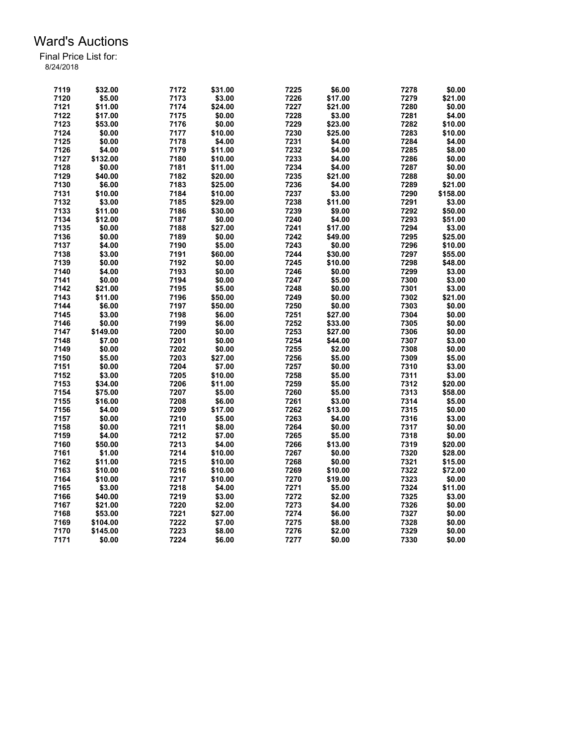# Ward's Auctions

Final Price List for:
8/24/2018

| | | | | | | | |
|---|---|---|---|---|---|---|---|
| 7119 | $32.00 | 7172 | $31.00 | 7225 | $6.00 | 7278 | $0.00 |
| 7120 | $5.00 | 7173 | $3.00 | 7226 | $17.00 | 7279 | $21.00 |
| 7121 | $11.00 | 7174 | $24.00 | 7227 | $21.00 | 7280 | $0.00 |
| 7122 | $17.00 | 7175 | $0.00 | 7228 | $3.00 | 7281 | $4.00 |
| 7123 | $53.00 | 7176 | $0.00 | 7229 | $23.00 | 7282 | $10.00 |
| 7124 | $0.00 | 7177 | $10.00 | 7230 | $25.00 | 7283 | $10.00 |
| 7125 | $0.00 | 7178 | $4.00 | 7231 | $4.00 | 7284 | $4.00 |
| 7126 | $4.00 | 7179 | $11.00 | 7232 | $4.00 | 7285 | $8.00 |
| 7127 | $132.00 | 7180 | $10.00 | 7233 | $4.00 | 7286 | $0.00 |
| 7128 | $0.00 | 7181 | $11.00 | 7234 | $4.00 | 7287 | $0.00 |
| 7129 | $40.00 | 7182 | $20.00 | 7235 | $21.00 | 7288 | $0.00 |
| 7130 | $6.00 | 7183 | $25.00 | 7236 | $4.00 | 7289 | $21.00 |
| 7131 | $10.00 | 7184 | $10.00 | 7237 | $3.00 | 7290 | $158.00 |
| 7132 | $3.00 | 7185 | $29.00 | 7238 | $11.00 | 7291 | $3.00 |
| 7133 | $11.00 | 7186 | $30.00 | 7239 | $9.00 | 7292 | $50.00 |
| 7134 | $12.00 | 7187 | $0.00 | 7240 | $4.00 | 7293 | $51.00 |
| 7135 | $0.00 | 7188 | $27.00 | 7241 | $17.00 | 7294 | $3.00 |
| 7136 | $0.00 | 7189 | $0.00 | 7242 | $49.00 | 7295 | $25.00 |
| 7137 | $4.00 | 7190 | $5.00 | 7243 | $0.00 | 7296 | $10.00 |
| 7138 | $3.00 | 7191 | $60.00 | 7244 | $30.00 | 7297 | $55.00 |
| 7139 | $0.00 | 7192 | $0.00 | 7245 | $10.00 | 7298 | $48.00 |
| 7140 | $4.00 | 7193 | $0.00 | 7246 | $0.00 | 7299 | $3.00 |
| 7141 | $0.00 | 7194 | $0.00 | 7247 | $5.00 | 7300 | $3.00 |
| 7142 | $21.00 | 7195 | $5.00 | 7248 | $0.00 | 7301 | $3.00 |
| 7143 | $11.00 | 7196 | $50.00 | 7249 | $0.00 | 7302 | $21.00 |
| 7144 | $6.00 | 7197 | $50.00 | 7250 | $0.00 | 7303 | $0.00 |
| 7145 | $3.00 | 7198 | $6.00 | 7251 | $27.00 | 7304 | $0.00 |
| 7146 | $0.00 | 7199 | $6.00 | 7252 | $33.00 | 7305 | $0.00 |
| 7147 | $149.00 | 7200 | $0.00 | 7253 | $27.00 | 7306 | $0.00 |
| 7148 | $7.00 | 7201 | $0.00 | 7254 | $44.00 | 7307 | $3.00 |
| 7149 | $0.00 | 7202 | $0.00 | 7255 | $2.00 | 7308 | $0.00 |
| 7150 | $5.00 | 7203 | $27.00 | 7256 | $5.00 | 7309 | $5.00 |
| 7151 | $0.00 | 7204 | $7.00 | 7257 | $0.00 | 7310 | $3.00 |
| 7152 | $3.00 | 7205 | $10.00 | 7258 | $5.00 | 7311 | $3.00 |
| 7153 | $34.00 | 7206 | $11.00 | 7259 | $5.00 | 7312 | $20.00 |
| 7154 | $75.00 | 7207 | $5.00 | 7260 | $5.00 | 7313 | $58.00 |
| 7155 | $16.00 | 7208 | $6.00 | 7261 | $3.00 | 7314 | $5.00 |
| 7156 | $4.00 | 7209 | $17.00 | 7262 | $13.00 | 7315 | $0.00 |
| 7157 | $0.00 | 7210 | $5.00 | 7263 | $4.00 | 7316 | $3.00 |
| 7158 | $0.00 | 7211 | $8.00 | 7264 | $0.00 | 7317 | $0.00 |
| 7159 | $4.00 | 7212 | $7.00 | 7265 | $5.00 | 7318 | $0.00 |
| 7160 | $50.00 | 7213 | $4.00 | 7266 | $13.00 | 7319 | $20.00 |
| 7161 | $1.00 | 7214 | $10.00 | 7267 | $0.00 | 7320 | $28.00 |
| 7162 | $11.00 | 7215 | $10.00 | 7268 | $0.00 | 7321 | $15.00 |
| 7163 | $10.00 | 7216 | $10.00 | 7269 | $10.00 | 7322 | $72.00 |
| 7164 | $10.00 | 7217 | $10.00 | 7270 | $19.00 | 7323 | $0.00 |
| 7165 | $3.00 | 7218 | $4.00 | 7271 | $5.00 | 7324 | $11.00 |
| 7166 | $40.00 | 7219 | $3.00 | 7272 | $2.00 | 7325 | $3.00 |
| 7167 | $21.00 | 7220 | $2.00 | 7273 | $4.00 | 7326 | $0.00 |
| 7168 | $53.00 | 7221 | $27.00 | 7274 | $6.00 | 7327 | $0.00 |
| 7169 | $104.00 | 7222 | $7.00 | 7275 | $8.00 | 7328 | $0.00 |
| 7170 | $145.00 | 7223 | $8.00 | 7276 | $2.00 | 7329 | $0.00 |
| 7171 | $0.00 | 7224 | $6.00 | 7277 | $0.00 | 7330 | $0.00 |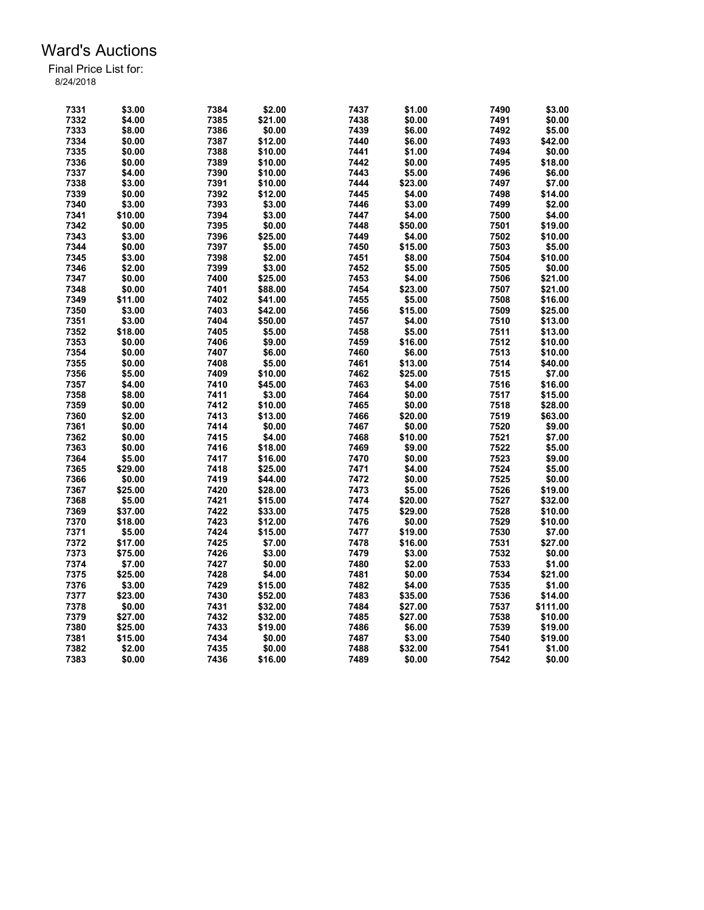# Ward's Auctions

Final Price List for:
8/24/2018

| | | | | | | | |
|---|---|---|---|---|---|---|---|
| 7331 | $3.00 | 7384 | $2.00 | 7437 | $1.00 | 7490 | $3.00 |
| 7332 | $4.00 | 7385 | $21.00 | 7438 | $0.00 | 7491 | $0.00 |
| 7333 | $8.00 | 7386 | $0.00 | 7439 | $6.00 | 7492 | $5.00 |
| 7334 | $0.00 | 7387 | $12.00 | 7440 | $6.00 | 7493 | $42.00 |
| 7335 | $0.00 | 7388 | $10.00 | 7441 | $1.00 | 7494 | $0.00 |
| 7336 | $0.00 | 7389 | $10.00 | 7442 | $0.00 | 7495 | $18.00 |
| 7337 | $4.00 | 7390 | $10.00 | 7443 | $5.00 | 7496 | $6.00 |
| 7338 | $3.00 | 7391 | $10.00 | 7444 | $23.00 | 7497 | $7.00 |
| 7339 | $0.00 | 7392 | $12.00 | 7445 | $4.00 | 7498 | $14.00 |
| 7340 | $3.00 | 7393 | $3.00 | 7446 | $3.00 | 7499 | $2.00 |
| 7341 | $10.00 | 7394 | $3.00 | 7447 | $4.00 | 7500 | $4.00 |
| 7342 | $0.00 | 7395 | $0.00 | 7448 | $50.00 | 7501 | $19.00 |
| 7343 | $3.00 | 7396 | $25.00 | 7449 | $4.00 | 7502 | $10.00 |
| 7344 | $0.00 | 7397 | $5.00 | 7450 | $15.00 | 7503 | $5.00 |
| 7345 | $3.00 | 7398 | $2.00 | 7451 | $8.00 | 7504 | $10.00 |
| 7346 | $2.00 | 7399 | $3.00 | 7452 | $5.00 | 7505 | $0.00 |
| 7347 | $0.00 | 7400 | $25.00 | 7453 | $4.00 | 7506 | $21.00 |
| 7348 | $0.00 | 7401 | $88.00 | 7454 | $23.00 | 7507 | $21.00 |
| 7349 | $11.00 | 7402 | $41.00 | 7455 | $5.00 | 7508 | $16.00 |
| 7350 | $3.00 | 7403 | $42.00 | 7456 | $15.00 | 7509 | $25.00 |
| 7351 | $3.00 | 7404 | $50.00 | 7457 | $4.00 | 7510 | $13.00 |
| 7352 | $18.00 | 7405 | $5.00 | 7458 | $5.00 | 7511 | $13.00 |
| 7353 | $0.00 | 7406 | $9.00 | 7459 | $16.00 | 7512 | $10.00 |
| 7354 | $0.00 | 7407 | $6.00 | 7460 | $6.00 | 7513 | $10.00 |
| 7355 | $0.00 | 7408 | $5.00 | 7461 | $13.00 | 7514 | $40.00 |
| 7356 | $5.00 | 7409 | $10.00 | 7462 | $25.00 | 7515 | $7.00 |
| 7357 | $4.00 | 7410 | $45.00 | 7463 | $4.00 | 7516 | $16.00 |
| 7358 | $8.00 | 7411 | $3.00 | 7464 | $0.00 | 7517 | $15.00 |
| 7359 | $0.00 | 7412 | $10.00 | 7465 | $0.00 | 7518 | $28.00 |
| 7360 | $2.00 | 7413 | $13.00 | 7466 | $20.00 | 7519 | $63.00 |
| 7361 | $0.00 | 7414 | $0.00 | 7467 | $0.00 | 7520 | $9.00 |
| 7362 | $0.00 | 7415 | $4.00 | 7468 | $10.00 | 7521 | $7.00 |
| 7363 | $0.00 | 7416 | $18.00 | 7469 | $9.00 | 7522 | $5.00 |
| 7364 | $5.00 | 7417 | $16.00 | 7470 | $0.00 | 7523 | $9.00 |
| 7365 | $29.00 | 7418 | $25.00 | 7471 | $4.00 | 7524 | $5.00 |
| 7366 | $0.00 | 7419 | $44.00 | 7472 | $0.00 | 7525 | $0.00 |
| 7367 | $25.00 | 7420 | $28.00 | 7473 | $5.00 | 7526 | $19.00 |
| 7368 | $5.00 | 7421 | $15.00 | 7474 | $20.00 | 7527 | $32.00 |
| 7369 | $37.00 | 7422 | $33.00 | 7475 | $29.00 | 7528 | $10.00 |
| 7370 | $18.00 | 7423 | $12.00 | 7476 | $0.00 | 7529 | $10.00 |
| 7371 | $5.00 | 7424 | $15.00 | 7477 | $19.00 | 7530 | $7.00 |
| 7372 | $17.00 | 7425 | $7.00 | 7478 | $16.00 | 7531 | $27.00 |
| 7373 | $75.00 | 7426 | $3.00 | 7479 | $3.00 | 7532 | $0.00 |
| 7374 | $7.00 | 7427 | $0.00 | 7480 | $2.00 | 7533 | $1.00 |
| 7375 | $25.00 | 7428 | $4.00 | 7481 | $0.00 | 7534 | $21.00 |
| 7376 | $3.00 | 7429 | $15.00 | 7482 | $4.00 | 7535 | $1.00 |
| 7377 | $23.00 | 7430 | $52.00 | 7483 | $35.00 | 7536 | $14.00 |
| 7378 | $0.00 | 7431 | $32.00 | 7484 | $27.00 | 7537 | $111.00 |
| 7379 | $27.00 | 7432 | $32.00 | 7485 | $27.00 | 7538 | $10.00 |
| 7380 | $25.00 | 7433 | $19.00 | 7486 | $6.00 | 7539 | $19.00 |
| 7381 | $15.00 | 7434 | $0.00 | 7487 | $3.00 | 7540 | $19.00 |
| 7382 | $2.00 | 7435 | $0.00 | 7488 | $32.00 | 7541 | $1.00 |
| 7383 | $0.00 | 7436 | $16.00 | 7489 | $0.00 | 7542 | $0.00 |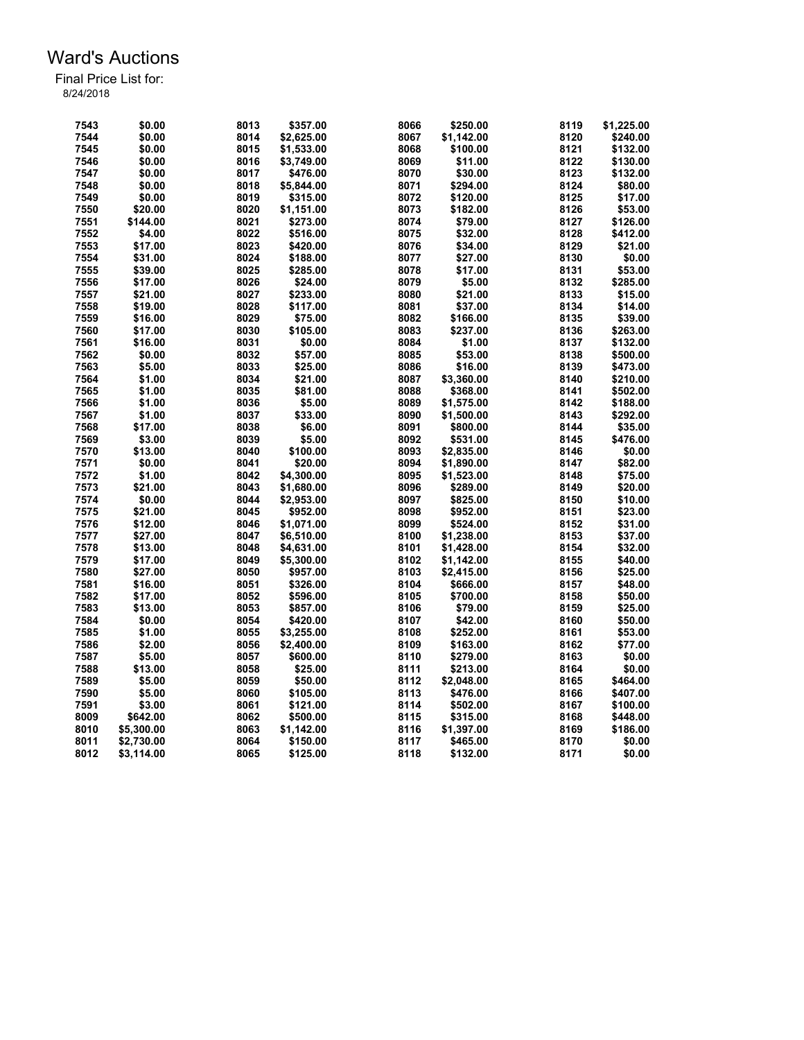# Ward's Auctions

Final Price List for:
8/24/2018

| | | | | | | | |
|---|---|---|---|---|---|---|---|
| 7543 | $0.00 | 8013 | $357.00 | 8066 | $250.00 | 8119 | $1,225.00 |
| 7544 | $0.00 | 8014 | $2,625.00 | 8067 | $1,142.00 | 8120 | $240.00 |
| 7545 | $0.00 | 8015 | $1,533.00 | 8068 | $100.00 | 8121 | $132.00 |
| 7546 | $0.00 | 8016 | $3,749.00 | 8069 | $11.00 | 8122 | $130.00 |
| 7547 | $0.00 | 8017 | $476.00 | 8070 | $30.00 | 8123 | $132.00 |
| 7548 | $0.00 | 8018 | $5,844.00 | 8071 | $294.00 | 8124 | $80.00 |
| 7549 | $0.00 | 8019 | $315.00 | 8072 | $120.00 | 8125 | $17.00 |
| 7550 | $20.00 | 8020 | $1,151.00 | 8073 | $182.00 | 8126 | $53.00 |
| 7551 | $144.00 | 8021 | $273.00 | 8074 | $79.00 | 8127 | $126.00 |
| 7552 | $4.00 | 8022 | $516.00 | 8075 | $32.00 | 8128 | $412.00 |
| 7553 | $17.00 | 8023 | $420.00 | 8076 | $34.00 | 8129 | $21.00 |
| 7554 | $31.00 | 8024 | $188.00 | 8077 | $27.00 | 8130 | $0.00 |
| 7555 | $39.00 | 8025 | $285.00 | 8078 | $17.00 | 8131 | $53.00 |
| 7556 | $17.00 | 8026 | $24.00 | 8079 | $5.00 | 8132 | $285.00 |
| 7557 | $21.00 | 8027 | $233.00 | 8080 | $21.00 | 8133 | $15.00 |
| 7558 | $19.00 | 8028 | $117.00 | 8081 | $37.00 | 8134 | $14.00 |
| 7559 | $16.00 | 8029 | $75.00 | 8082 | $166.00 | 8135 | $39.00 |
| 7560 | $17.00 | 8030 | $105.00 | 8083 | $237.00 | 8136 | $263.00 |
| 7561 | $16.00 | 8031 | $0.00 | 8084 | $1.00 | 8137 | $132.00 |
| 7562 | $0.00 | 8032 | $57.00 | 8085 | $53.00 | 8138 | $500.00 |
| 7563 | $5.00 | 8033 | $25.00 | 8086 | $16.00 | 8139 | $473.00 |
| 7564 | $1.00 | 8034 | $21.00 | 8087 | $3,360.00 | 8140 | $210.00 |
| 7565 | $1.00 | 8035 | $81.00 | 8088 | $368.00 | 8141 | $502.00 |
| 7566 | $1.00 | 8036 | $5.00 | 8089 | $1,575.00 | 8142 | $188.00 |
| 7567 | $1.00 | 8037 | $33.00 | 8090 | $1,500.00 | 8143 | $292.00 |
| 7568 | $17.00 | 8038 | $6.00 | 8091 | $800.00 | 8144 | $35.00 |
| 7569 | $3.00 | 8039 | $5.00 | 8092 | $531.00 | 8145 | $476.00 |
| 7570 | $13.00 | 8040 | $100.00 | 8093 | $2,835.00 | 8146 | $0.00 |
| 7571 | $0.00 | 8041 | $20.00 | 8094 | $1,890.00 | 8147 | $82.00 |
| 7572 | $1.00 | 8042 | $4,300.00 | 8095 | $1,523.00 | 8148 | $75.00 |
| 7573 | $21.00 | 8043 | $1,680.00 | 8096 | $289.00 | 8149 | $20.00 |
| 7574 | $0.00 | 8044 | $2,953.00 | 8097 | $825.00 | 8150 | $10.00 |
| 7575 | $21.00 | 8045 | $952.00 | 8098 | $952.00 | 8151 | $23.00 |
| 7576 | $12.00 | 8046 | $1,071.00 | 8099 | $524.00 | 8152 | $31.00 |
| 7577 | $27.00 | 8047 | $6,510.00 | 8100 | $1,238.00 | 8153 | $37.00 |
| 7578 | $13.00 | 8048 | $4,631.00 | 8101 | $1,428.00 | 8154 | $32.00 |
| 7579 | $17.00 | 8049 | $5,300.00 | 8102 | $1,142.00 | 8155 | $40.00 |
| 7580 | $27.00 | 8050 | $957.00 | 8103 | $2,415.00 | 8156 | $25.00 |
| 7581 | $16.00 | 8051 | $326.00 | 8104 | $666.00 | 8157 | $48.00 |
| 7582 | $17.00 | 8052 | $596.00 | 8105 | $700.00 | 8158 | $50.00 |
| 7583 | $13.00 | 8053 | $857.00 | 8106 | $79.00 | 8159 | $25.00 |
| 7584 | $0.00 | 8054 | $420.00 | 8107 | $42.00 | 8160 | $50.00 |
| 7585 | $1.00 | 8055 | $3,255.00 | 8108 | $252.00 | 8161 | $53.00 |
| 7586 | $2.00 | 8056 | $2,400.00 | 8109 | $163.00 | 8162 | $77.00 |
| 7587 | $5.00 | 8057 | $600.00 | 8110 | $279.00 | 8163 | $0.00 |
| 7588 | $13.00 | 8058 | $25.00 | 8111 | $213.00 | 8164 | $0.00 |
| 7589 | $5.00 | 8059 | $50.00 | 8112 | $2,048.00 | 8165 | $464.00 |
| 7590 | $5.00 | 8060 | $105.00 | 8113 | $476.00 | 8166 | $407.00 |
| 7591 | $3.00 | 8061 | $121.00 | 8114 | $502.00 | 8167 | $100.00 |
| 8009 | $642.00 | 8062 | $500.00 | 8115 | $315.00 | 8168 | $448.00 |
| 8010 | $5,300.00 | 8063 | $1,142.00 | 8116 | $1,397.00 | 8169 | $186.00 |
| 8011 | $2,730.00 | 8064 | $150.00 | 8117 | $465.00 | 8170 | $0.00 |
| 8012 | $3,114.00 | 8065 | $125.00 | 8118 | $132.00 | 8171 | $0.00 |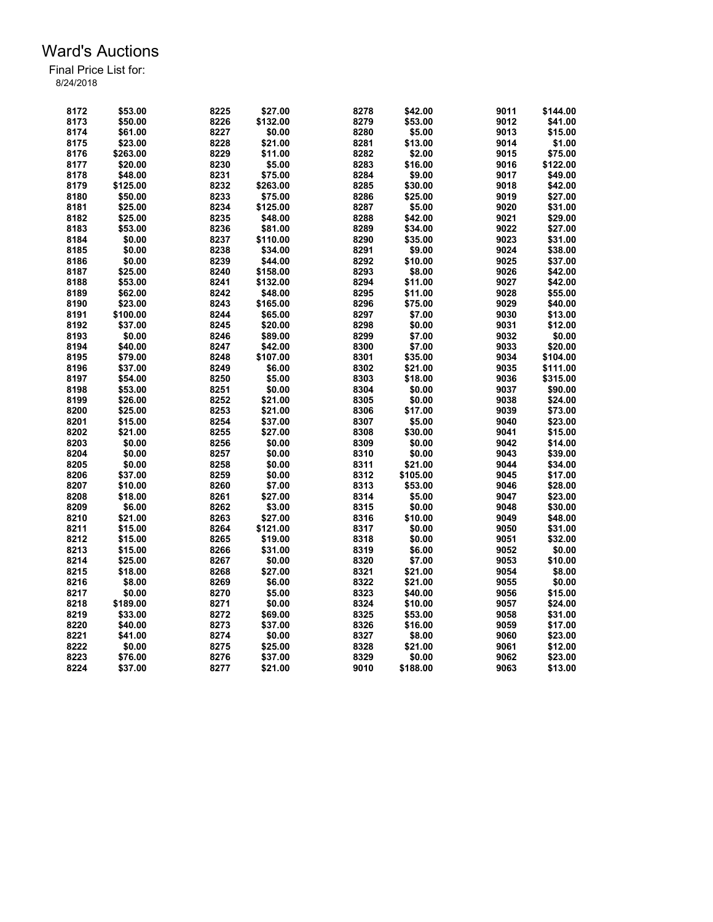# Ward's Auctions

Final Price List for:
8/24/2018

| | | | | | | | |
|---|---|---|---|---|---|---|---|
| 8172 | $53.00 | 8225 | $27.00 | 8278 | $42.00 | 9011 | $144.00 |
| 8173 | $50.00 | 8226 | $132.00 | 8279 | $53.00 | 9012 | $41.00 |
| 8174 | $61.00 | 8227 | $0.00 | 8280 | $5.00 | 9013 | $15.00 |
| 8175 | $23.00 | 8228 | $21.00 | 8281 | $13.00 | 9014 | $1.00 |
| 8176 | $263.00 | 8229 | $11.00 | 8282 | $2.00 | 9015 | $75.00 |
| 8177 | $20.00 | 8230 | $5.00 | 8283 | $16.00 | 9016 | $122.00 |
| 8178 | $48.00 | 8231 | $75.00 | 8284 | $9.00 | 9017 | $49.00 |
| 8179 | $125.00 | 8232 | $263.00 | 8285 | $30.00 | 9018 | $42.00 |
| 8180 | $50.00 | 8233 | $75.00 | 8286 | $25.00 | 9019 | $27.00 |
| 8181 | $25.00 | 8234 | $125.00 | 8287 | $5.00 | 9020 | $31.00 |
| 8182 | $25.00 | 8235 | $48.00 | 8288 | $42.00 | 9021 | $29.00 |
| 8183 | $53.00 | 8236 | $81.00 | 8289 | $34.00 | 9022 | $27.00 |
| 8184 | $0.00 | 8237 | $110.00 | 8290 | $35.00 | 9023 | $31.00 |
| 8185 | $0.00 | 8238 | $34.00 | 8291 | $9.00 | 9024 | $38.00 |
| 8186 | $0.00 | 8239 | $44.00 | 8292 | $10.00 | 9025 | $37.00 |
| 8187 | $25.00 | 8240 | $158.00 | 8293 | $8.00 | 9026 | $42.00 |
| 8188 | $53.00 | 8241 | $132.00 | 8294 | $11.00 | 9027 | $42.00 |
| 8189 | $62.00 | 8242 | $48.00 | 8295 | $11.00 | 9028 | $55.00 |
| 8190 | $23.00 | 8243 | $165.00 | 8296 | $75.00 | 9029 | $40.00 |
| 8191 | $100.00 | 8244 | $65.00 | 8297 | $7.00 | 9030 | $13.00 |
| 8192 | $37.00 | 8245 | $20.00 | 8298 | $0.00 | 9031 | $12.00 |
| 8193 | $0.00 | 8246 | $89.00 | 8299 | $7.00 | 9032 | $0.00 |
| 8194 | $40.00 | 8247 | $42.00 | 8300 | $7.00 | 9033 | $20.00 |
| 8195 | $79.00 | 8248 | $107.00 | 8301 | $35.00 | 9034 | $104.00 |
| 8196 | $37.00 | 8249 | $6.00 | 8302 | $21.00 | 9035 | $111.00 |
| 8197 | $54.00 | 8250 | $5.00 | 8303 | $18.00 | 9036 | $315.00 |
| 8198 | $53.00 | 8251 | $0.00 | 8304 | $0.00 | 9037 | $90.00 |
| 8199 | $26.00 | 8252 | $21.00 | 8305 | $0.00 | 9038 | $24.00 |
| 8200 | $25.00 | 8253 | $21.00 | 8306 | $17.00 | 9039 | $73.00 |
| 8201 | $15.00 | 8254 | $37.00 | 8307 | $5.00 | 9040 | $23.00 |
| 8202 | $21.00 | 8255 | $27.00 | 8308 | $30.00 | 9041 | $15.00 |
| 8203 | $0.00 | 8256 | $0.00 | 8309 | $0.00 | 9042 | $14.00 |
| 8204 | $0.00 | 8257 | $0.00 | 8310 | $0.00 | 9043 | $39.00 |
| 8205 | $0.00 | 8258 | $0.00 | 8311 | $21.00 | 9044 | $34.00 |
| 8206 | $37.00 | 8259 | $0.00 | 8312 | $105.00 | 9045 | $17.00 |
| 8207 | $10.00 | 8260 | $7.00 | 8313 | $53.00 | 9046 | $28.00 |
| 8208 | $18.00 | 8261 | $27.00 | 8314 | $5.00 | 9047 | $23.00 |
| 8209 | $6.00 | 8262 | $3.00 | 8315 | $0.00 | 9048 | $30.00 |
| 8210 | $21.00 | 8263 | $27.00 | 8316 | $10.00 | 9049 | $48.00 |
| 8211 | $15.00 | 8264 | $121.00 | 8317 | $0.00 | 9050 | $31.00 |
| 8212 | $15.00 | 8265 | $19.00 | 8318 | $0.00 | 9051 | $32.00 |
| 8213 | $15.00 | 8266 | $31.00 | 8319 | $6.00 | 9052 | $0.00 |
| 8214 | $25.00 | 8267 | $0.00 | 8320 | $7.00 | 9053 | $10.00 |
| 8215 | $18.00 | 8268 | $27.00 | 8321 | $21.00 | 9054 | $8.00 |
| 8216 | $8.00 | 8269 | $6.00 | 8322 | $21.00 | 9055 | $0.00 |
| 8217 | $0.00 | 8270 | $5.00 | 8323 | $40.00 | 9056 | $15.00 |
| 8218 | $189.00 | 8271 | $0.00 | 8324 | $10.00 | 9057 | $24.00 |
| 8219 | $33.00 | 8272 | $69.00 | 8325 | $53.00 | 9058 | $31.00 |
| 8220 | $40.00 | 8273 | $37.00 | 8326 | $16.00 | 9059 | $17.00 |
| 8221 | $41.00 | 8274 | $0.00 | 8327 | $8.00 | 9060 | $23.00 |
| 8222 | $0.00 | 8275 | $25.00 | 8328 | $21.00 | 9061 | $12.00 |
| 8223 | $76.00 | 8276 | $37.00 | 8329 | $0.00 | 9062 | $23.00 |
| 8224 | $37.00 | 8277 | $21.00 | 9010 | $188.00 | 9063 | $13.00 |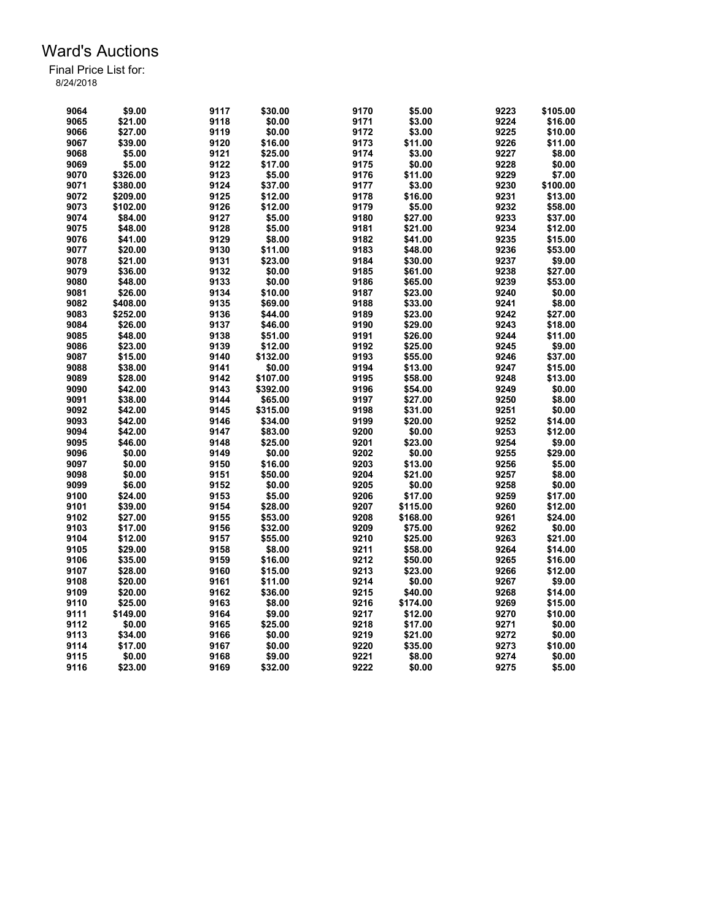# Ward's Auctions

Final Price List for:
8/24/2018

| Lot | Price | Lot | Price | Lot | Price | Lot | Price |
|---|---|---|---|---|---|---|---|
| 9064 | $9.00 | 9117 | $30.00 | 9170 | $5.00 | 9223 | $105.00 |
| 9065 | $21.00 | 9118 | $0.00 | 9171 | $3.00 | 9224 | $16.00 |
| 9066 | $27.00 | 9119 | $0.00 | 9172 | $3.00 | 9225 | $10.00 |
| 9067 | $39.00 | 9120 | $16.00 | 9173 | $11.00 | 9226 | $11.00 |
| 9068 | $5.00 | 9121 | $25.00 | 9174 | $3.00 | 9227 | $8.00 |
| 9069 | $5.00 | 9122 | $17.00 | 9175 | $0.00 | 9228 | $0.00 |
| 9070 | $326.00 | 9123 | $5.00 | 9176 | $11.00 | 9229 | $7.00 |
| 9071 | $380.00 | 9124 | $37.00 | 9177 | $3.00 | 9230 | $100.00 |
| 9072 | $209.00 | 9125 | $12.00 | 9178 | $16.00 | 9231 | $13.00 |
| 9073 | $102.00 | 9126 | $12.00 | 9179 | $5.00 | 9232 | $58.00 |
| 9074 | $84.00 | 9127 | $5.00 | 9180 | $27.00 | 9233 | $37.00 |
| 9075 | $48.00 | 9128 | $5.00 | 9181 | $21.00 | 9234 | $12.00 |
| 9076 | $41.00 | 9129 | $8.00 | 9182 | $41.00 | 9235 | $15.00 |
| 9077 | $20.00 | 9130 | $11.00 | 9183 | $48.00 | 9236 | $53.00 |
| 9078 | $21.00 | 9131 | $23.00 | 9184 | $30.00 | 9237 | $9.00 |
| 9079 | $36.00 | 9132 | $0.00 | 9185 | $61.00 | 9238 | $27.00 |
| 9080 | $48.00 | 9133 | $0.00 | 9186 | $65.00 | 9239 | $53.00 |
| 9081 | $26.00 | 9134 | $10.00 | 9187 | $23.00 | 9240 | $0.00 |
| 9082 | $408.00 | 9135 | $69.00 | 9188 | $33.00 | 9241 | $8.00 |
| 9083 | $252.00 | 9136 | $44.00 | 9189 | $23.00 | 9242 | $27.00 |
| 9084 | $26.00 | 9137 | $46.00 | 9190 | $29.00 | 9243 | $18.00 |
| 9085 | $48.00 | 9138 | $51.00 | 9191 | $26.00 | 9244 | $11.00 |
| 9086 | $23.00 | 9139 | $12.00 | 9192 | $25.00 | 9245 | $9.00 |
| 9087 | $15.00 | 9140 | $132.00 | 9193 | $55.00 | 9246 | $37.00 |
| 9088 | $38.00 | 9141 | $0.00 | 9194 | $13.00 | 9247 | $15.00 |
| 9089 | $28.00 | 9142 | $107.00 | 9195 | $58.00 | 9248 | $13.00 |
| 9090 | $42.00 | 9143 | $392.00 | 9196 | $54.00 | 9249 | $0.00 |
| 9091 | $38.00 | 9144 | $65.00 | 9197 | $27.00 | 9250 | $8.00 |
| 9092 | $42.00 | 9145 | $315.00 | 9198 | $31.00 | 9251 | $0.00 |
| 9093 | $42.00 | 9146 | $34.00 | 9199 | $20.00 | 9252 | $14.00 |
| 9094 | $42.00 | 9147 | $83.00 | 9200 | $0.00 | 9253 | $12.00 |
| 9095 | $46.00 | 9148 | $25.00 | 9201 | $23.00 | 9254 | $9.00 |
| 9096 | $0.00 | 9149 | $0.00 | 9202 | $0.00 | 9255 | $29.00 |
| 9097 | $0.00 | 9150 | $16.00 | 9203 | $13.00 | 9256 | $5.00 |
| 9098 | $0.00 | 9151 | $50.00 | 9204 | $21.00 | 9257 | $8.00 |
| 9099 | $6.00 | 9152 | $0.00 | 9205 | $0.00 | 9258 | $0.00 |
| 9100 | $24.00 | 9153 | $5.00 | 9206 | $17.00 | 9259 | $17.00 |
| 9101 | $39.00 | 9154 | $28.00 | 9207 | $115.00 | 9260 | $12.00 |
| 9102 | $27.00 | 9155 | $53.00 | 9208 | $168.00 | 9261 | $24.00 |
| 9103 | $17.00 | 9156 | $32.00 | 9209 | $75.00 | 9262 | $0.00 |
| 9104 | $12.00 | 9157 | $55.00 | 9210 | $25.00 | 9263 | $21.00 |
| 9105 | $29.00 | 9158 | $8.00 | 9211 | $58.00 | 9264 | $14.00 |
| 9106 | $35.00 | 9159 | $16.00 | 9212 | $50.00 | 9265 | $16.00 |
| 9107 | $28.00 | 9160 | $15.00 | 9213 | $23.00 | 9266 | $12.00 |
| 9108 | $20.00 | 9161 | $11.00 | 9214 | $0.00 | 9267 | $9.00 |
| 9109 | $20.00 | 9162 | $36.00 | 9215 | $40.00 | 9268 | $14.00 |
| 9110 | $25.00 | 9163 | $8.00 | 9216 | $174.00 | 9269 | $15.00 |
| 9111 | $149.00 | 9164 | $9.00 | 9217 | $12.00 | 9270 | $10.00 |
| 9112 | $0.00 | 9165 | $25.00 | 9218 | $17.00 | 9271 | $0.00 |
| 9113 | $34.00 | 9166 | $0.00 | 9219 | $21.00 | 9272 | $0.00 |
| 9114 | $17.00 | 9167 | $0.00 | 9220 | $35.00 | 9273 | $10.00 |
| 9115 | $0.00 | 9168 | $9.00 | 9221 | $8.00 | 9274 | $0.00 |
| 9116 | $23.00 | 9169 | $32.00 | 9222 | $0.00 | 9275 | $5.00 |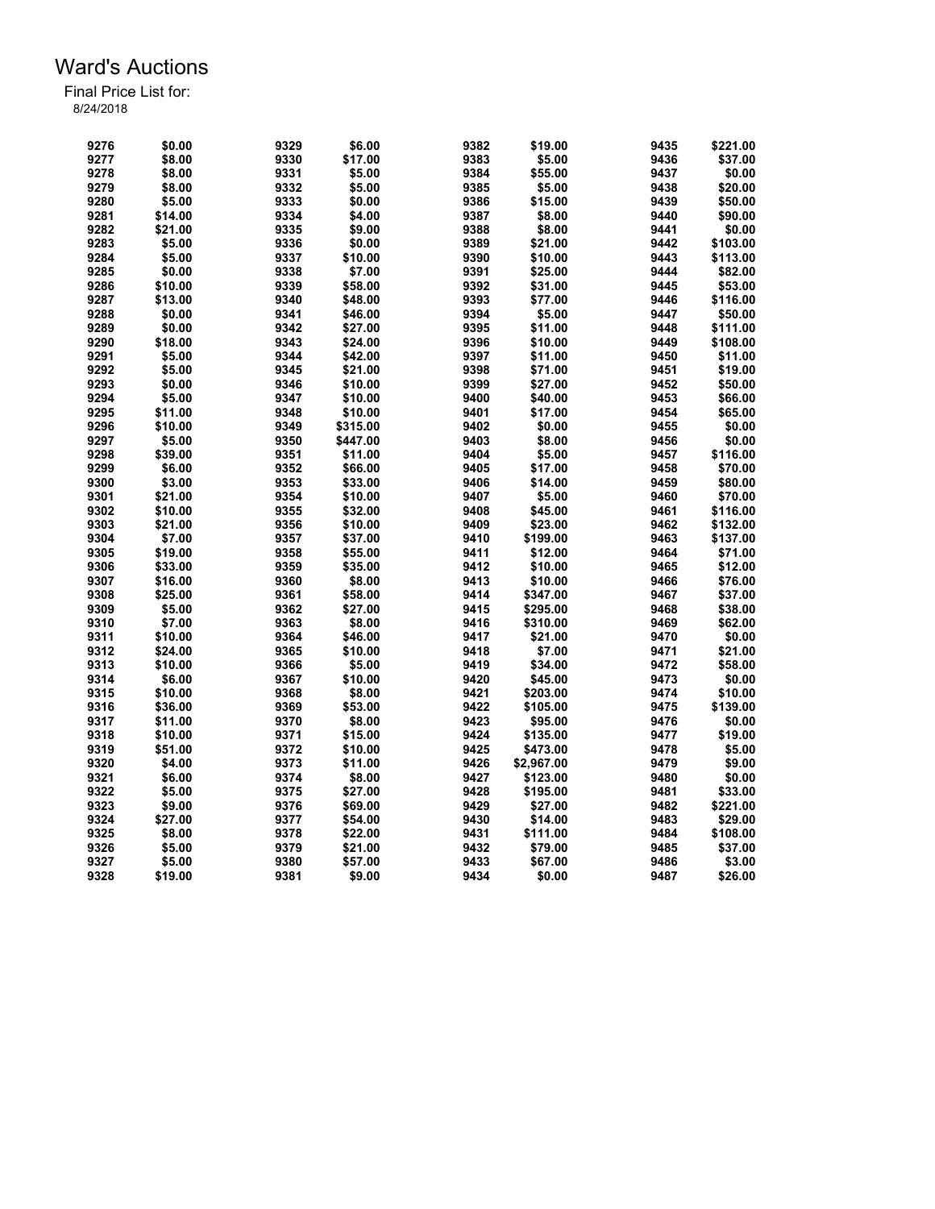# Ward's Auctions

Final Price List for:
8/24/2018

| | | | | | | | |
|---|---|---|---|---|---|---|---|
| 9276 | $0.00 | 9329 | $6.00 | 9382 | $19.00 | 9435 | $221.00 |
| 9277 | $8.00 | 9330 | $17.00 | 9383 | $5.00 | 9436 | $37.00 |
| 9278 | $8.00 | 9331 | $5.00 | 9384 | $55.00 | 9437 | $0.00 |
| 9279 | $8.00 | 9332 | $5.00 | 9385 | $5.00 | 9438 | $20.00 |
| 9280 | $5.00 | 9333 | $0.00 | 9386 | $15.00 | 9439 | $50.00 |
| 9281 | $14.00 | 9334 | $4.00 | 9387 | $8.00 | 9440 | $90.00 |
| 9282 | $21.00 | 9335 | $9.00 | 9388 | $8.00 | 9441 | $0.00 |
| 9283 | $5.00 | 9336 | $0.00 | 9389 | $21.00 | 9442 | $103.00 |
| 9284 | $5.00 | 9337 | $10.00 | 9390 | $10.00 | 9443 | $113.00 |
| 9285 | $0.00 | 9338 | $7.00 | 9391 | $25.00 | 9444 | $82.00 |
| 9286 | $10.00 | 9339 | $58.00 | 9392 | $31.00 | 9445 | $53.00 |
| 9287 | $13.00 | 9340 | $48.00 | 9393 | $77.00 | 9446 | $116.00 |
| 9288 | $0.00 | 9341 | $46.00 | 9394 | $5.00 | 9447 | $50.00 |
| 9289 | $0.00 | 9342 | $27.00 | 9395 | $11.00 | 9448 | $111.00 |
| 9290 | $18.00 | 9343 | $24.00 | 9396 | $10.00 | 9449 | $108.00 |
| 9291 | $5.00 | 9344 | $42.00 | 9397 | $11.00 | 9450 | $11.00 |
| 9292 | $5.00 | 9345 | $21.00 | 9398 | $71.00 | 9451 | $19.00 |
| 9293 | $0.00 | 9346 | $10.00 | 9399 | $27.00 | 9452 | $50.00 |
| 9294 | $5.00 | 9347 | $10.00 | 9400 | $40.00 | 9453 | $66.00 |
| 9295 | $11.00 | 9348 | $10.00 | 9401 | $17.00 | 9454 | $65.00 |
| 9296 | $10.00 | 9349 | $315.00 | 9402 | $0.00 | 9455 | $0.00 |
| 9297 | $5.00 | 9350 | $447.00 | 9403 | $8.00 | 9456 | $0.00 |
| 9298 | $39.00 | 9351 | $11.00 | 9404 | $5.00 | 9457 | $116.00 |
| 9299 | $6.00 | 9352 | $66.00 | 9405 | $17.00 | 9458 | $70.00 |
| 9300 | $3.00 | 9353 | $33.00 | 9406 | $14.00 | 9459 | $80.00 |
| 9301 | $21.00 | 9354 | $10.00 | 9407 | $5.00 | 9460 | $70.00 |
| 9302 | $10.00 | 9355 | $32.00 | 9408 | $45.00 | 9461 | $116.00 |
| 9303 | $21.00 | 9356 | $10.00 | 9409 | $23.00 | 9462 | $132.00 |
| 9304 | $7.00 | 9357 | $37.00 | 9410 | $199.00 | 9463 | $137.00 |
| 9305 | $19.00 | 9358 | $55.00 | 9411 | $12.00 | 9464 | $71.00 |
| 9306 | $33.00 | 9359 | $35.00 | 9412 | $10.00 | 9465 | $12.00 |
| 9307 | $16.00 | 9360 | $8.00 | 9413 | $10.00 | 9466 | $76.00 |
| 9308 | $25.00 | 9361 | $58.00 | 9414 | $347.00 | 9467 | $37.00 |
| 9309 | $5.00 | 9362 | $27.00 | 9415 | $295.00 | 9468 | $38.00 |
| 9310 | $7.00 | 9363 | $8.00 | 9416 | $310.00 | 9469 | $62.00 |
| 9311 | $10.00 | 9364 | $46.00 | 9417 | $21.00 | 9470 | $0.00 |
| 9312 | $24.00 | 9365 | $10.00 | 9418 | $7.00 | 9471 | $21.00 |
| 9313 | $10.00 | 9366 | $5.00 | 9419 | $34.00 | 9472 | $58.00 |
| 9314 | $6.00 | 9367 | $10.00 | 9420 | $45.00 | 9473 | $0.00 |
| 9315 | $10.00 | 9368 | $8.00 | 9421 | $203.00 | 9474 | $10.00 |
| 9316 | $36.00 | 9369 | $53.00 | 9422 | $105.00 | 9475 | $139.00 |
| 9317 | $11.00 | 9370 | $8.00 | 9423 | $95.00 | 9476 | $0.00 |
| 9318 | $10.00 | 9371 | $15.00 | 9424 | $135.00 | 9477 | $19.00 |
| 9319 | $51.00 | 9372 | $10.00 | 9425 | $473.00 | 9478 | $5.00 |
| 9320 | $4.00 | 9373 | $11.00 | 9426 | $2,967.00 | 9479 | $9.00 |
| 9321 | $6.00 | 9374 | $8.00 | 9427 | $123.00 | 9480 | $0.00 |
| 9322 | $5.00 | 9375 | $27.00 | 9428 | $195.00 | 9481 | $33.00 |
| 9323 | $9.00 | 9376 | $69.00 | 9429 | $27.00 | 9482 | $221.00 |
| 9324 | $27.00 | 9377 | $54.00 | 9430 | $14.00 | 9483 | $29.00 |
| 9325 | $8.00 | 9378 | $22.00 | 9431 | $111.00 | 9484 | $108.00 |
| 9326 | $5.00 | 9379 | $21.00 | 9432 | $79.00 | 9485 | $37.00 |
| 9327 | $5.00 | 9380 | $57.00 | 9433 | $67.00 | 9486 | $3.00 |
| 9328 | $19.00 | 9381 | $9.00 | 9434 | $0.00 | 9487 | $26.00 |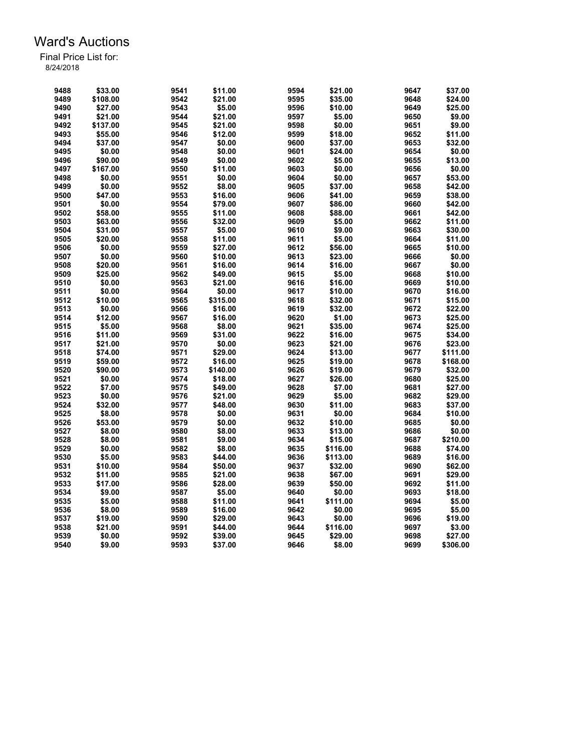# Ward's Auctions

Final Price List for:
8/24/2018

| | | | | | | | |
|---|---|---|---|---|---|---|---|
| 9488 | $33.00 | 9541 | $11.00 | 9594 | $21.00 | 9647 | $37.00 |
| 9489 | $108.00 | 9542 | $21.00 | 9595 | $35.00 | 9648 | $24.00 |
| 9490 | $27.00 | 9543 | $5.00 | 9596 | $10.00 | 9649 | $25.00 |
| 9491 | $21.00 | 9544 | $21.00 | 9597 | $5.00 | 9650 | $9.00 |
| 9492 | $137.00 | 9545 | $21.00 | 9598 | $0.00 | 9651 | $9.00 |
| 9493 | $55.00 | 9546 | $12.00 | 9599 | $18.00 | 9652 | $11.00 |
| 9494 | $37.00 | 9547 | $0.00 | 9600 | $37.00 | 9653 | $32.00 |
| 9495 | $0.00 | 9548 | $0.00 | 9601 | $24.00 | 9654 | $0.00 |
| 9496 | $90.00 | 9549 | $0.00 | 9602 | $5.00 | 9655 | $13.00 |
| 9497 | $167.00 | 9550 | $11.00 | 9603 | $0.00 | 9656 | $0.00 |
| 9498 | $0.00 | 9551 | $0.00 | 9604 | $0.00 | 9657 | $53.00 |
| 9499 | $0.00 | 9552 | $8.00 | 9605 | $37.00 | 9658 | $42.00 |
| 9500 | $47.00 | 9553 | $16.00 | 9606 | $41.00 | 9659 | $38.00 |
| 9501 | $0.00 | 9554 | $79.00 | 9607 | $86.00 | 9660 | $42.00 |
| 9502 | $58.00 | 9555 | $11.00 | 9608 | $88.00 | 9661 | $42.00 |
| 9503 | $63.00 | 9556 | $32.00 | 9609 | $5.00 | 9662 | $11.00 |
| 9504 | $31.00 | 9557 | $5.00 | 9610 | $9.00 | 9663 | $30.00 |
| 9505 | $20.00 | 9558 | $11.00 | 9611 | $5.00 | 9664 | $11.00 |
| 9506 | $0.00 | 9559 | $27.00 | 9612 | $56.00 | 9665 | $10.00 |
| 9507 | $0.00 | 9560 | $10.00 | 9613 | $23.00 | 9666 | $0.00 |
| 9508 | $20.00 | 9561 | $16.00 | 9614 | $16.00 | 9667 | $0.00 |
| 9509 | $25.00 | 9562 | $49.00 | 9615 | $5.00 | 9668 | $10.00 |
| 9510 | $0.00 | 9563 | $21.00 | 9616 | $16.00 | 9669 | $10.00 |
| 9511 | $0.00 | 9564 | $0.00 | 9617 | $10.00 | 9670 | $16.00 |
| 9512 | $10.00 | 9565 | $315.00 | 9618 | $32.00 | 9671 | $15.00 |
| 9513 | $0.00 | 9566 | $16.00 | 9619 | $32.00 | 9672 | $22.00 |
| 9514 | $12.00 | 9567 | $16.00 | 9620 | $1.00 | 9673 | $25.00 |
| 9515 | $5.00 | 9568 | $8.00 | 9621 | $35.00 | 9674 | $25.00 |
| 9516 | $11.00 | 9569 | $31.00 | 9622 | $16.00 | 9675 | $34.00 |
| 9517 | $21.00 | 9570 | $0.00 | 9623 | $21.00 | 9676 | $23.00 |
| 9518 | $74.00 | 9571 | $29.00 | 9624 | $13.00 | 9677 | $111.00 |
| 9519 | $59.00 | 9572 | $16.00 | 9625 | $19.00 | 9678 | $168.00 |
| 9520 | $90.00 | 9573 | $140.00 | 9626 | $19.00 | 9679 | $32.00 |
| 9521 | $0.00 | 9574 | $18.00 | 9627 | $26.00 | 9680 | $25.00 |
| 9522 | $7.00 | 9575 | $49.00 | 9628 | $7.00 | 9681 | $27.00 |
| 9523 | $0.00 | 9576 | $21.00 | 9629 | $5.00 | 9682 | $29.00 |
| 9524 | $32.00 | 9577 | $48.00 | 9630 | $11.00 | 9683 | $37.00 |
| 9525 | $8.00 | 9578 | $0.00 | 9631 | $0.00 | 9684 | $10.00 |
| 9526 | $53.00 | 9579 | $0.00 | 9632 | $10.00 | 9685 | $0.00 |
| 9527 | $8.00 | 9580 | $8.00 | 9633 | $13.00 | 9686 | $0.00 |
| 9528 | $8.00 | 9581 | $9.00 | 9634 | $15.00 | 9687 | $210.00 |
| 9529 | $0.00 | 9582 | $8.00 | 9635 | $116.00 | 9688 | $74.00 |
| 9530 | $5.00 | 9583 | $44.00 | 9636 | $113.00 | 9689 | $16.00 |
| 9531 | $10.00 | 9584 | $50.00 | 9637 | $32.00 | 9690 | $62.00 |
| 9532 | $11.00 | 9585 | $21.00 | 9638 | $67.00 | 9691 | $29.00 |
| 9533 | $17.00 | 9586 | $28.00 | 9639 | $50.00 | 9692 | $11.00 |
| 9534 | $9.00 | 9587 | $5.00 | 9640 | $0.00 | 9693 | $18.00 |
| 9535 | $5.00 | 9588 | $11.00 | 9641 | $111.00 | 9694 | $5.00 |
| 9536 | $8.00 | 9589 | $16.00 | 9642 | $0.00 | 9695 | $5.00 |
| 9537 | $19.00 | 9590 | $29.00 | 9643 | $0.00 | 9696 | $19.00 |
| 9538 | $21.00 | 9591 | $44.00 | 9644 | $116.00 | 9697 | $3.00 |
| 9539 | $0.00 | 9592 | $39.00 | 9645 | $29.00 | 9698 | $27.00 |
| 9540 | $9.00 | 9593 | $37.00 | 9646 | $8.00 | 9699 | $306.00 |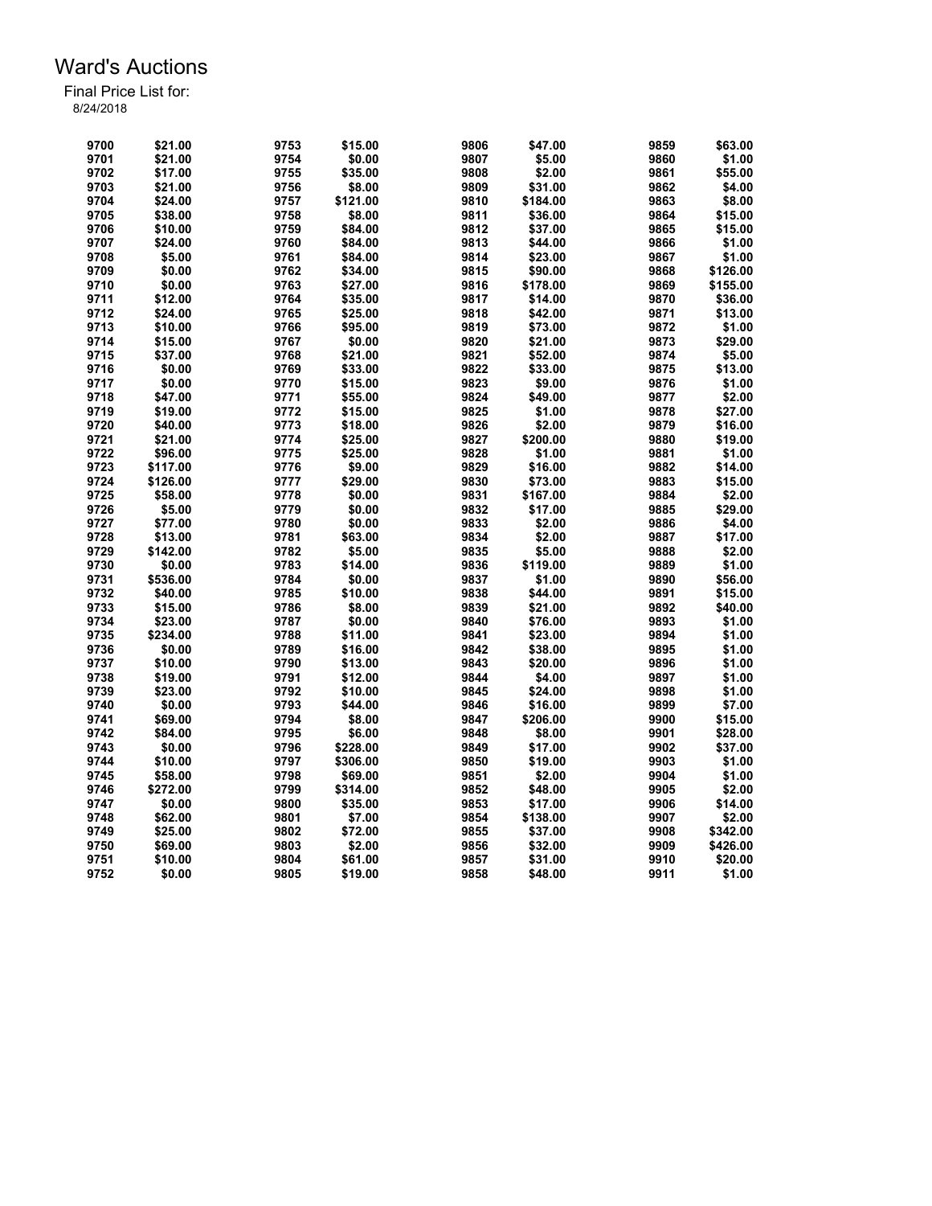# Ward's Auctions

Final Price List for:
8/24/2018

| | | | | | | | |
|---|---|---|---|---|---|---|---|
| 9700 | $21.00 | 9753 | $15.00 | 9806 | $47.00 | 9859 | $63.00 |
| 9701 | $21.00 | 9754 | $0.00 | 9807 | $5.00 | 9860 | $1.00 |
| 9702 | $17.00 | 9755 | $35.00 | 9808 | $2.00 | 9861 | $55.00 |
| 9703 | $21.00 | 9756 | $8.00 | 9809 | $31.00 | 9862 | $4.00 |
| 9704 | $24.00 | 9757 | $121.00 | 9810 | $184.00 | 9863 | $8.00 |
| 9705 | $38.00 | 9758 | $8.00 | 9811 | $36.00 | 9864 | $15.00 |
| 9706 | $10.00 | 9759 | $84.00 | 9812 | $37.00 | 9865 | $15.00 |
| 9707 | $24.00 | 9760 | $84.00 | 9813 | $44.00 | 9866 | $1.00 |
| 9708 | $5.00 | 9761 | $84.00 | 9814 | $23.00 | 9867 | $1.00 |
| 9709 | $0.00 | 9762 | $34.00 | 9815 | $90.00 | 9868 | $126.00 |
| 9710 | $0.00 | 9763 | $27.00 | 9816 | $178.00 | 9869 | $155.00 |
| 9711 | $12.00 | 9764 | $35.00 | 9817 | $14.00 | 9870 | $36.00 |
| 9712 | $24.00 | 9765 | $25.00 | 9818 | $42.00 | 9871 | $13.00 |
| 9713 | $10.00 | 9766 | $95.00 | 9819 | $73.00 | 9872 | $1.00 |
| 9714 | $15.00 | 9767 | $0.00 | 9820 | $21.00 | 9873 | $29.00 |
| 9715 | $37.00 | 9768 | $21.00 | 9821 | $52.00 | 9874 | $5.00 |
| 9716 | $0.00 | 9769 | $33.00 | 9822 | $33.00 | 9875 | $13.00 |
| 9717 | $0.00 | 9770 | $15.00 | 9823 | $9.00 | 9876 | $1.00 |
| 9718 | $47.00 | 9771 | $55.00 | 9824 | $49.00 | 9877 | $2.00 |
| 9719 | $19.00 | 9772 | $15.00 | 9825 | $1.00 | 9878 | $27.00 |
| 9720 | $40.00 | 9773 | $18.00 | 9826 | $2.00 | 9879 | $16.00 |
| 9721 | $21.00 | 9774 | $25.00 | 9827 | $200.00 | 9880 | $19.00 |
| 9722 | $96.00 | 9775 | $25.00 | 9828 | $1.00 | 9881 | $1.00 |
| 9723 | $117.00 | 9776 | $9.00 | 9829 | $16.00 | 9882 | $14.00 |
| 9724 | $126.00 | 9777 | $29.00 | 9830 | $73.00 | 9883 | $15.00 |
| 9725 | $58.00 | 9778 | $0.00 | 9831 | $167.00 | 9884 | $2.00 |
| 9726 | $5.00 | 9779 | $0.00 | 9832 | $17.00 | 9885 | $29.00 |
| 9727 | $77.00 | 9780 | $0.00 | 9833 | $2.00 | 9886 | $4.00 |
| 9728 | $13.00 | 9781 | $63.00 | 9834 | $2.00 | 9887 | $17.00 |
| 9729 | $142.00 | 9782 | $5.00 | 9835 | $5.00 | 9888 | $2.00 |
| 9730 | $0.00 | 9783 | $14.00 | 9836 | $119.00 | 9889 | $1.00 |
| 9731 | $536.00 | 9784 | $0.00 | 9837 | $1.00 | 9890 | $56.00 |
| 9732 | $40.00 | 9785 | $10.00 | 9838 | $44.00 | 9891 | $15.00 |
| 9733 | $15.00 | 9786 | $8.00 | 9839 | $21.00 | 9892 | $40.00 |
| 9734 | $23.00 | 9787 | $0.00 | 9840 | $76.00 | 9893 | $1.00 |
| 9735 | $234.00 | 9788 | $11.00 | 9841 | $23.00 | 9894 | $1.00 |
| 9736 | $0.00 | 9789 | $16.00 | 9842 | $38.00 | 9895 | $1.00 |
| 9737 | $10.00 | 9790 | $13.00 | 9843 | $20.00 | 9896 | $1.00 |
| 9738 | $19.00 | 9791 | $12.00 | 9844 | $4.00 | 9897 | $1.00 |
| 9739 | $23.00 | 9792 | $10.00 | 9845 | $24.00 | 9898 | $1.00 |
| 9740 | $0.00 | 9793 | $44.00 | 9846 | $16.00 | 9899 | $7.00 |
| 9741 | $69.00 | 9794 | $8.00 | 9847 | $206.00 | 9900 | $15.00 |
| 9742 | $84.00 | 9795 | $6.00 | 9848 | $8.00 | 9901 | $28.00 |
| 9743 | $0.00 | 9796 | $228.00 | 9849 | $17.00 | 9902 | $37.00 |
| 9744 | $10.00 | 9797 | $306.00 | 9850 | $19.00 | 9903 | $1.00 |
| 9745 | $58.00 | 9798 | $69.00 | 9851 | $2.00 | 9904 | $1.00 |
| 9746 | $272.00 | 9799 | $314.00 | 9852 | $48.00 | 9905 | $2.00 |
| 9747 | $0.00 | 9800 | $35.00 | 9853 | $17.00 | 9906 | $14.00 |
| 9748 | $62.00 | 9801 | $7.00 | 9854 | $138.00 | 9907 | $2.00 |
| 9749 | $25.00 | 9802 | $72.00 | 9855 | $37.00 | 9908 | $342.00 |
| 9750 | $69.00 | 9803 | $2.00 | 9856 | $32.00 | 9909 | $426.00 |
| 9751 | $10.00 | 9804 | $61.00 | 9857 | $31.00 | 9910 | $20.00 |
| 9752 | $0.00 | 9805 | $19.00 | 9858 | $48.00 | 9911 | $1.00 |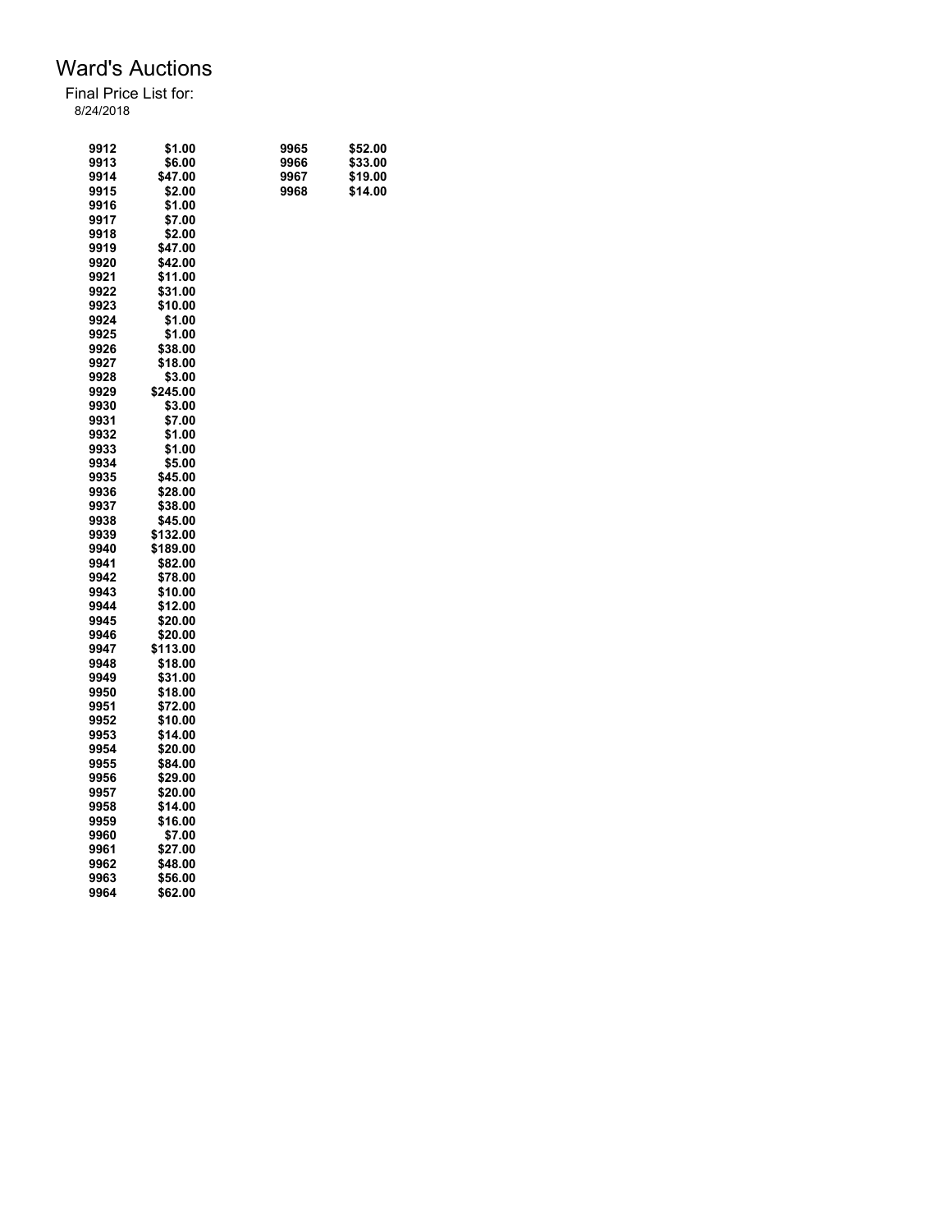# Ward's Auctions

Final Price List for:
8/24/2018

| | |
|---|---|
| 9912 | $1.00 |
| 9913 | $6.00 |
| 9914 | $47.00 |
| 9915 | $2.00 |
| 9916 | $1.00 |
| 9917 | $7.00 |
| 9918 | $2.00 |
| 9919 | $47.00 |
| 9920 | $42.00 |
| 9921 | $11.00 |
| 9922 | $31.00 |
| 9923 | $10.00 |
| 9924 | $1.00 |
| 9925 | $1.00 |
| 9926 | $38.00 |
| 9927 | $18.00 |
| 9928 | $3.00 |
| 9929 | $245.00 |
| 9930 | $3.00 |
| 9931 | $7.00 |
| 9932 | $1.00 |
| 9933 | $1.00 |
| 9934 | $5.00 |
| 9935 | $45.00 |
| 9936 | $28.00 |
| 9937 | $38.00 |
| 9938 | $45.00 |
| 9939 | $132.00 |
| 9940 | $189.00 |
| 9941 | $82.00 |
| 9942 | $78.00 |
| 9943 | $10.00 |
| 9944 | $12.00 |
| 9945 | $20.00 |
| 9946 | $20.00 |
| 9947 | $113.00 |
| 9948 | $18.00 |
| 9949 | $31.00 |
| 9950 | $18.00 |
| 9951 | $72.00 |
| 9952 | $10.00 |
| 9953 | $14.00 |
| 9954 | $20.00 |
| 9955 | $84.00 |
| 9956 | $29.00 |
| 9957 | $20.00 |
| 9958 | $14.00 |
| 9959 | $16.00 |
| 9960 | $7.00 |
| 9961 | $27.00 |
| 9962 | $48.00 |
| 9963 | $56.00 |
| 9964 | $62.00 |
| 9965 | $52.00 |
| 9966 | $33.00 |
| 9967 | $19.00 |
| 9968 | $14.00 |